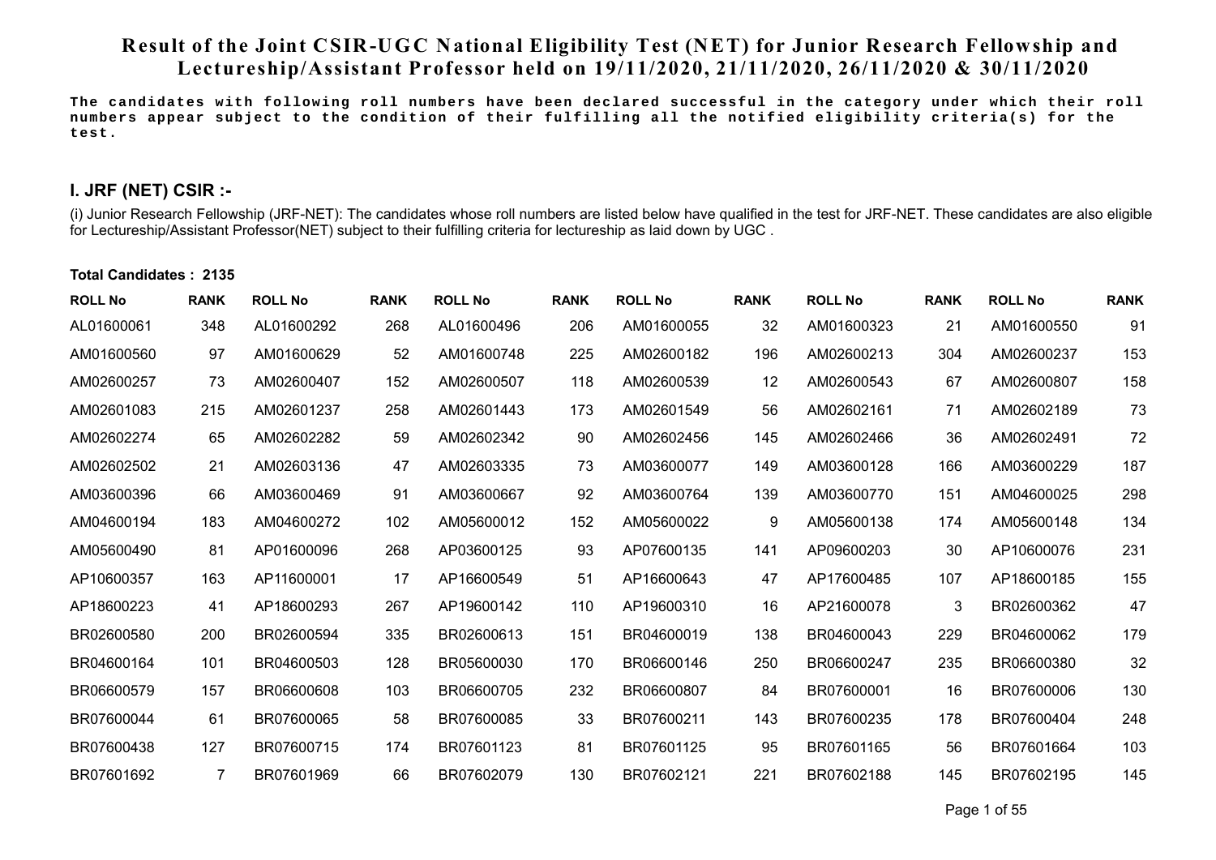# Result of the Joint CSIR-UGC National Eligibility Test (NET) for Junior Research Fellowship and Lectureship/Assistant Professor held on 19/11/2020, 21/11/2020, 26/11/2020 & 30/11/2020

**The candidates with following roll numbers have been declared successful in the category under which their roll numbers appear subject to the condition of their fulfilling all the notified eligibility criteria(s) for the test.**

## I. JRF (NET) CSIR :-

(i) Junior Research Fellowship (JRF-NET): The candidates whose roll numbers are listed below have qualified in the test for JRF-NET. These candidates are also eligible for Lectureship/Assistant Professor(NET) subject to their fulfilling criteria for lectureship as laid down by UGC .

**Total Candidates : 2135**

| ROLL No | RANK | ROLL No | RANK | ROLL No | RANK | ROLL No | RANK | ROLL No | RANK | ROLL No | RANK |
|---|---|---|---|---|---|---|---|---|---|---|---|
| AL01600061 | 348 | AL01600292 | 268 | AL01600496 | 206 | AM01600055 | 32 | AM01600323 | 21 | AM01600550 | 91 |
| AM01600560 | 97 | AM01600629 | 52 | AM01600748 | 225 | AM02600182 | 196 | AM02600213 | 304 | AM02600237 | 153 |
| AM02600257 | 73 | AM02600407 | 152 | AM02600507 | 118 | AM02600539 | 12 | AM02600543 | 67 | AM02600807 | 158 |
| AM02601083 | 215 | AM02601237 | 258 | AM02601443 | 173 | AM02601549 | 56 | AM02602161 | 71 | AM02602189 | 73 |
| AM02602274 | 65 | AM02602282 | 59 | AM02602342 | 90 | AM02602456 | 145 | AM02602466 | 36 | AM02602491 | 72 |
| AM02602502 | 21 | AM02603136 | 47 | AM02603335 | 73 | AM03600077 | 149 | AM03600128 | 166 | AM03600229 | 187 |
| AM03600396 | 66 | AM03600469 | 91 | AM03600667 | 92 | AM03600764 | 139 | AM03600770 | 151 | AM04600025 | 298 |
| AM04600194 | 183 | AM04600272 | 102 | AM05600012 | 152 | AM05600022 | 9 | AM05600138 | 174 | AM05600148 | 134 |
| AM05600490 | 81 | AP01600096 | 268 | AP03600125 | 93 | AP07600135 | 141 | AP09600203 | 30 | AP10600076 | 231 |
| AP10600357 | 163 | AP11600001 | 17 | AP16600549 | 51 | AP16600643 | 47 | AP17600485 | 107 | AP18600185 | 155 |
| AP18600223 | 41 | AP18600293 | 267 | AP19600142 | 110 | AP19600310 | 16 | AP21600078 | 3 | BR02600362 | 47 |
| BR02600580 | 200 | BR02600594 | 335 | BR02600613 | 151 | BR04600019 | 138 | BR04600043 | 229 | BR04600062 | 179 |
| BR04600164 | 101 | BR04600503 | 128 | BR05600030 | 170 | BR06600146 | 250 | BR06600247 | 235 | BR06600380 | 32 |
| BR06600579 | 157 | BR06600608 | 103 | BR06600705 | 232 | BR06600807 | 84 | BR07600001 | 16 | BR07600006 | 130 |
| BR07600044 | 61 | BR07600065 | 58 | BR07600085 | 33 | BR07600211 | 143 | BR07600235 | 178 | BR07600404 | 248 |
| BR07600438 | 127 | BR07600715 | 174 | BR07601123 | 81 | BR07601125 | 95 | BR07601165 | 56 | BR07601664 | 103 |
| BR07601692 | 7 | BR07601969 | 66 | BR07602079 | 130 | BR07602121 | 221 | BR07602188 | 145 | BR07602195 | 145 |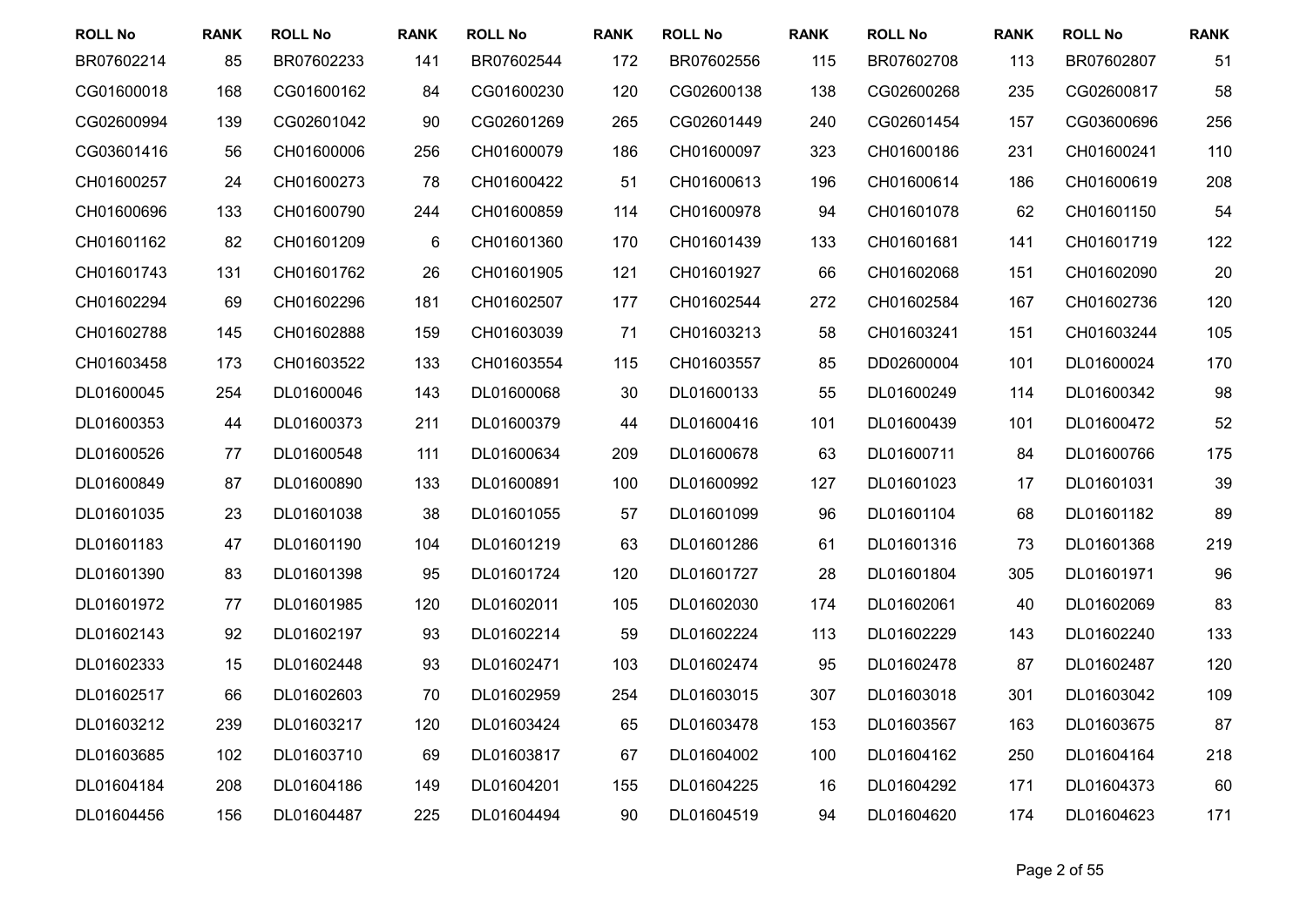| ROLL No | RANK | ROLL No | RANK | ROLL No | RANK | ROLL No | RANK | ROLL No | RANK | ROLL No | RANK |
|---|---|---|---|---|---|---|---|---|---|---|---|
| BR07602214 | 85 | BR07602233 | 141 | BR07602544 | 172 | BR07602556 | 115 | BR07602708 | 113 | BR07602807 | 51 |
| CG01600018 | 168 | CG01600162 | 84 | CG01600230 | 120 | CG02600138 | 138 | CG02600268 | 235 | CG02600817 | 58 |
| CG02600994 | 139 | CG02601042 | 90 | CG02601269 | 265 | CG02601449 | 240 | CG02601454 | 157 | CG03600696 | 256 |
| CG03601416 | 56 | CH01600006 | 256 | CH01600079 | 186 | CH01600097 | 323 | CH01600186 | 231 | CH01600241 | 110 |
| CH01600257 | 24 | CH01600273 | 78 | CH01600422 | 51 | CH01600613 | 196 | CH01600614 | 186 | CH01600619 | 208 |
| CH01600696 | 133 | CH01600790 | 244 | CH01600859 | 114 | CH01600978 | 94 | CH01601078 | 62 | CH01601150 | 54 |
| CH01601162 | 82 | CH01601209 | 6 | CH01601360 | 170 | CH01601439 | 133 | CH01601681 | 141 | CH01601719 | 122 |
| CH01601743 | 131 | CH01601762 | 26 | CH01601905 | 121 | CH01601927 | 66 | CH01602068 | 151 | CH01602090 | 20 |
| CH01602294 | 69 | CH01602296 | 181 | CH01602507 | 177 | CH01602544 | 272 | CH01602584 | 167 | CH01602736 | 120 |
| CH01602788 | 145 | CH01602888 | 159 | CH01603039 | 71 | CH01603213 | 58 | CH01603241 | 151 | CH01603244 | 105 |
| CH01603458 | 173 | CH01603522 | 133 | CH01603554 | 115 | CH01603557 | 85 | DD02600004 | 101 | DL01600024 | 170 |
| DL01600045 | 254 | DL01600046 | 143 | DL01600068 | 30 | DL01600133 | 55 | DL01600249 | 114 | DL01600342 | 98 |
| DL01600353 | 44 | DL01600373 | 211 | DL01600379 | 44 | DL01600416 | 101 | DL01600439 | 101 | DL01600472 | 52 |
| DL01600526 | 77 | DL01600548 | 111 | DL01600634 | 209 | DL01600678 | 63 | DL01600711 | 84 | DL01600766 | 175 |
| DL01600849 | 87 | DL01600890 | 133 | DL01600891 | 100 | DL01600992 | 127 | DL01601023 | 17 | DL01601031 | 39 |
| DL01601035 | 23 | DL01601038 | 38 | DL01601055 | 57 | DL01601099 | 96 | DL01601104 | 68 | DL01601182 | 89 |
| DL01601183 | 47 | DL01601190 | 104 | DL01601219 | 63 | DL01601286 | 61 | DL01601316 | 73 | DL01601368 | 219 |
| DL01601390 | 83 | DL01601398 | 95 | DL01601724 | 120 | DL01601727 | 28 | DL01601804 | 305 | DL01601971 | 96 |
| DL01601972 | 77 | DL01601985 | 120 | DL01602011 | 105 | DL01602030 | 174 | DL01602061 | 40 | DL01602069 | 83 |
| DL01602143 | 92 | DL01602197 | 93 | DL01602214 | 59 | DL01602224 | 113 | DL01602229 | 143 | DL01602240 | 133 |
| DL01602333 | 15 | DL01602448 | 93 | DL01602471 | 103 | DL01602474 | 95 | DL01602478 | 87 | DL01602487 | 120 |
| DL01602517 | 66 | DL01602603 | 70 | DL01602959 | 254 | DL01603015 | 307 | DL01603018 | 301 | DL01603042 | 109 |
| DL01603212 | 239 | DL01603217 | 120 | DL01603424 | 65 | DL01603478 | 153 | DL01603567 | 163 | DL01603675 | 87 |
| DL01603685 | 102 | DL01603710 | 69 | DL01603817 | 67 | DL01604002 | 100 | DL01604162 | 250 | DL01604164 | 218 |
| DL01604184 | 208 | DL01604186 | 149 | DL01604201 | 155 | DL01604225 | 16 | DL01604292 | 171 | DL01604373 | 60 |
| DL01604456 | 156 | DL01604487 | 225 | DL01604494 | 90 | DL01604519 | 94 | DL01604620 | 174 | DL01604623 | 171 |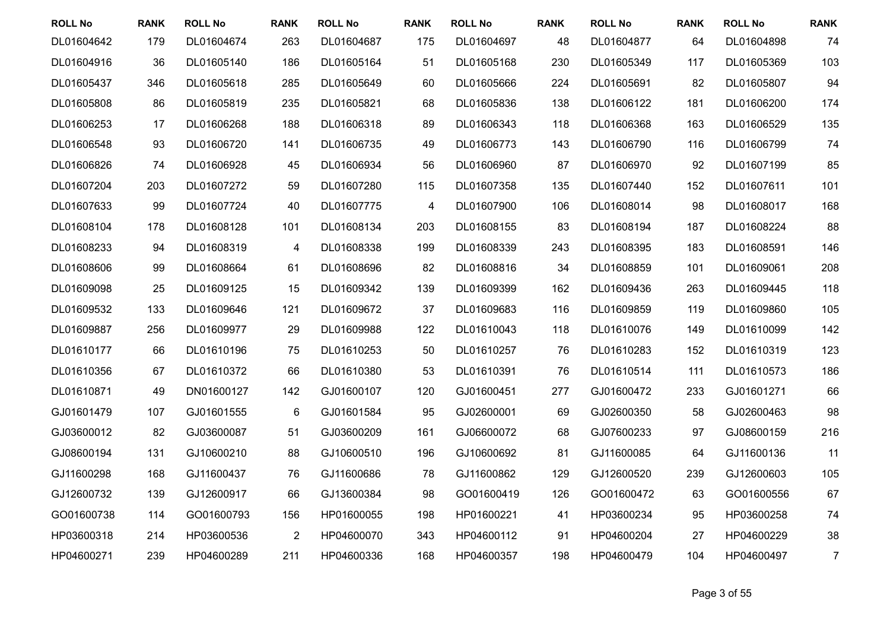| ROLL No | RANK | ROLL No | RANK | ROLL No | RANK | ROLL No | RANK | ROLL No | RANK | ROLL No | RANK |
|---|---|---|---|---|---|---|---|---|---|---|---|
| DL01604642 | 179 | DL01604674 | 263 | DL01604687 | 175 | DL01604697 | 48 | DL01604877 | 64 | DL01604898 | 74 |
| DL01604916 | 36 | DL01605140 | 186 | DL01605164 | 51 | DL01605168 | 230 | DL01605349 | 117 | DL01605369 | 103 |
| DL01605437 | 346 | DL01605618 | 285 | DL01605649 | 60 | DL01605666 | 224 | DL01605691 | 82 | DL01605807 | 94 |
| DL01605808 | 86 | DL01605819 | 235 | DL01605821 | 68 | DL01605836 | 138 | DL01606122 | 181 | DL01606200 | 174 |
| DL01606253 | 17 | DL01606268 | 188 | DL01606318 | 89 | DL01606343 | 118 | DL01606368 | 163 | DL01606529 | 135 |
| DL01606548 | 93 | DL01606720 | 141 | DL01606735 | 49 | DL01606773 | 143 | DL01606790 | 116 | DL01606799 | 74 |
| DL01606826 | 74 | DL01606928 | 45 | DL01606934 | 56 | DL01606960 | 87 | DL01606970 | 92 | DL01607199 | 85 |
| DL01607204 | 203 | DL01607272 | 59 | DL01607280 | 115 | DL01607358 | 135 | DL01607440 | 152 | DL01607611 | 101 |
| DL01607633 | 99 | DL01607724 | 40 | DL01607775 | 4 | DL01607900 | 106 | DL01608014 | 98 | DL01608017 | 168 |
| DL01608104 | 178 | DL01608128 | 101 | DL01608134 | 203 | DL01608155 | 83 | DL01608194 | 187 | DL01608224 | 88 |
| DL01608233 | 94 | DL01608319 | 4 | DL01608338 | 199 | DL01608339 | 243 | DL01608395 | 183 | DL01608591 | 146 |
| DL01608606 | 99 | DL01608664 | 61 | DL01608696 | 82 | DL01608816 | 34 | DL01608859 | 101 | DL01609061 | 208 |
| DL01609098 | 25 | DL01609125 | 15 | DL01609342 | 139 | DL01609399 | 162 | DL01609436 | 263 | DL01609445 | 118 |
| DL01609532 | 133 | DL01609646 | 121 | DL01609672 | 37 | DL01609683 | 116 | DL01609859 | 119 | DL01609860 | 105 |
| DL01609887 | 256 | DL01609977 | 29 | DL01609988 | 122 | DL01610043 | 118 | DL01610076 | 149 | DL01610099 | 142 |
| DL01610177 | 66 | DL01610196 | 75 | DL01610253 | 50 | DL01610257 | 76 | DL01610283 | 152 | DL01610319 | 123 |
| DL01610356 | 67 | DL01610372 | 66 | DL01610380 | 53 | DL01610391 | 76 | DL01610514 | 111 | DL01610573 | 186 |
| DL01610871 | 49 | DN01600127 | 142 | GJ01600107 | 120 | GJ01600451 | 277 | GJ01600472 | 233 | GJ01601271 | 66 |
| GJ01601479 | 107 | GJ01601555 | 6 | GJ01601584 | 95 | GJ02600001 | 69 | GJ02600350 | 58 | GJ02600463 | 98 |
| GJ03600012 | 82 | GJ03600087 | 51 | GJ03600209 | 161 | GJ06600072 | 68 | GJ07600233 | 97 | GJ08600159 | 216 |
| GJ08600194 | 131 | GJ10600210 | 88 | GJ10600510 | 196 | GJ10600692 | 81 | GJ11600085 | 64 | GJ11600136 | 11 |
| GJ11600298 | 168 | GJ11600437 | 76 | GJ11600686 | 78 | GJ11600862 | 129 | GJ12600520 | 239 | GJ12600603 | 105 |
| GJ12600732 | 139 | GJ12600917 | 66 | GJ13600384 | 98 | GO01600419 | 126 | GO01600472 | 63 | GO01600556 | 67 |
| GO01600738 | 114 | GO01600793 | 156 | HP01600055 | 198 | HP01600221 | 41 | HP03600234 | 95 | HP03600258 | 74 |
| HP03600318 | 214 | HP03600536 | 2 | HP04600070 | 343 | HP04600112 | 91 | HP04600204 | 27 | HP04600229 | 38 |
| HP04600271 | 239 | HP04600289 | 211 | HP04600336 | 168 | HP04600357 | 198 | HP04600479 | 104 | HP04600497 | 7 |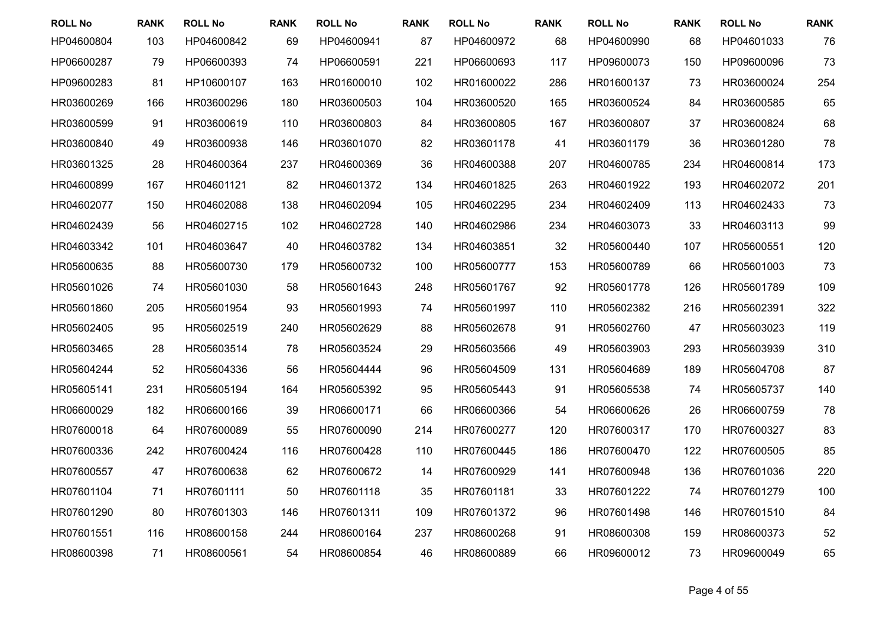| ROLL No | RANK | ROLL No | RANK | ROLL No | RANK | ROLL No | RANK | ROLL No | RANK | ROLL No | RANK |
|---|---|---|---|---|---|---|---|---|---|---|---|
| HP04600804 | 103 | HP04600842 | 69 | HP04600941 | 87 | HP04600972 | 68 | HP04600990 | 68 | HP04601033 | 76 |
| HP06600287 | 79 | HP06600393 | 74 | HP06600591 | 221 | HP06600693 | 117 | HP09600073 | 150 | HP09600096 | 73 |
| HP09600283 | 81 | HP10600107 | 163 | HR01600010 | 102 | HR01600022 | 286 | HR01600137 | 73 | HR03600024 | 254 |
| HR03600269 | 166 | HR03600296 | 180 | HR03600503 | 104 | HR03600520 | 165 | HR03600524 | 84 | HR03600585 | 65 |
| HR03600599 | 91 | HR03600619 | 110 | HR03600803 | 84 | HR03600805 | 167 | HR03600807 | 37 | HR03600824 | 68 |
| HR03600840 | 49 | HR03600938 | 146 | HR03601070 | 82 | HR03601178 | 41 | HR03601179 | 36 | HR03601280 | 78 |
| HR03601325 | 28 | HR04600364 | 237 | HR04600369 | 36 | HR04600388 | 207 | HR04600785 | 234 | HR04600814 | 173 |
| HR04600899 | 167 | HR04601121 | 82 | HR04601372 | 134 | HR04601825 | 263 | HR04601922 | 193 | HR04602072 | 201 |
| HR04602077 | 150 | HR04602088 | 138 | HR04602094 | 105 | HR04602295 | 234 | HR04602409 | 113 | HR04602433 | 73 |
| HR04602439 | 56 | HR04602715 | 102 | HR04602728 | 140 | HR04602986 | 234 | HR04603073 | 33 | HR04603113 | 99 |
| HR04603342 | 101 | HR04603647 | 40 | HR04603782 | 134 | HR04603851 | 32 | HR05600440 | 107 | HR05600551 | 120 |
| HR05600635 | 88 | HR05600730 | 179 | HR05600732 | 100 | HR05600777 | 153 | HR05600789 | 66 | HR05601003 | 73 |
| HR05601026 | 74 | HR05601030 | 58 | HR05601643 | 248 | HR05601767 | 92 | HR05601778 | 126 | HR05601789 | 109 |
| HR05601860 | 205 | HR05601954 | 93 | HR05601993 | 74 | HR05601997 | 110 | HR05602382 | 216 | HR05602391 | 322 |
| HR05602405 | 95 | HR05602519 | 240 | HR05602629 | 88 | HR05602678 | 91 | HR05602760 | 47 | HR05603023 | 119 |
| HR05603465 | 28 | HR05603514 | 78 | HR05603524 | 29 | HR05603566 | 49 | HR05603903 | 293 | HR05603939 | 310 |
| HR05604244 | 52 | HR05604336 | 56 | HR05604444 | 96 | HR05604509 | 131 | HR05604689 | 189 | HR05604708 | 87 |
| HR05605141 | 231 | HR05605194 | 164 | HR05605392 | 95 | HR05605443 | 91 | HR05605538 | 74 | HR05605737 | 140 |
| HR06600029 | 182 | HR06600166 | 39 | HR06600171 | 66 | HR06600366 | 54 | HR06600626 | 26 | HR06600759 | 78 |
| HR07600018 | 64 | HR07600089 | 55 | HR07600090 | 214 | HR07600277 | 120 | HR07600317 | 170 | HR07600327 | 83 |
| HR07600336 | 242 | HR07600424 | 116 | HR07600428 | 110 | HR07600445 | 186 | HR07600470 | 122 | HR07600505 | 85 |
| HR07600557 | 47 | HR07600638 | 62 | HR07600672 | 14 | HR07600929 | 141 | HR07600948 | 136 | HR07601036 | 220 |
| HR07601104 | 71 | HR07601111 | 50 | HR07601118 | 35 | HR07601181 | 33 | HR07601222 | 74 | HR07601279 | 100 |
| HR07601290 | 80 | HR07601303 | 146 | HR07601311 | 109 | HR07601372 | 96 | HR07601498 | 146 | HR07601510 | 84 |
| HR07601551 | 116 | HR08600158 | 244 | HR08600164 | 237 | HR08600268 | 91 | HR08600308 | 159 | HR08600373 | 52 |
| HR08600398 | 71 | HR08600561 | 54 | HR08600854 | 46 | HR08600889 | 66 | HR09600012 | 73 | HR09600049 | 65 |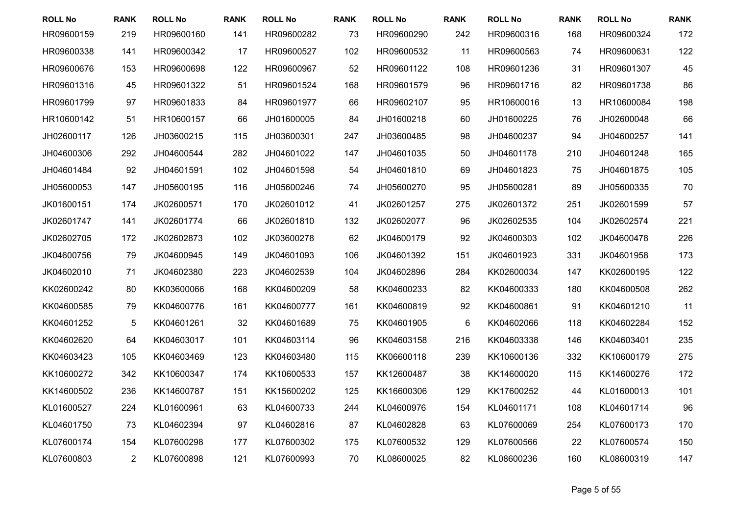| ROLL No | RANK | ROLL No | RANK | ROLL No | RANK | ROLL No | RANK | ROLL No | RANK | ROLL No | RANK |
|---|---|---|---|---|---|---|---|---|---|---|---|
| HR09600159 | 219 | HR09600160 | 141 | HR09600282 | 73 | HR09600290 | 242 | HR09600316 | 168 | HR09600324 | 172 |
| HR09600338 | 141 | HR09600342 | 17 | HR09600527 | 102 | HR09600532 | 11 | HR09600563 | 74 | HR09600631 | 122 |
| HR09600676 | 153 | HR09600698 | 122 | HR09600967 | 52 | HR09601122 | 108 | HR09601236 | 31 | HR09601307 | 45 |
| HR09601316 | 45 | HR09601322 | 51 | HR09601524 | 168 | HR09601579 | 96 | HR09601716 | 82 | HR09601738 | 86 |
| HR09601799 | 97 | HR09601833 | 84 | HR09601977 | 66 | HR09602107 | 95 | HR10600016 | 13 | HR10600084 | 198 |
| HR10600142 | 51 | HR10600157 | 66 | JH01600005 | 84 | JH01600218 | 60 | JH01600225 | 76 | JH02600048 | 66 |
| JH02600117 | 126 | JH03600215 | 115 | JH03600301 | 247 | JH03600485 | 98 | JH04600237 | 94 | JH04600257 | 141 |
| JH04600306 | 292 | JH04600544 | 282 | JH04601022 | 147 | JH04601035 | 50 | JH04601178 | 210 | JH04601248 | 165 |
| JH04601484 | 92 | JH04601591 | 102 | JH04601598 | 54 | JH04601810 | 69 | JH04601823 | 75 | JH04601875 | 105 |
| JH05600053 | 147 | JH05600195 | 116 | JH05600246 | 74 | JH05600270 | 95 | JH05600281 | 89 | JH05600335 | 70 |
| JK01600151 | 174 | JK02600571 | 170 | JK02601012 | 41 | JK02601257 | 275 | JK02601372 | 251 | JK02601599 | 57 |
| JK02601747 | 141 | JK02601774 | 66 | JK02601810 | 132 | JK02602077 | 96 | JK02602535 | 104 | JK02602574 | 221 |
| JK02602705 | 172 | JK02602873 | 102 | JK03600278 | 62 | JK04600179 | 92 | JK04600303 | 102 | JK04600478 | 226 |
| JK04600756 | 79 | JK04600945 | 149 | JK04601093 | 106 | JK04601392 | 151 | JK04601923 | 331 | JK04601958 | 173 |
| JK04602010 | 71 | JK04602380 | 223 | JK04602539 | 104 | JK04602896 | 284 | KK02600034 | 147 | KK02600195 | 122 |
| KK02600242 | 80 | KK03600066 | 168 | KK04600209 | 58 | KK04600233 | 82 | KK04600333 | 180 | KK04600508 | 262 |
| KK04600585 | 79 | KK04600776 | 161 | KK04600777 | 161 | KK04600819 | 92 | KK04600861 | 91 | KK04601210 | 11 |
| KK04601252 | 5 | KK04601261 | 32 | KK04601689 | 75 | KK04601905 | 6 | KK04602066 | 118 | KK04602284 | 152 |
| KK04602620 | 64 | KK04603017 | 101 | KK04603114 | 96 | KK04603158 | 216 | KK04603338 | 146 | KK04603401 | 235 |
| KK04603423 | 105 | KK04603469 | 123 | KK04603480 | 115 | KK06600118 | 239 | KK10600136 | 332 | KK10600179 | 275 |
| KK10600272 | 342 | KK10600347 | 174 | KK10600533 | 157 | KK12600487 | 38 | KK14600020 | 115 | KK14600276 | 172 |
| KK14600502 | 236 | KK14600787 | 151 | KK15600202 | 125 | KK16600306 | 129 | KK17600252 | 44 | KL01600013 | 101 |
| KL01600527 | 224 | KL01600961 | 63 | KL04600733 | 244 | KL04600976 | 154 | KL04601171 | 108 | KL04601714 | 96 |
| KL04601750 | 73 | KL04602394 | 97 | KL04602816 | 87 | KL04602828 | 63 | KL07600069 | 254 | KL07600173 | 170 |
| KL07600174 | 154 | KL07600298 | 177 | KL07600302 | 175 | KL07600532 | 129 | KL07600566 | 22 | KL07600574 | 150 |
| KL07600803 | 2 | KL07600898 | 121 | KL07600993 | 70 | KL08600025 | 82 | KL08600236 | 160 | KL08600319 | 147 |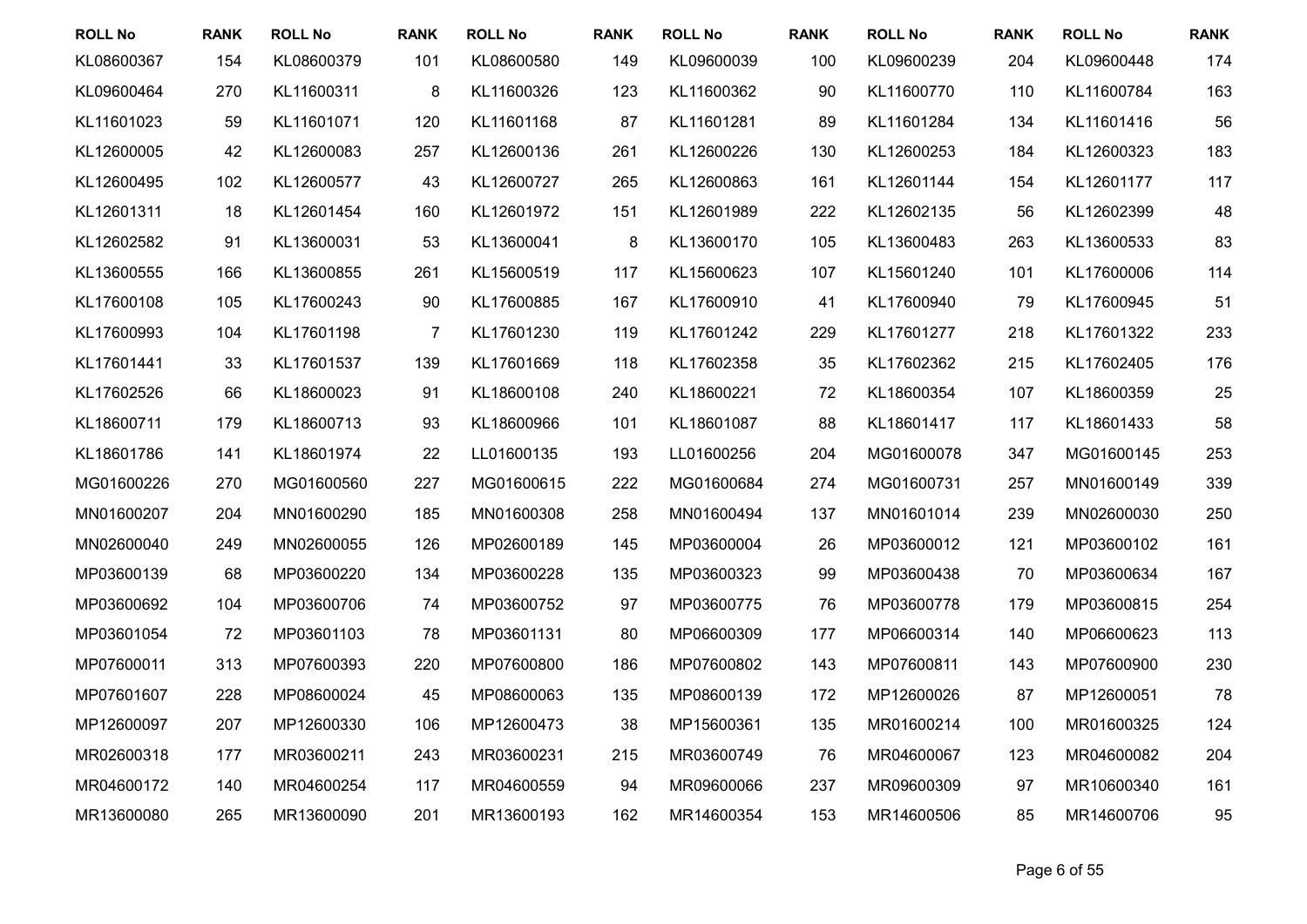| ROLL No | RANK | ROLL No | RANK | ROLL No | RANK | ROLL No | RANK | ROLL No | RANK | ROLL No | RANK |
|---|---|---|---|---|---|---|---|---|---|---|---|
| KL08600367 | 154 | KL08600379 | 101 | KL08600580 | 149 | KL09600039 | 100 | KL09600239 | 204 | KL09600448 | 174 |
| KL09600464 | 270 | KL11600311 | 8 | KL11600326 | 123 | KL11600362 | 90 | KL11600770 | 110 | KL11600784 | 163 |
| KL11601023 | 59 | KL11601071 | 120 | KL11601168 | 87 | KL11601281 | 89 | KL11601284 | 134 | KL11601416 | 56 |
| KL12600005 | 42 | KL12600083 | 257 | KL12600136 | 261 | KL12600226 | 130 | KL12600253 | 184 | KL12600323 | 183 |
| KL12600495 | 102 | KL12600577 | 43 | KL12600727 | 265 | KL12600863 | 161 | KL12601144 | 154 | KL12601177 | 117 |
| KL12601311 | 18 | KL12601454 | 160 | KL12601972 | 151 | KL12601989 | 222 | KL12602135 | 56 | KL12602399 | 48 |
| KL12602582 | 91 | KL13600031 | 53 | KL13600041 | 8 | KL13600170 | 105 | KL13600483 | 263 | KL13600533 | 83 |
| KL13600555 | 166 | KL13600855 | 261 | KL15600519 | 117 | KL15600623 | 107 | KL15601240 | 101 | KL17600006 | 114 |
| KL17600108 | 105 | KL17600243 | 90 | KL17600885 | 167 | KL17600910 | 41 | KL17600940 | 79 | KL17600945 | 51 |
| KL17600993 | 104 | KL17601198 | 7 | KL17601230 | 119 | KL17601242 | 229 | KL17601277 | 218 | KL17601322 | 233 |
| KL17601441 | 33 | KL17601537 | 139 | KL17601669 | 118 | KL17602358 | 35 | KL17602362 | 215 | KL17602405 | 176 |
| KL17602526 | 66 | KL18600023 | 91 | KL18600108 | 240 | KL18600221 | 72 | KL18600354 | 107 | KL18600359 | 25 |
| KL18600711 | 179 | KL18600713 | 93 | KL18600966 | 101 | KL18601087 | 88 | KL18601417 | 117 | KL18601433 | 58 |
| KL18601786 | 141 | KL18601974 | 22 | LL01600135 | 193 | LL01600256 | 204 | MG01600078 | 347 | MG01600145 | 253 |
| MG01600226 | 270 | MG01600560 | 227 | MG01600615 | 222 | MG01600684 | 274 | MG01600731 | 257 | MN01600149 | 339 |
| MN01600207 | 204 | MN01600290 | 185 | MN01600308 | 258 | MN01600494 | 137 | MN01601014 | 239 | MN02600030 | 250 |
| MN02600040 | 249 | MN02600055 | 126 | MP02600189 | 145 | MP03600004 | 26 | MP03600012 | 121 | MP03600102 | 161 |
| MP03600139 | 68 | MP03600220 | 134 | MP03600228 | 135 | MP03600323 | 99 | MP03600438 | 70 | MP03600634 | 167 |
| MP03600692 | 104 | MP03600706 | 74 | MP03600752 | 97 | MP03600775 | 76 | MP03600778 | 179 | MP03600815 | 254 |
| MP03601054 | 72 | MP03601103 | 78 | MP03601131 | 80 | MP06600309 | 177 | MP06600314 | 140 | MP06600623 | 113 |
| MP07600011 | 313 | MP07600393 | 220 | MP07600800 | 186 | MP07600802 | 143 | MP07600811 | 143 | MP07600900 | 230 |
| MP07601607 | 228 | MP08600024 | 45 | MP08600063 | 135 | MP08600139 | 172 | MP12600026 | 87 | MP12600051 | 78 |
| MP12600097 | 207 | MP12600330 | 106 | MP12600473 | 38 | MP15600361 | 135 | MR01600214 | 100 | MR01600325 | 124 |
| MR02600318 | 177 | MR03600211 | 243 | MR03600231 | 215 | MR03600749 | 76 | MR04600067 | 123 | MR04600082 | 204 |
| MR04600172 | 140 | MR04600254 | 117 | MR04600559 | 94 | MR09600066 | 237 | MR09600309 | 97 | MR10600340 | 161 |
| MR13600080 | 265 | MR13600090 | 201 | MR13600193 | 162 | MR14600354 | 153 | MR14600506 | 85 | MR14600706 | 95 |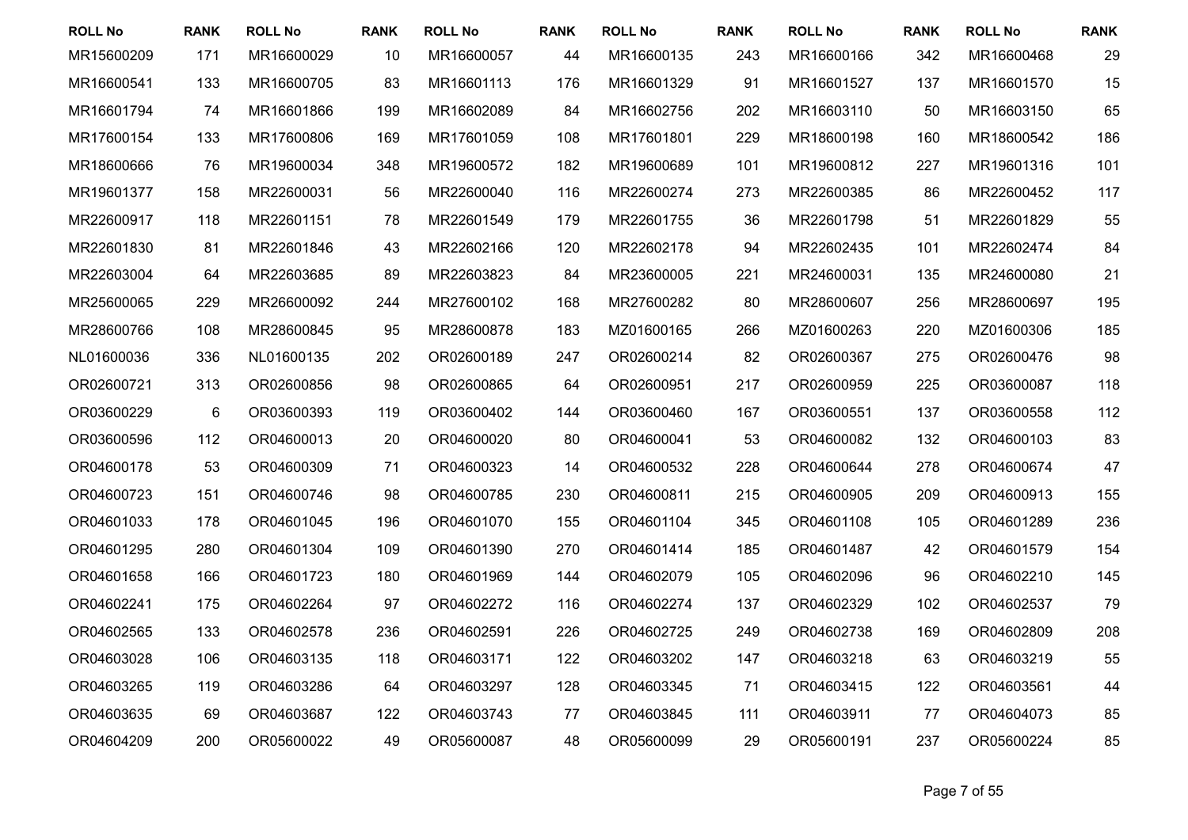| ROLL No | RANK | ROLL No | RANK | ROLL No | RANK | ROLL No | RANK | ROLL No | RANK | ROLL No | RANK |
|---|---|---|---|---|---|---|---|---|---|---|---|
| MR15600209 | 171 | MR16600029 | 10 | MR16600057 | 44 | MR16600135 | 243 | MR16600166 | 342 | MR16600468 | 29 |
| MR16600541 | 133 | MR16600705 | 83 | MR16601113 | 176 | MR16601329 | 91 | MR16601527 | 137 | MR16601570 | 15 |
| MR16601794 | 74 | MR16601866 | 199 | MR16602089 | 84 | MR16602756 | 202 | MR16603110 | 50 | MR16603150 | 65 |
| MR17600154 | 133 | MR17600806 | 169 | MR17601059 | 108 | MR17601801 | 229 | MR18600198 | 160 | MR18600542 | 186 |
| MR18600666 | 76 | MR19600034 | 348 | MR19600572 | 182 | MR19600689 | 101 | MR19600812 | 227 | MR19601316 | 101 |
| MR19601377 | 158 | MR22600031 | 56 | MR22600040 | 116 | MR22600274 | 273 | MR22600385 | 86 | MR22600452 | 117 |
| MR22600917 | 118 | MR22601151 | 78 | MR22601549 | 179 | MR22601755 | 36 | MR22601798 | 51 | MR22601829 | 55 |
| MR22601830 | 81 | MR22601846 | 43 | MR22602166 | 120 | MR22602178 | 94 | MR22602435 | 101 | MR22602474 | 84 |
| MR22603004 | 64 | MR22603685 | 89 | MR22603823 | 84 | MR23600005 | 221 | MR24600031 | 135 | MR24600080 | 21 |
| MR25600065 | 229 | MR26600092 | 244 | MR27600102 | 168 | MR27600282 | 80 | MR28600607 | 256 | MR28600697 | 195 |
| MR28600766 | 108 | MR28600845 | 95 | MR28600878 | 183 | MZ01600165 | 266 | MZ01600263 | 220 | MZ01600306 | 185 |
| NL01600036 | 336 | NL01600135 | 202 | OR02600189 | 247 | OR02600214 | 82 | OR02600367 | 275 | OR02600476 | 98 |
| OR02600721 | 313 | OR02600856 | 98 | OR02600865 | 64 | OR02600951 | 217 | OR02600959 | 225 | OR03600087 | 118 |
| OR03600229 | 6 | OR03600393 | 119 | OR03600402 | 144 | OR03600460 | 167 | OR03600551 | 137 | OR03600558 | 112 |
| OR03600596 | 112 | OR04600013 | 20 | OR04600020 | 80 | OR04600041 | 53 | OR04600082 | 132 | OR04600103 | 83 |
| OR04600178 | 53 | OR04600309 | 71 | OR04600323 | 14 | OR04600532 | 228 | OR04600644 | 278 | OR04600674 | 47 |
| OR04600723 | 151 | OR04600746 | 98 | OR04600785 | 230 | OR04600811 | 215 | OR04600905 | 209 | OR04600913 | 155 |
| OR04601033 | 178 | OR04601045 | 196 | OR04601070 | 155 | OR04601104 | 345 | OR04601108 | 105 | OR04601289 | 236 |
| OR04601295 | 280 | OR04601304 | 109 | OR04601390 | 270 | OR04601414 | 185 | OR04601487 | 42 | OR04601579 | 154 |
| OR04601658 | 166 | OR04601723 | 180 | OR04601969 | 144 | OR04602079 | 105 | OR04602096 | 96 | OR04602210 | 145 |
| OR04602241 | 175 | OR04602264 | 97 | OR04602272 | 116 | OR04602274 | 137 | OR04602329 | 102 | OR04602537 | 79 |
| OR04602565 | 133 | OR04602578 | 236 | OR04602591 | 226 | OR04602725 | 249 | OR04602738 | 169 | OR04602809 | 208 |
| OR04603028 | 106 | OR04603135 | 118 | OR04603171 | 122 | OR04603202 | 147 | OR04603218 | 63 | OR04603219 | 55 |
| OR04603265 | 119 | OR04603286 | 64 | OR04603297 | 128 | OR04603345 | 71 | OR04603415 | 122 | OR04603561 | 44 |
| OR04603635 | 69 | OR04603687 | 122 | OR04603743 | 77 | OR04603845 | 111 | OR04603911 | 77 | OR04604073 | 85 |
| OR04604209 | 200 | OR05600022 | 49 | OR05600087 | 48 | OR05600099 | 29 | OR05600191 | 237 | OR05600224 | 85 |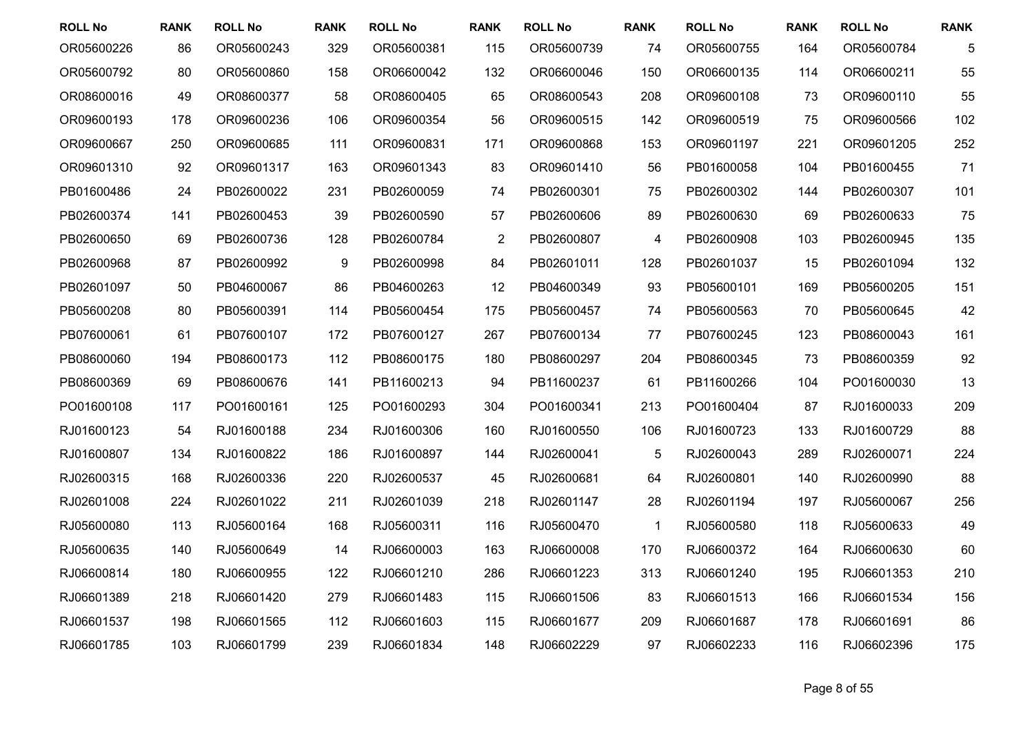| ROLL No | RANK | ROLL No | RANK | ROLL No | RANK | ROLL No | RANK | ROLL No | RANK | ROLL No | RANK |
|---|---|---|---|---|---|---|---|---|---|---|---|
| OR05600226 | 86 | OR05600243 | 329 | OR05600381 | 115 | OR05600739 | 74 | OR05600755 | 164 | OR05600784 | 5 |
| OR05600792 | 80 | OR05600860 | 158 | OR06600042 | 132 | OR06600046 | 150 | OR06600135 | 114 | OR06600211 | 55 |
| OR08600016 | 49 | OR08600377 | 58 | OR08600405 | 65 | OR08600543 | 208 | OR09600108 | 73 | OR09600110 | 55 |
| OR09600193 | 178 | OR09600236 | 106 | OR09600354 | 56 | OR09600515 | 142 | OR09600519 | 75 | OR09600566 | 102 |
| OR09600667 | 250 | OR09600685 | 111 | OR09600831 | 171 | OR09600868 | 153 | OR09601197 | 221 | OR09601205 | 252 |
| OR09601310 | 92 | OR09601317 | 163 | OR09601343 | 83 | OR09601410 | 56 | PB01600058 | 104 | PB01600455 | 71 |
| PB01600486 | 24 | PB02600022 | 231 | PB02600059 | 74 | PB02600301 | 75 | PB02600302 | 144 | PB02600307 | 101 |
| PB02600374 | 141 | PB02600453 | 39 | PB02600590 | 57 | PB02600606 | 89 | PB02600630 | 69 | PB02600633 | 75 |
| PB02600650 | 69 | PB02600736 | 128 | PB02600784 | 2 | PB02600807 | 4 | PB02600908 | 103 | PB02600945 | 135 |
| PB02600968 | 87 | PB02600992 | 9 | PB02600998 | 84 | PB02601011 | 128 | PB02601037 | 15 | PB02601094 | 132 |
| PB02601097 | 50 | PB04600067 | 86 | PB04600263 | 12 | PB04600349 | 93 | PB05600101 | 169 | PB05600205 | 151 |
| PB05600208 | 80 | PB05600391 | 114 | PB05600454 | 175 | PB05600457 | 74 | PB05600563 | 70 | PB05600645 | 42 |
| PB07600061 | 61 | PB07600107 | 172 | PB07600127 | 267 | PB07600134 | 77 | PB07600245 | 123 | PB08600043 | 161 |
| PB08600060 | 194 | PB08600173 | 112 | PB08600175 | 180 | PB08600297 | 204 | PB08600345 | 73 | PB08600359 | 92 |
| PB08600369 | 69 | PB08600676 | 141 | PB11600213 | 94 | PB11600237 | 61 | PB11600266 | 104 | PO01600030 | 13 |
| PO01600108 | 117 | PO01600161 | 125 | PO01600293 | 304 | PO01600341 | 213 | PO01600404 | 87 | RJ01600033 | 209 |
| RJ01600123 | 54 | RJ01600188 | 234 | RJ01600306 | 160 | RJ01600550 | 106 | RJ01600723 | 133 | RJ01600729 | 88 |
| RJ01600807 | 134 | RJ01600822 | 186 | RJ01600897 | 144 | RJ02600041 | 5 | RJ02600043 | 289 | RJ02600071 | 224 |
| RJ02600315 | 168 | RJ02600336 | 220 | RJ02600537 | 45 | RJ02600681 | 64 | RJ02600801 | 140 | RJ02600990 | 88 |
| RJ02601008 | 224 | RJ02601022 | 211 | RJ02601039 | 218 | RJ02601147 | 28 | RJ02601194 | 197 | RJ05600067 | 256 |
| RJ05600080 | 113 | RJ05600164 | 168 | RJ05600311 | 116 | RJ05600470 | 1 | RJ05600580 | 118 | RJ05600633 | 49 |
| RJ05600635 | 140 | RJ05600649 | 14 | RJ06600003 | 163 | RJ06600008 | 170 | RJ06600372 | 164 | RJ06600630 | 60 |
| RJ06600814 | 180 | RJ06600955 | 122 | RJ06601210 | 286 | RJ06601223 | 313 | RJ06601240 | 195 | RJ06601353 | 210 |
| RJ06601389 | 218 | RJ06601420 | 279 | RJ06601483 | 115 | RJ06601506 | 83 | RJ06601513 | 166 | RJ06601534 | 156 |
| RJ06601537 | 198 | RJ06601565 | 112 | RJ06601603 | 115 | RJ06601677 | 209 | RJ06601687 | 178 | RJ06601691 | 86 |
| RJ06601785 | 103 | RJ06601799 | 239 | RJ06601834 | 148 | RJ06602229 | 97 | RJ06602233 | 116 | RJ06602396 | 175 |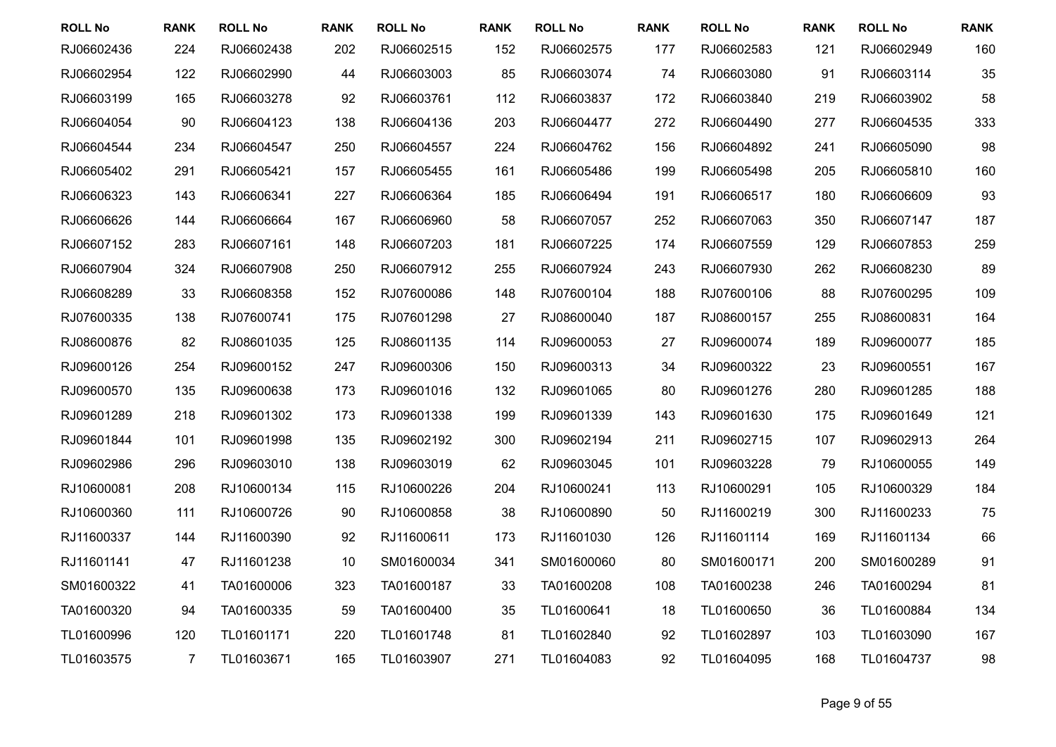| ROLL No | RANK | ROLL No | RANK | ROLL No | RANK | ROLL No | RANK | ROLL No | RANK | ROLL No | RANK |
|---|---|---|---|---|---|---|---|---|---|---|---|
| RJ06602436 | 224 | RJ06602438 | 202 | RJ06602515 | 152 | RJ06602575 | 177 | RJ06602583 | 121 | RJ06602949 | 160 |
| RJ06602954 | 122 | RJ06602990 | 44 | RJ06603003 | 85 | RJ06603074 | 74 | RJ06603080 | 91 | RJ06603114 | 35 |
| RJ06603199 | 165 | RJ06603278 | 92 | RJ06603761 | 112 | RJ06603837 | 172 | RJ06603840 | 219 | RJ06603902 | 58 |
| RJ06604054 | 90 | RJ06604123 | 138 | RJ06604136 | 203 | RJ06604477 | 272 | RJ06604490 | 277 | RJ06604535 | 333 |
| RJ06604544 | 234 | RJ06604547 | 250 | RJ06604557 | 224 | RJ06604762 | 156 | RJ06604892 | 241 | RJ06605090 | 98 |
| RJ06605402 | 291 | RJ06605421 | 157 | RJ06605455 | 161 | RJ06605486 | 199 | RJ06605498 | 205 | RJ06605810 | 160 |
| RJ06606323 | 143 | RJ06606341 | 227 | RJ06606364 | 185 | RJ06606494 | 191 | RJ06606517 | 180 | RJ06606609 | 93 |
| RJ06606626 | 144 | RJ06606664 | 167 | RJ06606960 | 58 | RJ06607057 | 252 | RJ06607063 | 350 | RJ06607147 | 187 |
| RJ06607152 | 283 | RJ06607161 | 148 | RJ06607203 | 181 | RJ06607225 | 174 | RJ06607559 | 129 | RJ06607853 | 259 |
| RJ06607904 | 324 | RJ06607908 | 250 | RJ06607912 | 255 | RJ06607924 | 243 | RJ06607930 | 262 | RJ06608230 | 89 |
| RJ06608289 | 33 | RJ06608358 | 152 | RJ07600086 | 148 | RJ07600104 | 188 | RJ07600106 | 88 | RJ07600295 | 109 |
| RJ07600335 | 138 | RJ07600741 | 175 | RJ07601298 | 27 | RJ08600040 | 187 | RJ08600157 | 255 | RJ08600831 | 164 |
| RJ08600876 | 82 | RJ08601035 | 125 | RJ08601135 | 114 | RJ09600053 | 27 | RJ09600074 | 189 | RJ09600077 | 185 |
| RJ09600126 | 254 | RJ09600152 | 247 | RJ09600306 | 150 | RJ09600313 | 34 | RJ09600322 | 23 | RJ09600551 | 167 |
| RJ09600570 | 135 | RJ09600638 | 173 | RJ09601016 | 132 | RJ09601065 | 80 | RJ09601276 | 280 | RJ09601285 | 188 |
| RJ09601289 | 218 | RJ09601302 | 173 | RJ09601338 | 199 | RJ09601339 | 143 | RJ09601630 | 175 | RJ09601649 | 121 |
| RJ09601844 | 101 | RJ09601998 | 135 | RJ09602192 | 300 | RJ09602194 | 211 | RJ09602715 | 107 | RJ09602913 | 264 |
| RJ09602986 | 296 | RJ09603010 | 138 | RJ09603019 | 62 | RJ09603045 | 101 | RJ09603228 | 79 | RJ10600055 | 149 |
| RJ10600081 | 208 | RJ10600134 | 115 | RJ10600226 | 204 | RJ10600241 | 113 | RJ10600291 | 105 | RJ10600329 | 184 |
| RJ10600360 | 111 | RJ10600726 | 90 | RJ10600858 | 38 | RJ10600890 | 50 | RJ11600219 | 300 | RJ11600233 | 75 |
| RJ11600337 | 144 | RJ11600390 | 92 | RJ11600611 | 173 | RJ11601030 | 126 | RJ11601114 | 169 | RJ11601134 | 66 |
| RJ11601141 | 47 | RJ11601238 | 10 | SM01600034 | 341 | SM01600060 | 80 | SM01600171 | 200 | SM01600289 | 91 |
| SM01600322 | 41 | TA01600006 | 323 | TA01600187 | 33 | TA01600208 | 108 | TA01600238 | 246 | TA01600294 | 81 |
| TA01600320 | 94 | TA01600335 | 59 | TA01600400 | 35 | TL01600641 | 18 | TL01600650 | 36 | TL01600884 | 134 |
| TL01600996 | 120 | TL01601171 | 220 | TL01601748 | 81 | TL01602840 | 92 | TL01602897 | 103 | TL01603090 | 167 |
| TL01603575 | 7 | TL01603671 | 165 | TL01603907 | 271 | TL01604083 | 92 | TL01604095 | 168 | TL01604737 | 98 |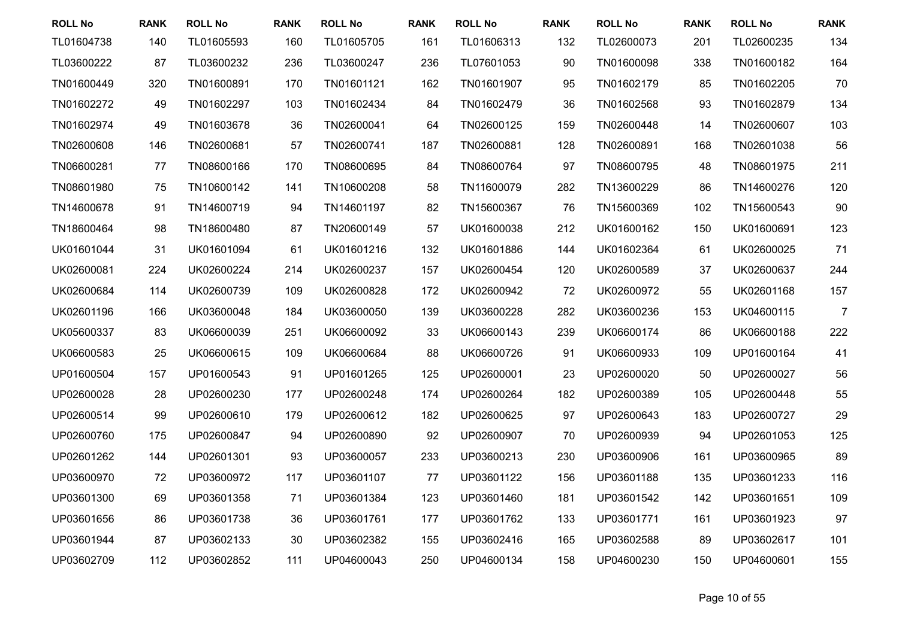| ROLL No | RANK | ROLL No | RANK | ROLL No | RANK | ROLL No | RANK | ROLL No | RANK | ROLL No | RANK |
|---|---|---|---|---|---|---|---|---|---|---|---|
| TL01604738 | 140 | TL01605593 | 160 | TL01605705 | 161 | TL01606313 | 132 | TL02600073 | 201 | TL02600235 | 134 |
| TL03600222 | 87 | TL03600232 | 236 | TL03600247 | 236 | TL07601053 | 90 | TN01600098 | 338 | TN01600182 | 164 |
| TN01600449 | 320 | TN01600891 | 170 | TN01601121 | 162 | TN01601907 | 95 | TN01602179 | 85 | TN01602205 | 70 |
| TN01602272 | 49 | TN01602297 | 103 | TN01602434 | 84 | TN01602479 | 36 | TN01602568 | 93 | TN01602879 | 134 |
| TN01602974 | 49 | TN01603678 | 36 | TN02600041 | 64 | TN02600125 | 159 | TN02600448 | 14 | TN02600607 | 103 |
| TN02600608 | 146 | TN02600681 | 57 | TN02600741 | 187 | TN02600881 | 128 | TN02600891 | 168 | TN02601038 | 56 |
| TN06600281 | 77 | TN08600166 | 170 | TN08600695 | 84 | TN08600764 | 97 | TN08600795 | 48 | TN08601975 | 211 |
| TN08601980 | 75 | TN10600142 | 141 | TN10600208 | 58 | TN11600079 | 282 | TN13600229 | 86 | TN14600276 | 120 |
| TN14600678 | 91 | TN14600719 | 94 | TN14601197 | 82 | TN15600367 | 76 | TN15600369 | 102 | TN15600543 | 90 |
| TN18600464 | 98 | TN18600480 | 87 | TN20600149 | 57 | UK01600038 | 212 | UK01600162 | 150 | UK01600691 | 123 |
| UK01601044 | 31 | UK01601094 | 61 | UK01601216 | 132 | UK01601886 | 144 | UK01602364 | 61 | UK02600025 | 71 |
| UK02600081 | 224 | UK02600224 | 214 | UK02600237 | 157 | UK02600454 | 120 | UK02600589 | 37 | UK02600637 | 244 |
| UK02600684 | 114 | UK02600739 | 109 | UK02600828 | 172 | UK02600942 | 72 | UK02600972 | 55 | UK02601168 | 157 |
| UK02601196 | 166 | UK03600048 | 184 | UK03600050 | 139 | UK03600228 | 282 | UK03600236 | 153 | UK04600115 | 7 |
| UK05600337 | 83 | UK06600039 | 251 | UK06600092 | 33 | UK06600143 | 239 | UK06600174 | 86 | UK06600188 | 222 |
| UK06600583 | 25 | UK06600615 | 109 | UK06600684 | 88 | UK06600726 | 91 | UK06600933 | 109 | UP01600164 | 41 |
| UP01600504 | 157 | UP01600543 | 91 | UP01601265 | 125 | UP02600001 | 23 | UP02600020 | 50 | UP02600027 | 56 |
| UP02600028 | 28 | UP02600230 | 177 | UP02600248 | 174 | UP02600264 | 182 | UP02600389 | 105 | UP02600448 | 55 |
| UP02600514 | 99 | UP02600610 | 179 | UP02600612 | 182 | UP02600625 | 97 | UP02600643 | 183 | UP02600727 | 29 |
| UP02600760 | 175 | UP02600847 | 94 | UP02600890 | 92 | UP02600907 | 70 | UP02600939 | 94 | UP02601053 | 125 |
| UP02601262 | 144 | UP02601301 | 93 | UP03600057 | 233 | UP03600213 | 230 | UP03600906 | 161 | UP03600965 | 89 |
| UP03600970 | 72 | UP03600972 | 117 | UP03601107 | 77 | UP03601122 | 156 | UP03601188 | 135 | UP03601233 | 116 |
| UP03601300 | 69 | UP03601358 | 71 | UP03601384 | 123 | UP03601460 | 181 | UP03601542 | 142 | UP03601651 | 109 |
| UP03601656 | 86 | UP03601738 | 36 | UP03601761 | 177 | UP03601762 | 133 | UP03601771 | 161 | UP03601923 | 97 |
| UP03601944 | 87 | UP03602133 | 30 | UP03602382 | 155 | UP03602416 | 165 | UP03602588 | 89 | UP03602617 | 101 |
| UP03602709 | 112 | UP03602852 | 111 | UP04600043 | 250 | UP04600134 | 158 | UP04600230 | 150 | UP04600601 | 155 |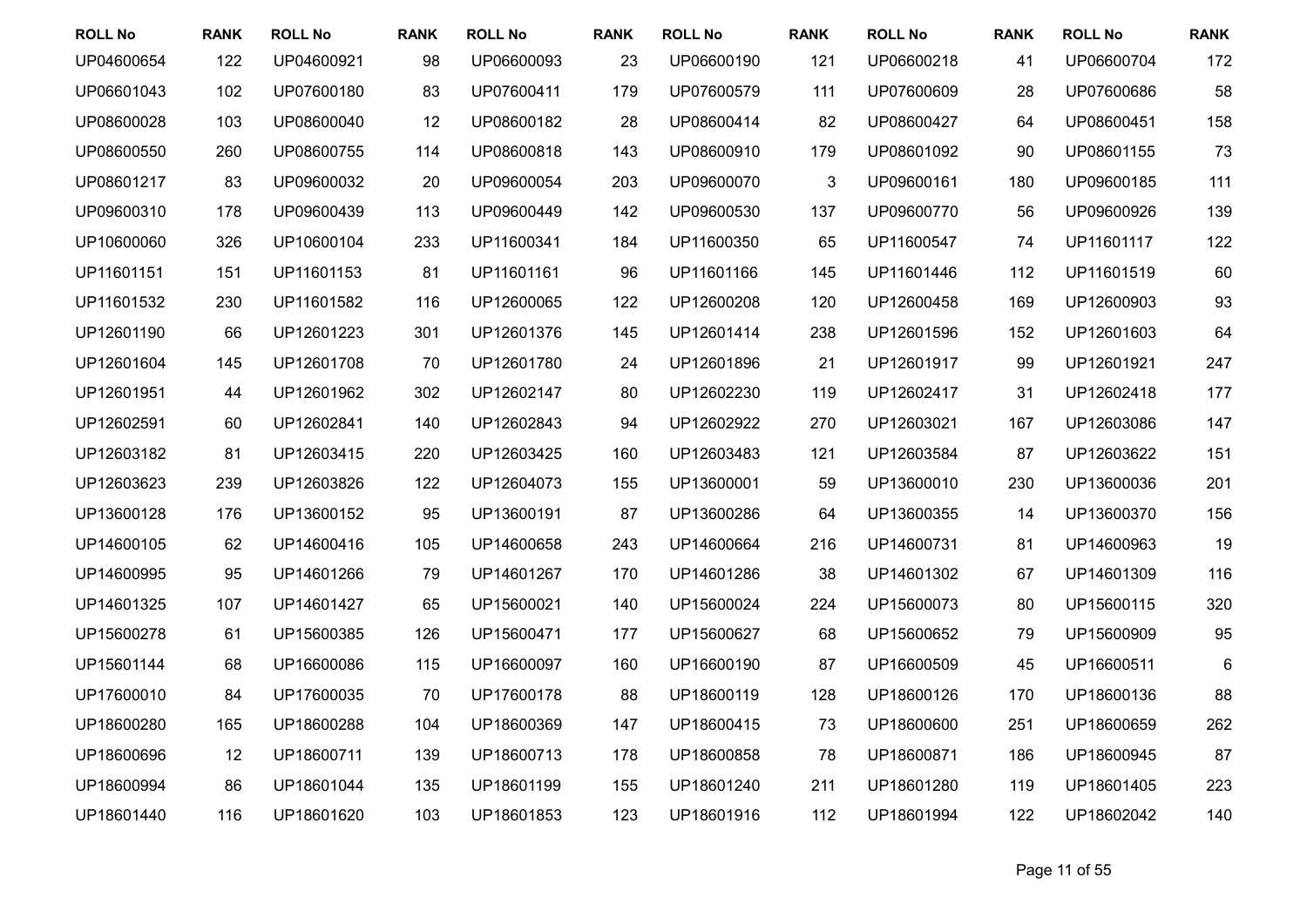| ROLL No | RANK | ROLL No | RANK | ROLL No | RANK | ROLL No | RANK | ROLL No | RANK | ROLL No | RANK |
|---|---|---|---|---|---|---|---|---|---|---|---|
| UP04600654 | 122 | UP04600921 | 98 | UP06600093 | 23 | UP06600190 | 121 | UP06600218 | 41 | UP06600704 | 172 |
| UP06601043 | 102 | UP07600180 | 83 | UP07600411 | 179 | UP07600579 | 111 | UP07600609 | 28 | UP07600686 | 58 |
| UP08600028 | 103 | UP08600040 | 12 | UP08600182 | 28 | UP08600414 | 82 | UP08600427 | 64 | UP08600451 | 158 |
| UP08600550 | 260 | UP08600755 | 114 | UP08600818 | 143 | UP08600910 | 179 | UP08601092 | 90 | UP08601155 | 73 |
| UP08601217 | 83 | UP09600032 | 20 | UP09600054 | 203 | UP09600070 | 3 | UP09600161 | 180 | UP09600185 | 111 |
| UP09600310 | 178 | UP09600439 | 113 | UP09600449 | 142 | UP09600530 | 137 | UP09600770 | 56 | UP09600926 | 139 |
| UP10600060 | 326 | UP10600104 | 233 | UP11600341 | 184 | UP11600350 | 65 | UP11600547 | 74 | UP11601117 | 122 |
| UP11601151 | 151 | UP11601153 | 81 | UP11601161 | 96 | UP11601166 | 145 | UP11601446 | 112 | UP11601519 | 60 |
| UP11601532 | 230 | UP11601582 | 116 | UP12600065 | 122 | UP12600208 | 120 | UP12600458 | 169 | UP12600903 | 93 |
| UP12601190 | 66 | UP12601223 | 301 | UP12601376 | 145 | UP12601414 | 238 | UP12601596 | 152 | UP12601603 | 64 |
| UP12601604 | 145 | UP12601708 | 70 | UP12601780 | 24 | UP12601896 | 21 | UP12601917 | 99 | UP12601921 | 247 |
| UP12601951 | 44 | UP12601962 | 302 | UP12602147 | 80 | UP12602230 | 119 | UP12602417 | 31 | UP12602418 | 177 |
| UP12602591 | 60 | UP12602841 | 140 | UP12602843 | 94 | UP12602922 | 270 | UP12603021 | 167 | UP12603086 | 147 |
| UP12603182 | 81 | UP12603415 | 220 | UP12603425 | 160 | UP12603483 | 121 | UP12603584 | 87 | UP12603622 | 151 |
| UP12603623 | 239 | UP12603826 | 122 | UP12604073 | 155 | UP13600001 | 59 | UP13600010 | 230 | UP13600036 | 201 |
| UP13600128 | 176 | UP13600152 | 95 | UP13600191 | 87 | UP13600286 | 64 | UP13600355 | 14 | UP13600370 | 156 |
| UP14600105 | 62 | UP14600416 | 105 | UP14600658 | 243 | UP14600664 | 216 | UP14600731 | 81 | UP14600963 | 19 |
| UP14600995 | 95 | UP14601266 | 79 | UP14601267 | 170 | UP14601286 | 38 | UP14601302 | 67 | UP14601309 | 116 |
| UP14601325 | 107 | UP14601427 | 65 | UP15600021 | 140 | UP15600024 | 224 | UP15600073 | 80 | UP15600115 | 320 |
| UP15600278 | 61 | UP15600385 | 126 | UP15600471 | 177 | UP15600627 | 68 | UP15600652 | 79 | UP15600909 | 95 |
| UP15601144 | 68 | UP16600086 | 115 | UP16600097 | 160 | UP16600190 | 87 | UP16600509 | 45 | UP16600511 | 6 |
| UP17600010 | 84 | UP17600035 | 70 | UP17600178 | 88 | UP18600119 | 128 | UP18600126 | 170 | UP18600136 | 88 |
| UP18600280 | 165 | UP18600288 | 104 | UP18600369 | 147 | UP18600415 | 73 | UP18600600 | 251 | UP18600659 | 262 |
| UP18600696 | 12 | UP18600711 | 139 | UP18600713 | 178 | UP18600858 | 78 | UP18600871 | 186 | UP18600945 | 87 |
| UP18600994 | 86 | UP18601044 | 135 | UP18601199 | 155 | UP18601240 | 211 | UP18601280 | 119 | UP18601405 | 223 |
| UP18601440 | 116 | UP18601620 | 103 | UP18601853 | 123 | UP18601916 | 112 | UP18601994 | 122 | UP18602042 | 140 |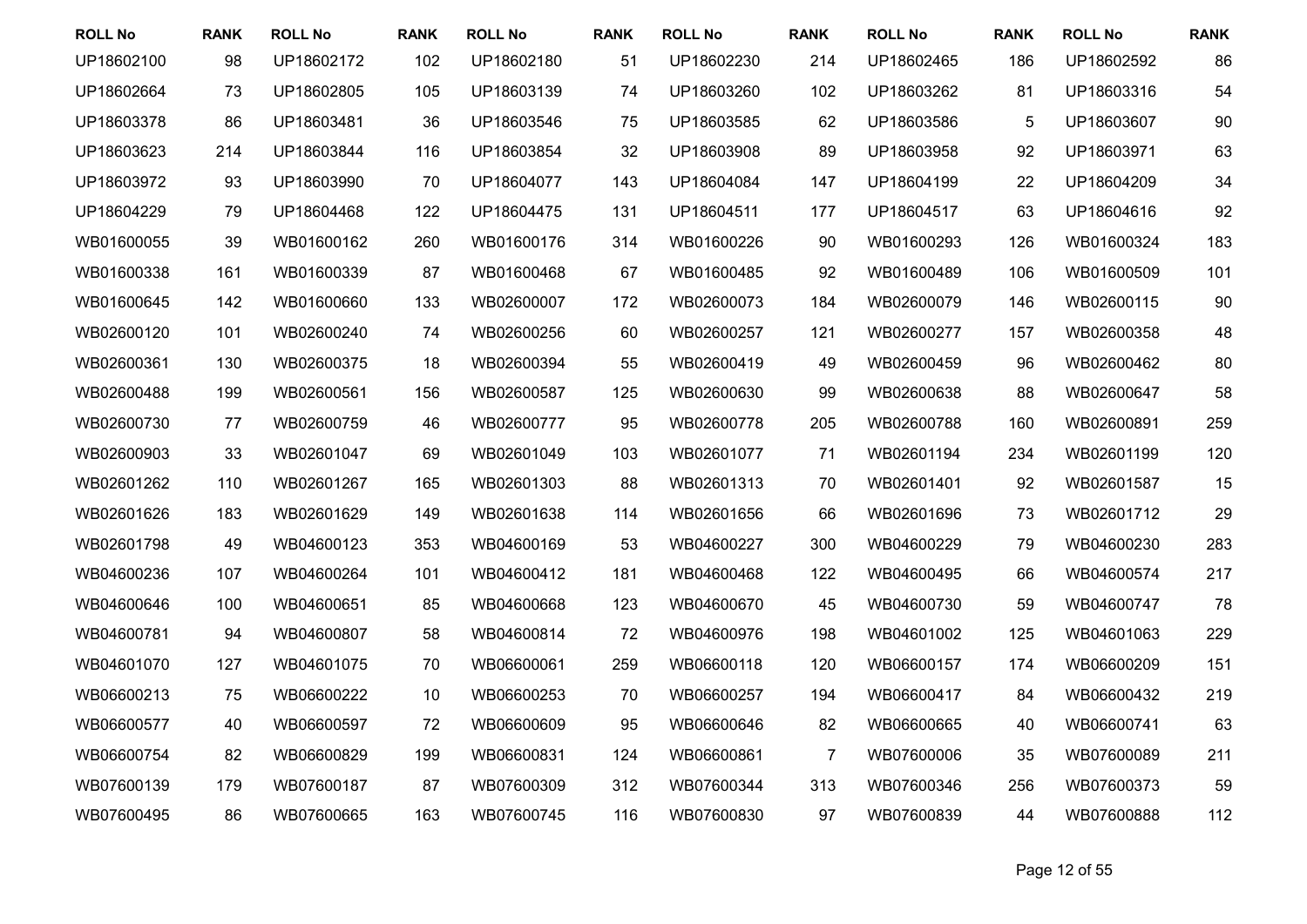| ROLL No | RANK | ROLL No | RANK | ROLL No | RANK | ROLL No | RANK | ROLL No | RANK | ROLL No | RANK |
|---|---|---|---|---|---|---|---|---|---|---|---|
| UP18602100 | 98 | UP18602172 | 102 | UP18602180 | 51 | UP18602230 | 214 | UP18602465 | 186 | UP18602592 | 86 |
| UP18602664 | 73 | UP18602805 | 105 | UP18603139 | 74 | UP18603260 | 102 | UP18603262 | 81 | UP18603316 | 54 |
| UP18603378 | 86 | UP18603481 | 36 | UP18603546 | 75 | UP18603585 | 62 | UP18603586 | 5 | UP18603607 | 90 |
| UP18603623 | 214 | UP18603844 | 116 | UP18603854 | 32 | UP18603908 | 89 | UP18603958 | 92 | UP18603971 | 63 |
| UP18603972 | 93 | UP18603990 | 70 | UP18604077 | 143 | UP18604084 | 147 | UP18604199 | 22 | UP18604209 | 34 |
| UP18604229 | 79 | UP18604468 | 122 | UP18604475 | 131 | UP18604511 | 177 | UP18604517 | 63 | UP18604616 | 92 |
| WB01600055 | 39 | WB01600162 | 260 | WB01600176 | 314 | WB01600226 | 90 | WB01600293 | 126 | WB01600324 | 183 |
| WB01600338 | 161 | WB01600339 | 87 | WB01600468 | 67 | WB01600485 | 92 | WB01600489 | 106 | WB01600509 | 101 |
| WB01600645 | 142 | WB01600660 | 133 | WB02600007 | 172 | WB02600073 | 184 | WB02600079 | 146 | WB02600115 | 90 |
| WB02600120 | 101 | WB02600240 | 74 | WB02600256 | 60 | WB02600257 | 121 | WB02600277 | 157 | WB02600358 | 48 |
| WB02600361 | 130 | WB02600375 | 18 | WB02600394 | 55 | WB02600419 | 49 | WB02600459 | 96 | WB02600462 | 80 |
| WB02600488 | 199 | WB02600561 | 156 | WB02600587 | 125 | WB02600630 | 99 | WB02600638 | 88 | WB02600647 | 58 |
| WB02600730 | 77 | WB02600759 | 46 | WB02600777 | 95 | WB02600778 | 205 | WB02600788 | 160 | WB02600891 | 259 |
| WB02600903 | 33 | WB02601047 | 69 | WB02601049 | 103 | WB02601077 | 71 | WB02601194 | 234 | WB02601199 | 120 |
| WB02601262 | 110 | WB02601267 | 165 | WB02601303 | 88 | WB02601313 | 70 | WB02601401 | 92 | WB02601587 | 15 |
| WB02601626 | 183 | WB02601629 | 149 | WB02601638 | 114 | WB02601656 | 66 | WB02601696 | 73 | WB02601712 | 29 |
| WB02601798 | 49 | WB04600123 | 353 | WB04600169 | 53 | WB04600227 | 300 | WB04600229 | 79 | WB04600230 | 283 |
| WB04600236 | 107 | WB04600264 | 101 | WB04600412 | 181 | WB04600468 | 122 | WB04600495 | 66 | WB04600574 | 217 |
| WB04600646 | 100 | WB04600651 | 85 | WB04600668 | 123 | WB04600670 | 45 | WB04600730 | 59 | WB04600747 | 78 |
| WB04600781 | 94 | WB04600807 | 58 | WB04600814 | 72 | WB04600976 | 198 | WB04601002 | 125 | WB04601063 | 229 |
| WB04601070 | 127 | WB04601075 | 70 | WB06600061 | 259 | WB06600118 | 120 | WB06600157 | 174 | WB06600209 | 151 |
| WB06600213 | 75 | WB06600222 | 10 | WB06600253 | 70 | WB06600257 | 194 | WB06600417 | 84 | WB06600432 | 219 |
| WB06600577 | 40 | WB06600597 | 72 | WB06600609 | 95 | WB06600646 | 82 | WB06600665 | 40 | WB06600741 | 63 |
| WB06600754 | 82 | WB06600829 | 199 | WB06600831 | 124 | WB06600861 | 7 | WB07600006 | 35 | WB07600089 | 211 |
| WB07600139 | 179 | WB07600187 | 87 | WB07600309 | 312 | WB07600344 | 313 | WB07600346 | 256 | WB07600373 | 59 |
| WB07600495 | 86 | WB07600665 | 163 | WB07600745 | 116 | WB07600830 | 97 | WB07600839 | 44 | WB07600888 | 112 |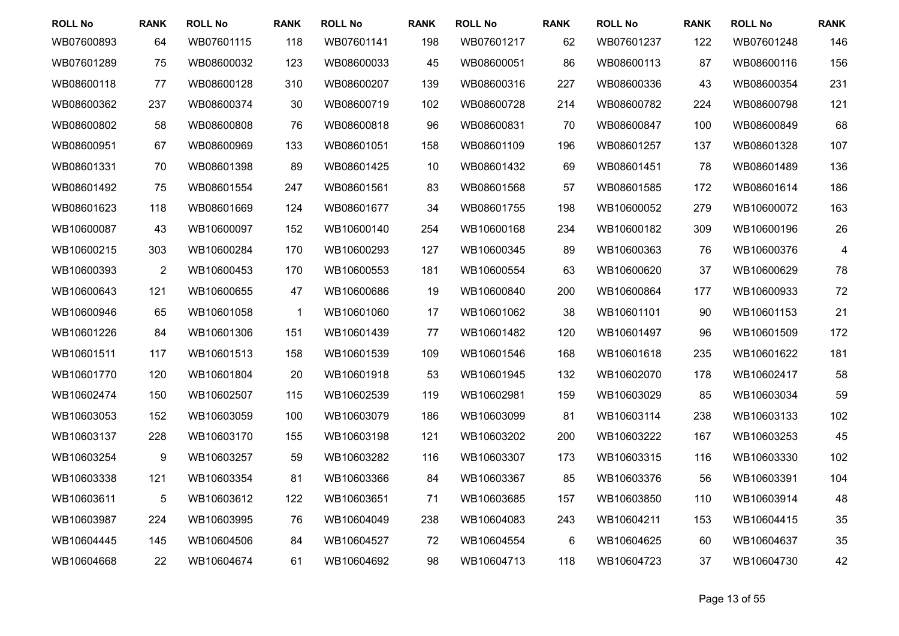| ROLL No | RANK | ROLL No | RANK | ROLL No | RANK | ROLL No | RANK | ROLL No | RANK | ROLL No | RANK |
|---|---|---|---|---|---|---|---|---|---|---|---|
| WB07600893 | 64 | WB07601115 | 118 | WB07601141 | 198 | WB07601217 | 62 | WB07601237 | 122 | WB07601248 | 146 |
| WB07601289 | 75 | WB08600032 | 123 | WB08600033 | 45 | WB08600051 | 86 | WB08600113 | 87 | WB08600116 | 156 |
| WB08600118 | 77 | WB08600128 | 310 | WB08600207 | 139 | WB08600316 | 227 | WB08600336 | 43 | WB08600354 | 231 |
| WB08600362 | 237 | WB08600374 | 30 | WB08600719 | 102 | WB08600728 | 214 | WB08600782 | 224 | WB08600798 | 121 |
| WB08600802 | 58 | WB08600808 | 76 | WB08600818 | 96 | WB08600831 | 70 | WB08600847 | 100 | WB08600849 | 68 |
| WB08600951 | 67 | WB08600969 | 133 | WB08601051 | 158 | WB08601109 | 196 | WB08601257 | 137 | WB08601328 | 107 |
| WB08601331 | 70 | WB08601398 | 89 | WB08601425 | 10 | WB08601432 | 69 | WB08601451 | 78 | WB08601489 | 136 |
| WB08601492 | 75 | WB08601554 | 247 | WB08601561 | 83 | WB08601568 | 57 | WB08601585 | 172 | WB08601614 | 186 |
| WB08601623 | 118 | WB08601669 | 124 | WB08601677 | 34 | WB08601755 | 198 | WB10600052 | 279 | WB10600072 | 163 |
| WB10600087 | 43 | WB10600097 | 152 | WB10600140 | 254 | WB10600168 | 234 | WB10600182 | 309 | WB10600196 | 26 |
| WB10600215 | 303 | WB10600284 | 170 | WB10600293 | 127 | WB10600345 | 89 | WB10600363 | 76 | WB10600376 | 4 |
| WB10600393 | 2 | WB10600453 | 170 | WB10600553 | 181 | WB10600554 | 63 | WB10600620 | 37 | WB10600629 | 78 |
| WB10600643 | 121 | WB10600655 | 47 | WB10600686 | 19 | WB10600840 | 200 | WB10600864 | 177 | WB10600933 | 72 |
| WB10600946 | 65 | WB10601058 | 1 | WB10601060 | 17 | WB10601062 | 38 | WB10601101 | 90 | WB10601153 | 21 |
| WB10601226 | 84 | WB10601306 | 151 | WB10601439 | 77 | WB10601482 | 120 | WB10601497 | 96 | WB10601509 | 172 |
| WB10601511 | 117 | WB10601513 | 158 | WB10601539 | 109 | WB10601546 | 168 | WB10601618 | 235 | WB10601622 | 181 |
| WB10601770 | 120 | WB10601804 | 20 | WB10601918 | 53 | WB10601945 | 132 | WB10602070 | 178 | WB10602417 | 58 |
| WB10602474 | 150 | WB10602507 | 115 | WB10602539 | 119 | WB10602981 | 159 | WB10603029 | 85 | WB10603034 | 59 |
| WB10603053 | 152 | WB10603059 | 100 | WB10603079 | 186 | WB10603099 | 81 | WB10603114 | 238 | WB10603133 | 102 |
| WB10603137 | 228 | WB10603170 | 155 | WB10603198 | 121 | WB10603202 | 200 | WB10603222 | 167 | WB10603253 | 45 |
| WB10603254 | 9 | WB10603257 | 59 | WB10603282 | 116 | WB10603307 | 173 | WB10603315 | 116 | WB10603330 | 102 |
| WB10603338 | 121 | WB10603354 | 81 | WB10603366 | 84 | WB10603367 | 85 | WB10603376 | 56 | WB10603391 | 104 |
| WB10603611 | 5 | WB10603612 | 122 | WB10603651 | 71 | WB10603685 | 157 | WB10603850 | 110 | WB10603914 | 48 |
| WB10603987 | 224 | WB10603995 | 76 | WB10604049 | 238 | WB10604083 | 243 | WB10604211 | 153 | WB10604415 | 35 |
| WB10604445 | 145 | WB10604506 | 84 | WB10604527 | 72 | WB10604554 | 6 | WB10604625 | 60 | WB10604637 | 35 |
| WB10604668 | 22 | WB10604674 | 61 | WB10604692 | 98 | WB10604713 | 118 | WB10604723 | 37 | WB10604730 | 42 |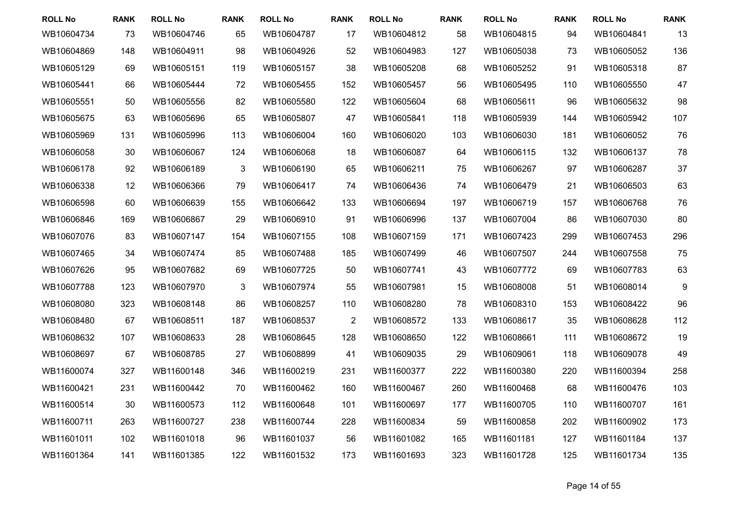| ROLL No | RANK | ROLL No | RANK | ROLL No | RANK | ROLL No | RANK | ROLL No | RANK | ROLL No | RANK |
|---|---|---|---|---|---|---|---|---|---|---|---|
| WB10604734 | 73 | WB10604746 | 65 | WB10604787 | 17 | WB10604812 | 58 | WB10604815 | 94 | WB10604841 | 13 |
| WB10604869 | 148 | WB10604911 | 98 | WB10604926 | 52 | WB10604983 | 127 | WB10605038 | 73 | WB10605052 | 136 |
| WB10605129 | 69 | WB10605151 | 119 | WB10605157 | 38 | WB10605208 | 68 | WB10605252 | 91 | WB10605318 | 87 |
| WB10605441 | 66 | WB10605444 | 72 | WB10605455 | 152 | WB10605457 | 56 | WB10605495 | 110 | WB10605550 | 47 |
| WB10605551 | 50 | WB10605556 | 82 | WB10605580 | 122 | WB10605604 | 68 | WB10605611 | 96 | WB10605632 | 98 |
| WB10605675 | 63 | WB10605696 | 65 | WB10605807 | 47 | WB10605841 | 118 | WB10605939 | 144 | WB10605942 | 107 |
| WB10605969 | 131 | WB10605996 | 113 | WB10606004 | 160 | WB10606020 | 103 | WB10606030 | 181 | WB10606052 | 76 |
| WB10606058 | 30 | WB10606067 | 124 | WB10606068 | 18 | WB10606087 | 64 | WB10606115 | 132 | WB10606137 | 78 |
| WB10606178 | 92 | WB10606189 | 3 | WB10606190 | 65 | WB10606211 | 75 | WB10606267 | 97 | WB10606287 | 37 |
| WB10606338 | 12 | WB10606366 | 79 | WB10606417 | 74 | WB10606436 | 74 | WB10606479 | 21 | WB10606503 | 63 |
| WB10606598 | 60 | WB10606639 | 155 | WB10606642 | 133 | WB10606694 | 197 | WB10606719 | 157 | WB10606768 | 76 |
| WB10606846 | 169 | WB10606867 | 29 | WB10606910 | 91 | WB10606996 | 137 | WB10607004 | 86 | WB10607030 | 80 |
| WB10607076 | 83 | WB10607147 | 154 | WB10607155 | 108 | WB10607159 | 171 | WB10607423 | 299 | WB10607453 | 296 |
| WB10607465 | 34 | WB10607474 | 85 | WB10607488 | 185 | WB10607499 | 46 | WB10607507 | 244 | WB10607558 | 75 |
| WB10607626 | 95 | WB10607682 | 69 | WB10607725 | 50 | WB10607741 | 43 | WB10607772 | 69 | WB10607783 | 63 |
| WB10607788 | 123 | WB10607970 | 3 | WB10607974 | 55 | WB10607981 | 15 | WB10608008 | 51 | WB10608014 | 9 |
| WB10608080 | 323 | WB10608148 | 86 | WB10608257 | 110 | WB10608280 | 78 | WB10608310 | 153 | WB10608422 | 96 |
| WB10608480 | 67 | WB10608511 | 187 | WB10608537 | 2 | WB10608572 | 133 | WB10608617 | 35 | WB10608628 | 112 |
| WB10608632 | 107 | WB10608633 | 28 | WB10608645 | 128 | WB10608650 | 122 | WB10608661 | 111 | WB10608672 | 19 |
| WB10608697 | 67 | WB10608785 | 27 | WB10608899 | 41 | WB10609035 | 29 | WB10609061 | 118 | WB10609078 | 49 |
| WB11600074 | 327 | WB11600148 | 346 | WB11600219 | 231 | WB11600377 | 222 | WB11600380 | 220 | WB11600394 | 258 |
| WB11600421 | 231 | WB11600442 | 70 | WB11600462 | 160 | WB11600467 | 260 | WB11600468 | 68 | WB11600476 | 103 |
| WB11600514 | 30 | WB11600573 | 112 | WB11600648 | 101 | WB11600697 | 177 | WB11600705 | 110 | WB11600707 | 161 |
| WB11600711 | 263 | WB11600727 | 238 | WB11600744 | 228 | WB11600834 | 59 | WB11600858 | 202 | WB11600902 | 173 |
| WB11601011 | 102 | WB11601018 | 96 | WB11601037 | 56 | WB11601082 | 165 | WB11601181 | 127 | WB11601184 | 137 |
| WB11601364 | 141 | WB11601385 | 122 | WB11601532 | 173 | WB11601693 | 323 | WB11601728 | 125 | WB11601734 | 135 |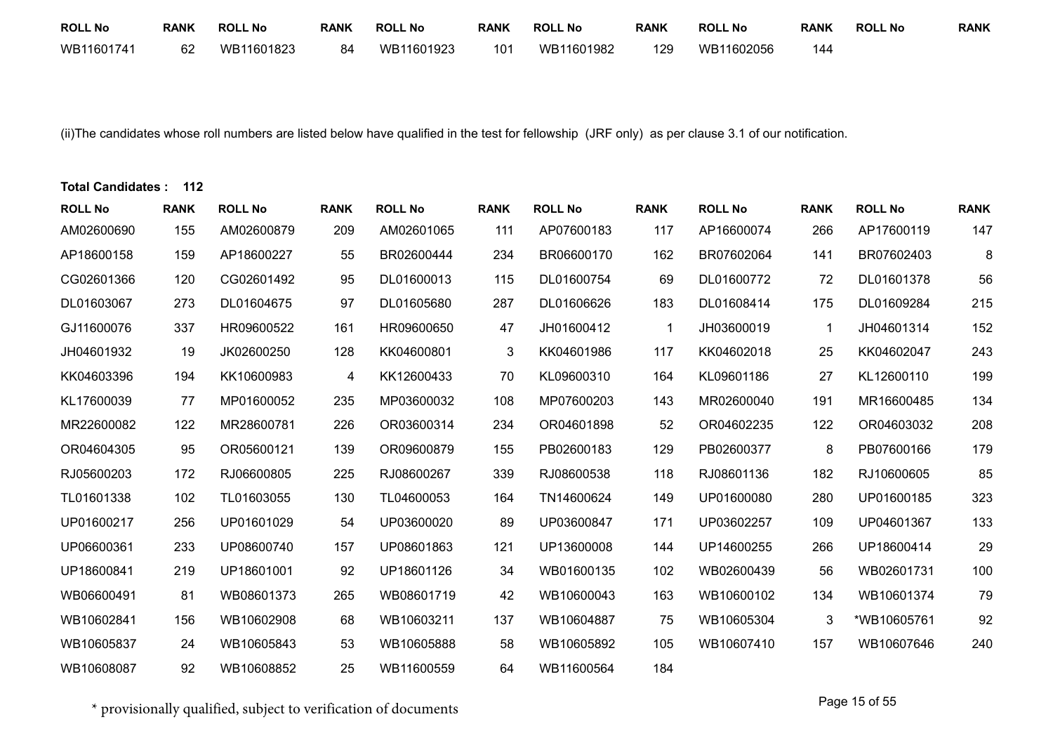| ROLL No | RANK | ROLL No | RANK | ROLL No | RANK | ROLL No | RANK | ROLL No | RANK | ROLL No | RANK |
|---|---|---|---|---|---|---|---|---|---|---|---|
| WB11601741 | 62 | WB11601823 | 84 | WB11601923 | 101 | WB11601982 | 129 | WB11602056 | 144 | | |

(ii)The candidates whose roll numbers are listed below have qualified in the test for fellowship (JRF only) as per clause 3.1 of our notification.

**Total Candidates : 112**

| ROLL No | RANK | ROLL No | RANK | ROLL No | RANK | ROLL No | RANK | ROLL No | RANK | ROLL No | RANK |
|---|---|---|---|---|---|---|---|---|---|---|---|
| AM02600690 | 155 | AM02600879 | 209 | AM02601065 | 111 | AP07600183 | 117 | AP16600074 | 266 | AP17600119 | 147 |
| AP18600158 | 159 | AP18600227 | 55 | BR02600444 | 234 | BR06600170 | 162 | BR07602064 | 141 | BR07602403 | 8 |
| CG02601366 | 120 | CG02601492 | 95 | DL01600013 | 115 | DL01600754 | 69 | DL01600772 | 72 | DL01601378 | 56 |
| DL01603067 | 273 | DL01604675 | 97 | DL01605680 | 287 | DL01606626 | 183 | DL01608414 | 175 | DL01609284 | 215 |
| GJ11600076 | 337 | HR09600522 | 161 | HR09600650 | 47 | JH01600412 | 1 | JH03600019 | 1 | JH04601314 | 152 |
| JH04601932 | 19 | JK02600250 | 128 | KK04600801 | 3 | KK04601986 | 117 | KK04602018 | 25 | KK04602047 | 243 |
| KK04603396 | 194 | KK10600983 | 4 | KK12600433 | 70 | KL09600310 | 164 | KL09601186 | 27 | KL12600110 | 199 |
| KL17600039 | 77 | MP01600052 | 235 | MP03600032 | 108 | MP07600203 | 143 | MR02600040 | 191 | MR16600485 | 134 |
| MR22600082 | 122 | MR28600781 | 226 | OR03600314 | 234 | OR04601898 | 52 | OR04602235 | 122 | OR04603032 | 208 |
| OR04604305 | 95 | OR05600121 | 139 | OR09600879 | 155 | PB02600183 | 129 | PB02600377 | 8 | PB07600166 | 179 |
| RJ05600203 | 172 | RJ06600805 | 225 | RJ08600267 | 339 | RJ08600538 | 118 | RJ08601136 | 182 | RJ10600605 | 85 |
| TL01601338 | 102 | TL01603055 | 130 | TL04600053 | 164 | TN14600624 | 149 | UP01600080 | 280 | UP01600185 | 323 |
| UP01600217 | 256 | UP01601029 | 54 | UP03600020 | 89 | UP03600847 | 171 | UP03602257 | 109 | UP04601367 | 133 |
| UP06600361 | 233 | UP08600740 | 157 | UP08601863 | 121 | UP13600008 | 144 | UP14600255 | 266 | UP18600414 | 29 |
| UP18600841 | 219 | UP18601001 | 92 | UP18601126 | 34 | WB01600135 | 102 | WB02600439 | 56 | WB02601731 | 100 |
| WB06600491 | 81 | WB08601373 | 265 | WB08601719 | 42 | WB10600043 | 163 | WB10600102 | 134 | WB10601374 | 79 |
| WB10602841 | 156 | WB10602908 | 68 | WB10603211 | 137 | WB10604887 | 75 | WB10605304 | 3 | *WB10605761 | 92 |
| WB10605837 | 24 | WB10605843 | 53 | WB10605888 | 58 | WB10605892 | 105 | WB10607410 | 157 | WB10607646 | 240 |
| WB10608087 | 92 | WB10608852 | 25 | WB11600559 | 64 | WB11600564 | 184 | | | | |

\* provisionally qualified, subject to verification of documents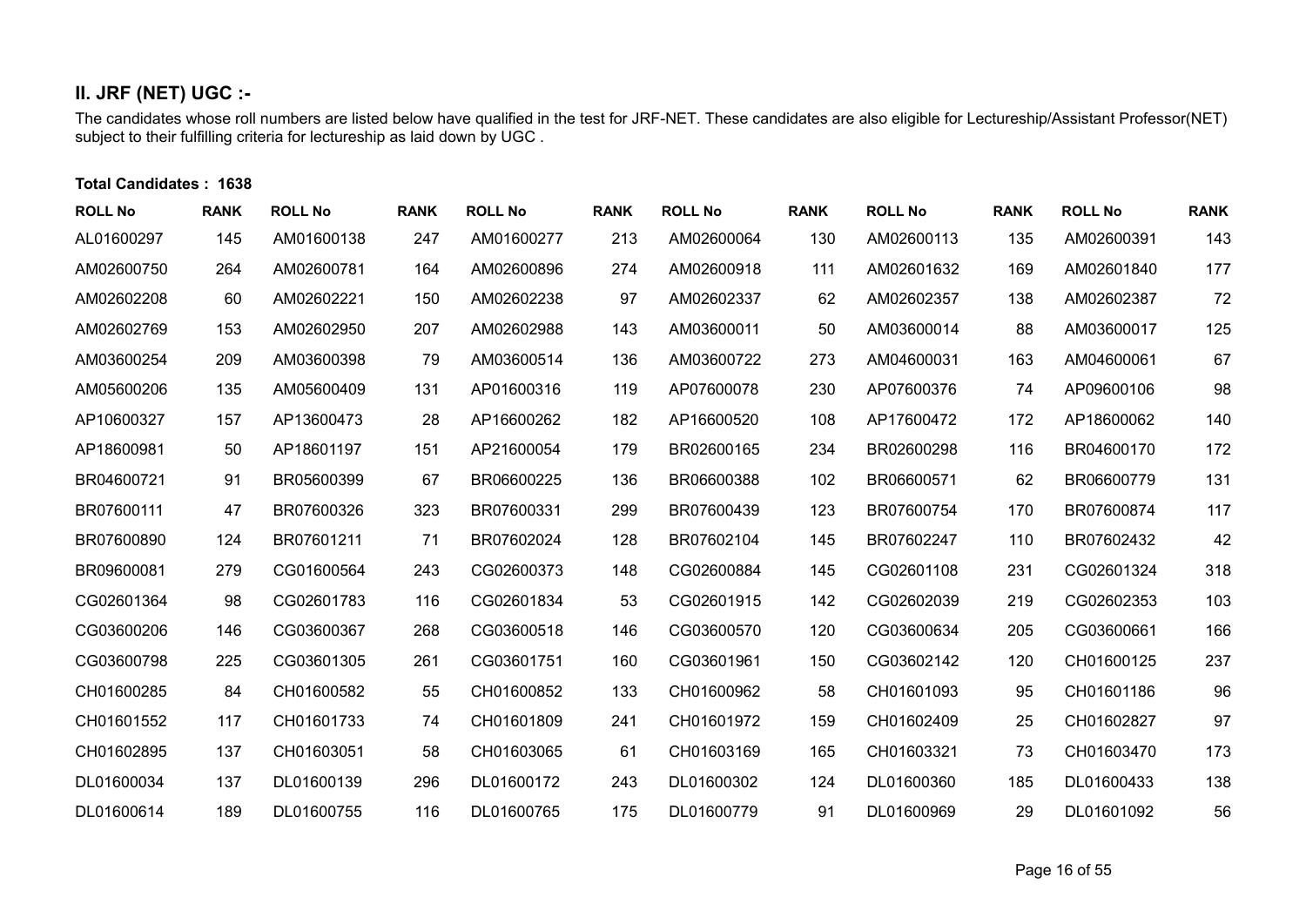## II. JRF (NET) UGC :-

The candidates whose roll numbers are listed below have qualified in the test for JRF-NET. These candidates are also eligible for Lectureship/Assistant Professor(NET) subject to their fulfilling criteria for lectureship as laid down by UGC .

**Total Candidates : 1638**

| ROLL No | RANK | ROLL No | RANK | ROLL No | RANK | ROLL No | RANK | ROLL No | RANK | ROLL No | RANK |
|---|---|---|---|---|---|---|---|---|---|---|---|
| AL01600297 | 145 | AM01600138 | 247 | AM01600277 | 213 | AM02600064 | 130 | AM02600113 | 135 | AM02600391 | 143 |
| AM02600750 | 264 | AM02600781 | 164 | AM02600896 | 274 | AM02600918 | 111 | AM02601632 | 169 | AM02601840 | 177 |
| AM02602208 | 60 | AM02602221 | 150 | AM02602238 | 97 | AM02602337 | 62 | AM02602357 | 138 | AM02602387 | 72 |
| AM02602769 | 153 | AM02602950 | 207 | AM02602988 | 143 | AM03600011 | 50 | AM03600014 | 88 | AM03600017 | 125 |
| AM03600254 | 209 | AM03600398 | 79 | AM03600514 | 136 | AM03600722 | 273 | AM04600031 | 163 | AM04600061 | 67 |
| AM05600206 | 135 | AM05600409 | 131 | AP01600316 | 119 | AP07600078 | 230 | AP07600376 | 74 | AP09600106 | 98 |
| AP10600327 | 157 | AP13600473 | 28 | AP16600262 | 182 | AP16600520 | 108 | AP17600472 | 172 | AP18600062 | 140 |
| AP18600981 | 50 | AP18601197 | 151 | AP21600054 | 179 | BR02600165 | 234 | BR02600298 | 116 | BR04600170 | 172 |
| BR04600721 | 91 | BR05600399 | 67 | BR06600225 | 136 | BR06600388 | 102 | BR06600571 | 62 | BR06600779 | 131 |
| BR07600111 | 47 | BR07600326 | 323 | BR07600331 | 299 | BR07600439 | 123 | BR07600754 | 170 | BR07600874 | 117 |
| BR07600890 | 124 | BR07601211 | 71 | BR07602024 | 128 | BR07602104 | 145 | BR07602247 | 110 | BR07602432 | 42 |
| BR09600081 | 279 | CG01600564 | 243 | CG02600373 | 148 | CG02600884 | 145 | CG02601108 | 231 | CG02601324 | 318 |
| CG02601364 | 98 | CG02601783 | 116 | CG02601834 | 53 | CG02601915 | 142 | CG02602039 | 219 | CG02602353 | 103 |
| CG03600206 | 146 | CG03600367 | 268 | CG03600518 | 146 | CG03600570 | 120 | CG03600634 | 205 | CG03600661 | 166 |
| CG03600798 | 225 | CG03601305 | 261 | CG03601751 | 160 | CG03601961 | 150 | CG03602142 | 120 | CH01600125 | 237 |
| CH01600285 | 84 | CH01600582 | 55 | CH01600852 | 133 | CH01600962 | 58 | CH01601093 | 95 | CH01601186 | 96 |
| CH01601552 | 117 | CH01601733 | 74 | CH01601809 | 241 | CH01601972 | 159 | CH01602409 | 25 | CH01602827 | 97 |
| CH01602895 | 137 | CH01603051 | 58 | CH01603065 | 61 | CH01603169 | 165 | CH01603321 | 73 | CH01603470 | 173 |
| DL01600034 | 137 | DL01600139 | 296 | DL01600172 | 243 | DL01600302 | 124 | DL01600360 | 185 | DL01600433 | 138 |
| DL01600614 | 189 | DL01600755 | 116 | DL01600765 | 175 | DL01600779 | 91 | DL01600969 | 29 | DL01601092 | 56 |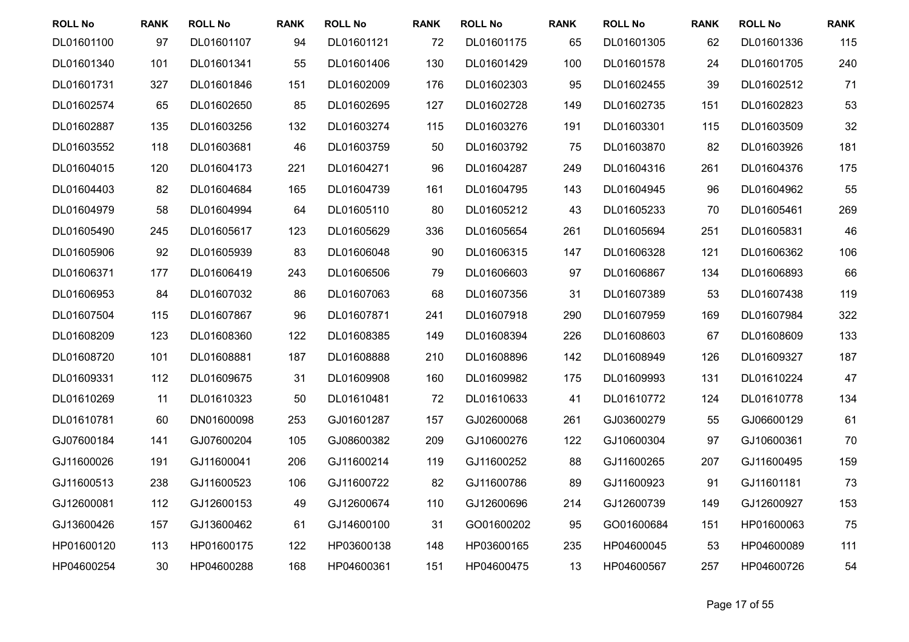| ROLL No | RANK | ROLL No | RANK | ROLL No | RANK | ROLL No | RANK | ROLL No | RANK | ROLL No | RANK |
|---|---|---|---|---|---|---|---|---|---|---|---|
| DL01601100 | 97 | DL01601107 | 94 | DL01601121 | 72 | DL01601175 | 65 | DL01601305 | 62 | DL01601336 | 115 |
| DL01601340 | 101 | DL01601341 | 55 | DL01601406 | 130 | DL01601429 | 100 | DL01601578 | 24 | DL01601705 | 240 |
| DL01601731 | 327 | DL01601846 | 151 | DL01602009 | 176 | DL01602303 | 95 | DL01602455 | 39 | DL01602512 | 71 |
| DL01602574 | 65 | DL01602650 | 85 | DL01602695 | 127 | DL01602728 | 149 | DL01602735 | 151 | DL01602823 | 53 |
| DL01602887 | 135 | DL01603256 | 132 | DL01603274 | 115 | DL01603276 | 191 | DL01603301 | 115 | DL01603509 | 32 |
| DL01603552 | 118 | DL01603681 | 46 | DL01603759 | 50 | DL01603792 | 75 | DL01603870 | 82 | DL01603926 | 181 |
| DL01604015 | 120 | DL01604173 | 221 | DL01604271 | 96 | DL01604287 | 249 | DL01604316 | 261 | DL01604376 | 175 |
| DL01604403 | 82 | DL01604684 | 165 | DL01604739 | 161 | DL01604795 | 143 | DL01604945 | 96 | DL01604962 | 55 |
| DL01604979 | 58 | DL01604994 | 64 | DL01605110 | 80 | DL01605212 | 43 | DL01605233 | 70 | DL01605461 | 269 |
| DL01605490 | 245 | DL01605617 | 123 | DL01605629 | 336 | DL01605654 | 261 | DL01605694 | 251 | DL01605831 | 46 |
| DL01605906 | 92 | DL01605939 | 83 | DL01606048 | 90 | DL01606315 | 147 | DL01606328 | 121 | DL01606362 | 106 |
| DL01606371 | 177 | DL01606419 | 243 | DL01606506 | 79 | DL01606603 | 97 | DL01606867 | 134 | DL01606893 | 66 |
| DL01606953 | 84 | DL01607032 | 86 | DL01607063 | 68 | DL01607356 | 31 | DL01607389 | 53 | DL01607438 | 119 |
| DL01607504 | 115 | DL01607867 | 96 | DL01607871 | 241 | DL01607918 | 290 | DL01607959 | 169 | DL01607984 | 322 |
| DL01608209 | 123 | DL01608360 | 122 | DL01608385 | 149 | DL01608394 | 226 | DL01608603 | 67 | DL01608609 | 133 |
| DL01608720 | 101 | DL01608881 | 187 | DL01608888 | 210 | DL01608896 | 142 | DL01608949 | 126 | DL01609327 | 187 |
| DL01609331 | 112 | DL01609675 | 31 | DL01609908 | 160 | DL01609982 | 175 | DL01609993 | 131 | DL01610224 | 47 |
| DL01610269 | 11 | DL01610323 | 50 | DL01610481 | 72 | DL01610633 | 41 | DL01610772 | 124 | DL01610778 | 134 |
| DL01610781 | 60 | DN01600098 | 253 | GJ01601287 | 157 | GJ02600068 | 261 | GJ03600279 | 55 | GJ06600129 | 61 |
| GJ07600184 | 141 | GJ07600204 | 105 | GJ08600382 | 209 | GJ10600276 | 122 | GJ10600304 | 97 | GJ10600361 | 70 |
| GJ11600026 | 191 | GJ11600041 | 206 | GJ11600214 | 119 | GJ11600252 | 88 | GJ11600265 | 207 | GJ11600495 | 159 |
| GJ11600513 | 238 | GJ11600523 | 106 | GJ11600722 | 82 | GJ11600786 | 89 | GJ11600923 | 91 | GJ11601181 | 73 |
| GJ12600081 | 112 | GJ12600153 | 49 | GJ12600674 | 110 | GJ12600696 | 214 | GJ12600739 | 149 | GJ12600927 | 153 |
| GJ13600426 | 157 | GJ13600462 | 61 | GJ14600100 | 31 | GO01600202 | 95 | GO01600684 | 151 | HP01600063 | 75 |
| HP01600120 | 113 | HP01600175 | 122 | HP03600138 | 148 | HP03600165 | 235 | HP04600045 | 53 | HP04600089 | 111 |
| HP04600254 | 30 | HP04600288 | 168 | HP04600361 | 151 | HP04600475 | 13 | HP04600567 | 257 | HP04600726 | 54 |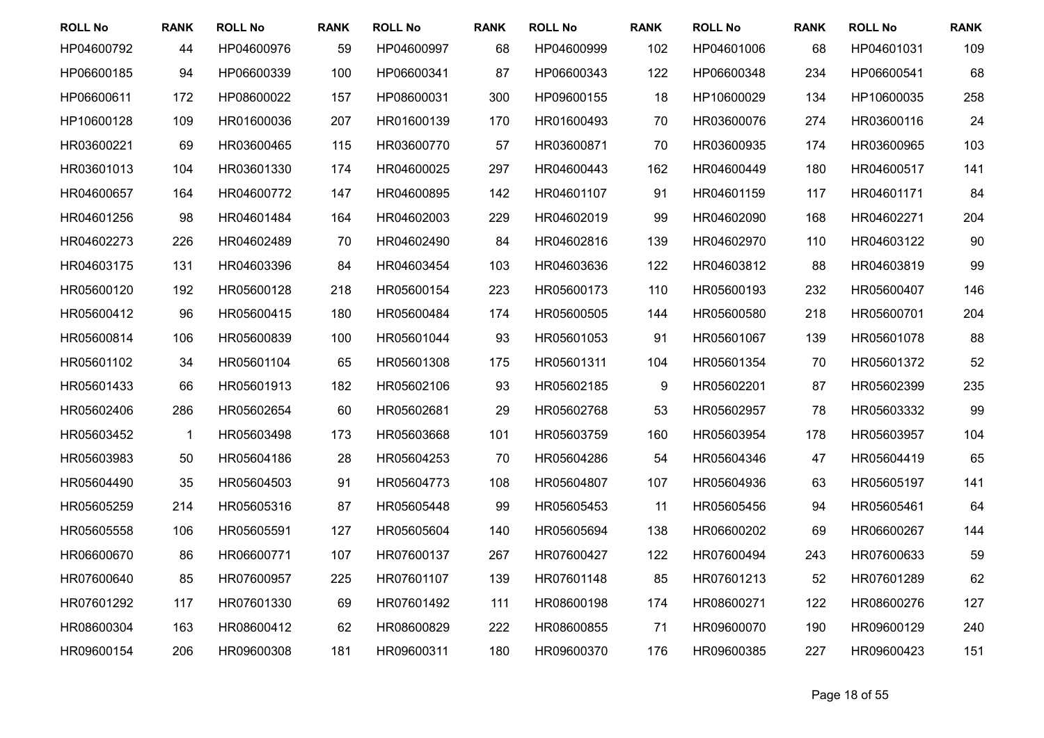| ROLL No | RANK | ROLL No | RANK | ROLL No | RANK | ROLL No | RANK | ROLL No | RANK | ROLL No | RANK |
|---|---|---|---|---|---|---|---|---|---|---|---|
| HP04600792 | 44 | HP04600976 | 59 | HP04600997 | 68 | HP04600999 | 102 | HP04601006 | 68 | HP04601031 | 109 |
| HP06600185 | 94 | HP06600339 | 100 | HP06600341 | 87 | HP06600343 | 122 | HP06600348 | 234 | HP06600541 | 68 |
| HP06600611 | 172 | HP08600022 | 157 | HP08600031 | 300 | HP09600155 | 18 | HP10600029 | 134 | HP10600035 | 258 |
| HP10600128 | 109 | HR01600036 | 207 | HR01600139 | 170 | HR01600493 | 70 | HR03600076 | 274 | HR03600116 | 24 |
| HR03600221 | 69 | HR03600465 | 115 | HR03600770 | 57 | HR03600871 | 70 | HR03600935 | 174 | HR03600965 | 103 |
| HR03601013 | 104 | HR03601330 | 174 | HR04600025 | 297 | HR04600443 | 162 | HR04600449 | 180 | HR04600517 | 141 |
| HR04600657 | 164 | HR04600772 | 147 | HR04600895 | 142 | HR04601107 | 91 | HR04601159 | 117 | HR04601171 | 84 |
| HR04601256 | 98 | HR04601484 | 164 | HR04602003 | 229 | HR04602019 | 99 | HR04602090 | 168 | HR04602271 | 204 |
| HR04602273 | 226 | HR04602489 | 70 | HR04602490 | 84 | HR04602816 | 139 | HR04602970 | 110 | HR04603122 | 90 |
| HR04603175 | 131 | HR04603396 | 84 | HR04603454 | 103 | HR04603636 | 122 | HR04603812 | 88 | HR04603819 | 99 |
| HR05600120 | 192 | HR05600128 | 218 | HR05600154 | 223 | HR05600173 | 110 | HR05600193 | 232 | HR05600407 | 146 |
| HR05600412 | 96 | HR05600415 | 180 | HR05600484 | 174 | HR05600505 | 144 | HR05600580 | 218 | HR05600701 | 204 |
| HR05600814 | 106 | HR05600839 | 100 | HR05601044 | 93 | HR05601053 | 91 | HR05601067 | 139 | HR05601078 | 88 |
| HR05601102 | 34 | HR05601104 | 65 | HR05601308 | 175 | HR05601311 | 104 | HR05601354 | 70 | HR05601372 | 52 |
| HR05601433 | 66 | HR05601913 | 182 | HR05602106 | 93 | HR05602185 | 9 | HR05602201 | 87 | HR05602399 | 235 |
| HR05602406 | 286 | HR05602654 | 60 | HR05602681 | 29 | HR05602768 | 53 | HR05602957 | 78 | HR05603332 | 99 |
| HR05603452 | 1 | HR05603498 | 173 | HR05603668 | 101 | HR05603759 | 160 | HR05603954 | 178 | HR05603957 | 104 |
| HR05603983 | 50 | HR05604186 | 28 | HR05604253 | 70 | HR05604286 | 54 | HR05604346 | 47 | HR05604419 | 65 |
| HR05604490 | 35 | HR05604503 | 91 | HR05604773 | 108 | HR05604807 | 107 | HR05604936 | 63 | HR05605197 | 141 |
| HR05605259 | 214 | HR05605316 | 87 | HR05605448 | 99 | HR05605453 | 11 | HR05605456 | 94 | HR05605461 | 64 |
| HR05605558 | 106 | HR05605591 | 127 | HR05605604 | 140 | HR05605694 | 138 | HR06600202 | 69 | HR06600267 | 144 |
| HR06600670 | 86 | HR06600771 | 107 | HR07600137 | 267 | HR07600427 | 122 | HR07600494 | 243 | HR07600633 | 59 |
| HR07600640 | 85 | HR07600957 | 225 | HR07601107 | 139 | HR07601148 | 85 | HR07601213 | 52 | HR07601289 | 62 |
| HR07601292 | 117 | HR07601330 | 69 | HR07601492 | 111 | HR08600198 | 174 | HR08600271 | 122 | HR08600276 | 127 |
| HR08600304 | 163 | HR08600412 | 62 | HR08600829 | 222 | HR08600855 | 71 | HR09600070 | 190 | HR09600129 | 240 |
| HR09600154 | 206 | HR09600308 | 181 | HR09600311 | 180 | HR09600370 | 176 | HR09600385 | 227 | HR09600423 | 151 |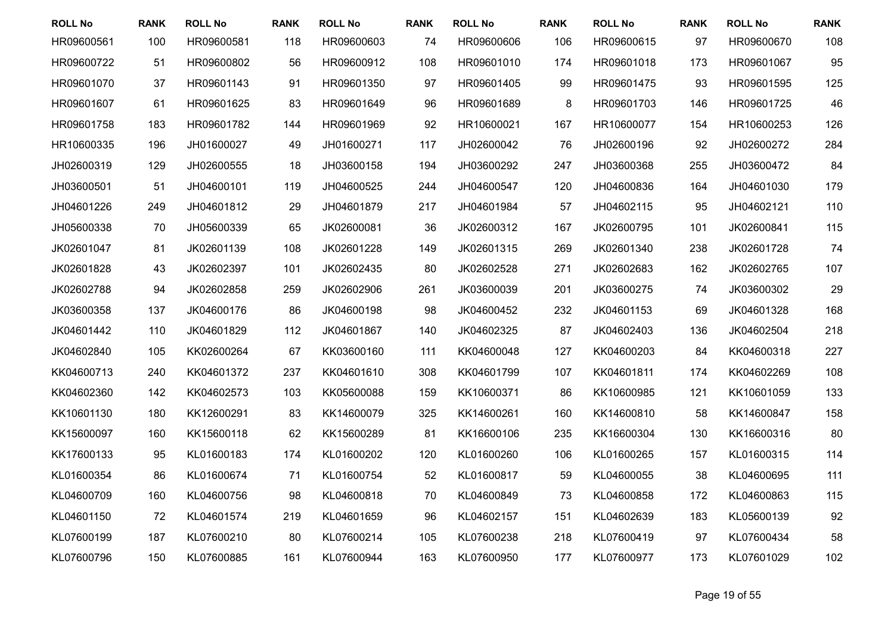| ROLL No | RANK | ROLL No | RANK | ROLL No | RANK | ROLL No | RANK | ROLL No | RANK | ROLL No | RANK |
|---|---|---|---|---|---|---|---|---|---|---|---|
| HR09600561 | 100 | HR09600581 | 118 | HR09600603 | 74 | HR09600606 | 106 | HR09600615 | 97 | HR09600670 | 108 |
| HR09600722 | 51 | HR09600802 | 56 | HR09600912 | 108 | HR09601010 | 174 | HR09601018 | 173 | HR09601067 | 95 |
| HR09601070 | 37 | HR09601143 | 91 | HR09601350 | 97 | HR09601405 | 99 | HR09601475 | 93 | HR09601595 | 125 |
| HR09601607 | 61 | HR09601625 | 83 | HR09601649 | 96 | HR09601689 | 8 | HR09601703 | 146 | HR09601725 | 46 |
| HR09601758 | 183 | HR09601782 | 144 | HR09601969 | 92 | HR10600021 | 167 | HR10600077 | 154 | HR10600253 | 126 |
| HR10600335 | 196 | JH01600027 | 49 | JH01600271 | 117 | JH02600042 | 76 | JH02600196 | 92 | JH02600272 | 284 |
| JH02600319 | 129 | JH02600555 | 18 | JH03600158 | 194 | JH03600292 | 247 | JH03600368 | 255 | JH03600472 | 84 |
| JH03600501 | 51 | JH04600101 | 119 | JH04600525 | 244 | JH04600547 | 120 | JH04600836 | 164 | JH04601030 | 179 |
| JH04601226 | 249 | JH04601812 | 29 | JH04601879 | 217 | JH04601984 | 57 | JH04602115 | 95 | JH04602121 | 110 |
| JH05600338 | 70 | JH05600339 | 65 | JK02600081 | 36 | JK02600312 | 167 | JK02600795 | 101 | JK02600841 | 115 |
| JK02601047 | 81 | JK02601139 | 108 | JK02601228 | 149 | JK02601315 | 269 | JK02601340 | 238 | JK02601728 | 74 |
| JK02601828 | 43 | JK02602397 | 101 | JK02602435 | 80 | JK02602528 | 271 | JK02602683 | 162 | JK02602765 | 107 |
| JK02602788 | 94 | JK02602858 | 259 | JK02602906 | 261 | JK03600039 | 201 | JK03600275 | 74 | JK03600302 | 29 |
| JK03600358 | 137 | JK04600176 | 86 | JK04600198 | 98 | JK04600452 | 232 | JK04601153 | 69 | JK04601328 | 168 |
| JK04601442 | 110 | JK04601829 | 112 | JK04601867 | 140 | JK04602325 | 87 | JK04602403 | 136 | JK04602504 | 218 |
| JK04602840 | 105 | KK02600264 | 67 | KK03600160 | 111 | KK04600048 | 127 | KK04600203 | 84 | KK04600318 | 227 |
| KK04600713 | 240 | KK04601372 | 237 | KK04601610 | 308 | KK04601799 | 107 | KK04601811 | 174 | KK04602269 | 108 |
| KK04602360 | 142 | KK04602573 | 103 | KK05600088 | 159 | KK10600371 | 86 | KK10600985 | 121 | KK10601059 | 133 |
| KK10601130 | 180 | KK12600291 | 83 | KK14600079 | 325 | KK14600261 | 160 | KK14600810 | 58 | KK14600847 | 158 |
| KK15600097 | 160 | KK15600118 | 62 | KK15600289 | 81 | KK16600106 | 235 | KK16600304 | 130 | KK16600316 | 80 |
| KK17600133 | 95 | KL01600183 | 174 | KL01600202 | 120 | KL01600260 | 106 | KL01600265 | 157 | KL01600315 | 114 |
| KL01600354 | 86 | KL01600674 | 71 | KL01600754 | 52 | KL01600817 | 59 | KL04600055 | 38 | KL04600695 | 111 |
| KL04600709 | 160 | KL04600756 | 98 | KL04600818 | 70 | KL04600849 | 73 | KL04600858 | 172 | KL04600863 | 115 |
| KL04601150 | 72 | KL04601574 | 219 | KL04601659 | 96 | KL04602157 | 151 | KL04602639 | 183 | KL05600139 | 92 |
| KL07600199 | 187 | KL07600210 | 80 | KL07600214 | 105 | KL07600238 | 218 | KL07600419 | 97 | KL07600434 | 58 |
| KL07600796 | 150 | KL07600885 | 161 | KL07600944 | 163 | KL07600950 | 177 | KL07600977 | 173 | KL07601029 | 102 |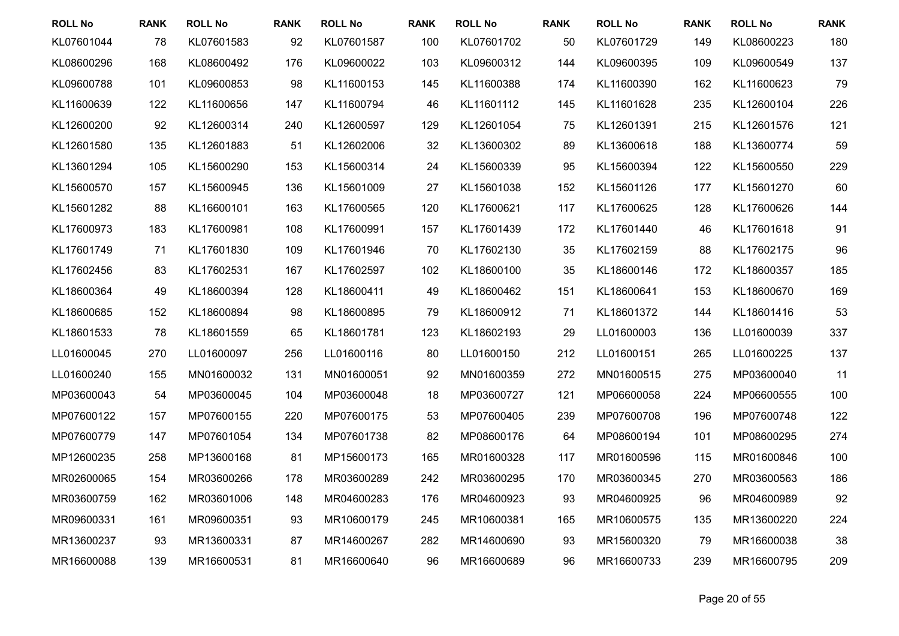| ROLL No | RANK | ROLL No | RANK | ROLL No | RANK | ROLL No | RANK | ROLL No | RANK | ROLL No | RANK |
|---|---|---|---|---|---|---|---|---|---|---|---|
| KL07601044 | 78 | KL07601583 | 92 | KL07601587 | 100 | KL07601702 | 50 | KL07601729 | 149 | KL08600223 | 180 |
| KL08600296 | 168 | KL08600492 | 176 | KL09600022 | 103 | KL09600312 | 144 | KL09600395 | 109 | KL09600549 | 137 |
| KL09600788 | 101 | KL09600853 | 98 | KL11600153 | 145 | KL11600388 | 174 | KL11600390 | 162 | KL11600623 | 79 |
| KL11600639 | 122 | KL11600656 | 147 | KL11600794 | 46 | KL11601112 | 145 | KL11601628 | 235 | KL12600104 | 226 |
| KL12600200 | 92 | KL12600314 | 240 | KL12600597 | 129 | KL12601054 | 75 | KL12601391 | 215 | KL12601576 | 121 |
| KL12601580 | 135 | KL12601883 | 51 | KL12602006 | 32 | KL13600302 | 89 | KL13600618 | 188 | KL13600774 | 59 |
| KL13601294 | 105 | KL15600290 | 153 | KL15600314 | 24 | KL15600339 | 95 | KL15600394 | 122 | KL15600550 | 229 |
| KL15600570 | 157 | KL15600945 | 136 | KL15601009 | 27 | KL15601038 | 152 | KL15601126 | 177 | KL15601270 | 60 |
| KL15601282 | 88 | KL16600101 | 163 | KL17600565 | 120 | KL17600621 | 117 | KL17600625 | 128 | KL17600626 | 144 |
| KL17600973 | 183 | KL17600981 | 108 | KL17600991 | 157 | KL17601439 | 172 | KL17601440 | 46 | KL17601618 | 91 |
| KL17601749 | 71 | KL17601830 | 109 | KL17601946 | 70 | KL17602130 | 35 | KL17602159 | 88 | KL17602175 | 96 |
| KL17602456 | 83 | KL17602531 | 167 | KL17602597 | 102 | KL18600100 | 35 | KL18600146 | 172 | KL18600357 | 185 |
| KL18600364 | 49 | KL18600394 | 128 | KL18600411 | 49 | KL18600462 | 151 | KL18600641 | 153 | KL18600670 | 169 |
| KL18600685 | 152 | KL18600894 | 98 | KL18600895 | 79 | KL18600912 | 71 | KL18601372 | 144 | KL18601416 | 53 |
| KL18601533 | 78 | KL18601559 | 65 | KL18601781 | 123 | KL18602193 | 29 | LL01600003 | 136 | LL01600039 | 337 |
| LL01600045 | 270 | LL01600097 | 256 | LL01600116 | 80 | LL01600150 | 212 | LL01600151 | 265 | LL01600225 | 137 |
| LL01600240 | 155 | MN01600032 | 131 | MN01600051 | 92 | MN01600359 | 272 | MN01600515 | 275 | MP03600040 | 11 |
| MP03600043 | 54 | MP03600045 | 104 | MP03600048 | 18 | MP03600727 | 121 | MP06600058 | 224 | MP06600555 | 100 |
| MP07600122 | 157 | MP07600155 | 220 | MP07600175 | 53 | MP07600405 | 239 | MP07600708 | 196 | MP07600748 | 122 |
| MP07600779 | 147 | MP07601054 | 134 | MP07601738 | 82 | MP08600176 | 64 | MP08600194 | 101 | MP08600295 | 274 |
| MP12600235 | 258 | MP13600168 | 81 | MP15600173 | 165 | MR01600328 | 117 | MR01600596 | 115 | MR01600846 | 100 |
| MR02600065 | 154 | MR03600266 | 178 | MR03600289 | 242 | MR03600295 | 170 | MR03600345 | 270 | MR03600563 | 186 |
| MR03600759 | 162 | MR03601006 | 148 | MR04600283 | 176 | MR04600923 | 93 | MR04600925 | 96 | MR04600989 | 92 |
| MR09600331 | 161 | MR09600351 | 93 | MR10600179 | 245 | MR10600381 | 165 | MR10600575 | 135 | MR13600220 | 224 |
| MR13600237 | 93 | MR13600331 | 87 | MR14600267 | 282 | MR14600690 | 93 | MR15600320 | 79 | MR16600038 | 38 |
| MR16600088 | 139 | MR16600531 | 81 | MR16600640 | 96 | MR16600689 | 96 | MR16600733 | 239 | MR16600795 | 209 |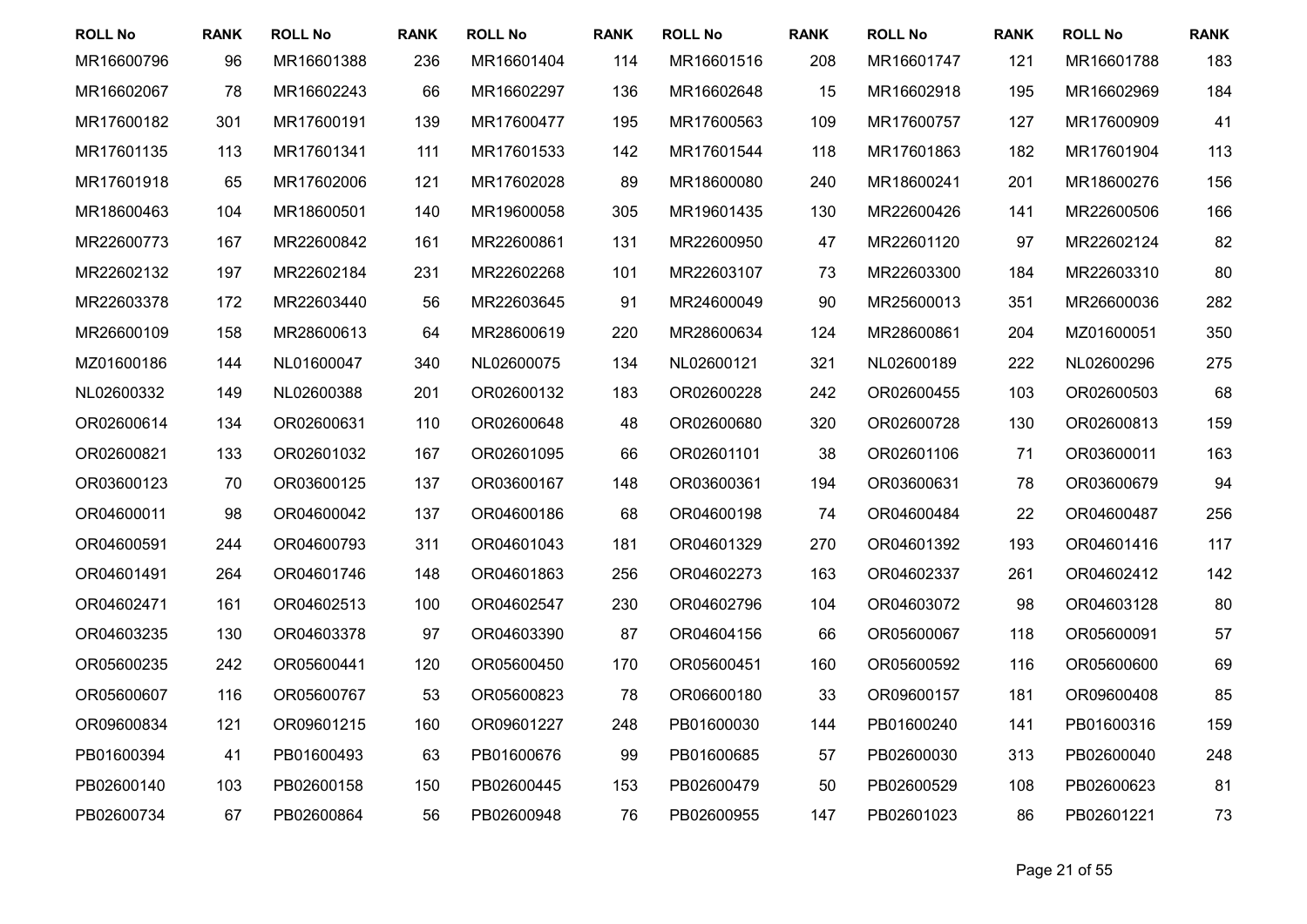| ROLL No | RANK | ROLL No | RANK | ROLL No | RANK | ROLL No | RANK | ROLL No | RANK | ROLL No | RANK |
|---|---|---|---|---|---|---|---|---|---|---|---|
| MR16600796 | 96 | MR16601388 | 236 | MR16601404 | 114 | MR16601516 | 208 | MR16601747 | 121 | MR16601788 | 183 |
| MR16602067 | 78 | MR16602243 | 66 | MR16602297 | 136 | MR16602648 | 15 | MR16602918 | 195 | MR16602969 | 184 |
| MR17600182 | 301 | MR17600191 | 139 | MR17600477 | 195 | MR17600563 | 109 | MR17600757 | 127 | MR17600909 | 41 |
| MR17601135 | 113 | MR17601341 | 111 | MR17601533 | 142 | MR17601544 | 118 | MR17601863 | 182 | MR17601904 | 113 |
| MR17601918 | 65 | MR17602006 | 121 | MR17602028 | 89 | MR18600080 | 240 | MR18600241 | 201 | MR18600276 | 156 |
| MR18600463 | 104 | MR18600501 | 140 | MR19600058 | 305 | MR19601435 | 130 | MR22600426 | 141 | MR22600506 | 166 |
| MR22600773 | 167 | MR22600842 | 161 | MR22600861 | 131 | MR22600950 | 47 | MR22601120 | 97 | MR22602124 | 82 |
| MR22602132 | 197 | MR22602184 | 231 | MR22602268 | 101 | MR22603107 | 73 | MR22603300 | 184 | MR22603310 | 80 |
| MR22603378 | 172 | MR22603440 | 56 | MR22603645 | 91 | MR24600049 | 90 | MR25600013 | 351 | MR26600036 | 282 |
| MR26600109 | 158 | MR28600613 | 64 | MR28600619 | 220 | MR28600634 | 124 | MR28600861 | 204 | MZ01600051 | 350 |
| MZ01600186 | 144 | NL01600047 | 340 | NL02600075 | 134 | NL02600121 | 321 | NL02600189 | 222 | NL02600296 | 275 |
| NL02600332 | 149 | NL02600388 | 201 | OR02600132 | 183 | OR02600228 | 242 | OR02600455 | 103 | OR02600503 | 68 |
| OR02600614 | 134 | OR02600631 | 110 | OR02600648 | 48 | OR02600680 | 320 | OR02600728 | 130 | OR02600813 | 159 |
| OR02600821 | 133 | OR02601032 | 167 | OR02601095 | 66 | OR02601101 | 38 | OR02601106 | 71 | OR03600011 | 163 |
| OR03600123 | 70 | OR03600125 | 137 | OR03600167 | 148 | OR03600361 | 194 | OR03600631 | 78 | OR03600679 | 94 |
| OR04600011 | 98 | OR04600042 | 137 | OR04600186 | 68 | OR04600198 | 74 | OR04600484 | 22 | OR04600487 | 256 |
| OR04600591 | 244 | OR04600793 | 311 | OR04601043 | 181 | OR04601329 | 270 | OR04601392 | 193 | OR04601416 | 117 |
| OR04601491 | 264 | OR04601746 | 148 | OR04601863 | 256 | OR04602273 | 163 | OR04602337 | 261 | OR04602412 | 142 |
| OR04602471 | 161 | OR04602513 | 100 | OR04602547 | 230 | OR04602796 | 104 | OR04603072 | 98 | OR04603128 | 80 |
| OR04603235 | 130 | OR04603378 | 97 | OR04603390 | 87 | OR04604156 | 66 | OR05600067 | 118 | OR05600091 | 57 |
| OR05600235 | 242 | OR05600441 | 120 | OR05600450 | 170 | OR05600451 | 160 | OR05600592 | 116 | OR05600600 | 69 |
| OR05600607 | 116 | OR05600767 | 53 | OR05600823 | 78 | OR06600180 | 33 | OR09600157 | 181 | OR09600408 | 85 |
| OR09600834 | 121 | OR09601215 | 160 | OR09601227 | 248 | PB01600030 | 144 | PB01600240 | 141 | PB01600316 | 159 |
| PB01600394 | 41 | PB01600493 | 63 | PB01600676 | 99 | PB01600685 | 57 | PB02600030 | 313 | PB02600040 | 248 |
| PB02600140 | 103 | PB02600158 | 150 | PB02600445 | 153 | PB02600479 | 50 | PB02600529 | 108 | PB02600623 | 81 |
| PB02600734 | 67 | PB02600864 | 56 | PB02600948 | 76 | PB02600955 | 147 | PB02601023 | 86 | PB02601221 | 73 |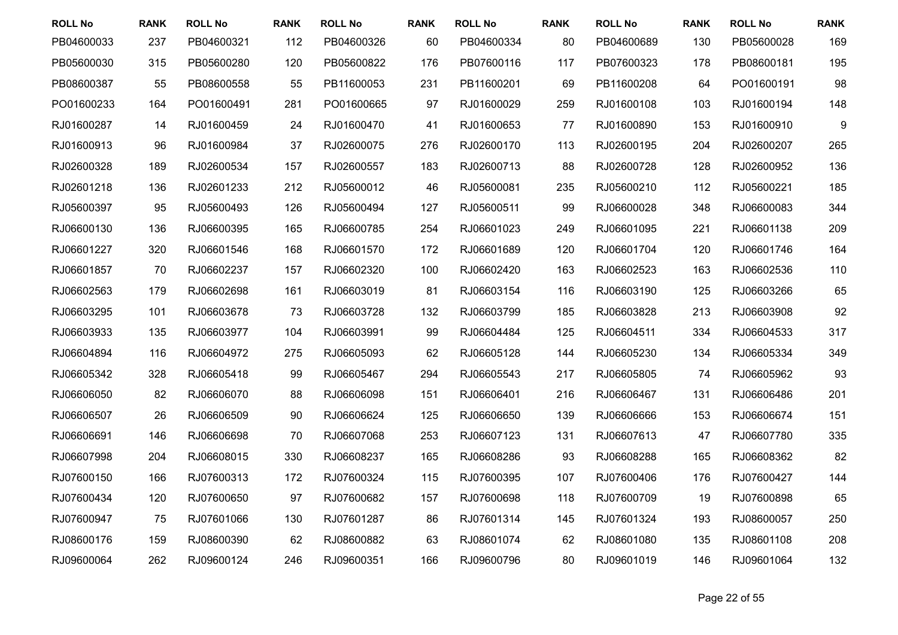| ROLL No | RANK | ROLL No | RANK | ROLL No | RANK | ROLL No | RANK | ROLL No | RANK | ROLL No | RANK |
|---|---|---|---|---|---|---|---|---|---|---|---|
| PB04600033 | 237 | PB04600321 | 112 | PB04600326 | 60 | PB04600334 | 80 | PB04600689 | 130 | PB05600028 | 169 |
| PB05600030 | 315 | PB05600280 | 120 | PB05600822 | 176 | PB07600116 | 117 | PB07600323 | 178 | PB08600181 | 195 |
| PB08600387 | 55 | PB08600558 | 55 | PB11600053 | 231 | PB11600201 | 69 | PB11600208 | 64 | PO01600191 | 98 |
| PO01600233 | 164 | PO01600491 | 281 | PO01600665 | 97 | RJ01600029 | 259 | RJ01600108 | 103 | RJ01600194 | 148 |
| RJ01600287 | 14 | RJ01600459 | 24 | RJ01600470 | 41 | RJ01600653 | 77 | RJ01600890 | 153 | RJ01600910 | 9 |
| RJ01600913 | 96 | RJ01600984 | 37 | RJ02600075 | 276 | RJ02600170 | 113 | RJ02600195 | 204 | RJ02600207 | 265 |
| RJ02600328 | 189 | RJ02600534 | 157 | RJ02600557 | 183 | RJ02600713 | 88 | RJ02600728 | 128 | RJ02600952 | 136 |
| RJ02601218 | 136 | RJ02601233 | 212 | RJ05600012 | 46 | RJ05600081 | 235 | RJ05600210 | 112 | RJ05600221 | 185 |
| RJ05600397 | 95 | RJ05600493 | 126 | RJ05600494 | 127 | RJ05600511 | 99 | RJ06600028 | 348 | RJ06600083 | 344 |
| RJ06600130 | 136 | RJ06600395 | 165 | RJ06600785 | 254 | RJ06601023 | 249 | RJ06601095 | 221 | RJ06601138 | 209 |
| RJ06601227 | 320 | RJ06601546 | 168 | RJ06601570 | 172 | RJ06601689 | 120 | RJ06601704 | 120 | RJ06601746 | 164 |
| RJ06601857 | 70 | RJ06602237 | 157 | RJ06602320 | 100 | RJ06602420 | 163 | RJ06602523 | 163 | RJ06602536 | 110 |
| RJ06602563 | 179 | RJ06602698 | 161 | RJ06603019 | 81 | RJ06603154 | 116 | RJ06603190 | 125 | RJ06603266 | 65 |
| RJ06603295 | 101 | RJ06603678 | 73 | RJ06603728 | 132 | RJ06603799 | 185 | RJ06603828 | 213 | RJ06603908 | 92 |
| RJ06603933 | 135 | RJ06603977 | 104 | RJ06603991 | 99 | RJ06604484 | 125 | RJ06604511 | 334 | RJ06604533 | 317 |
| RJ06604894 | 116 | RJ06604972 | 275 | RJ06605093 | 62 | RJ06605128 | 144 | RJ06605230 | 134 | RJ06605334 | 349 |
| RJ06605342 | 328 | RJ06605418 | 99 | RJ06605467 | 294 | RJ06605543 | 217 | RJ06605805 | 74 | RJ06605962 | 93 |
| RJ06606050 | 82 | RJ06606070 | 88 | RJ06606098 | 151 | RJ06606401 | 216 | RJ06606467 | 131 | RJ06606486 | 201 |
| RJ06606507 | 26 | RJ06606509 | 90 | RJ06606624 | 125 | RJ06606650 | 139 | RJ06606666 | 153 | RJ06606674 | 151 |
| RJ06606691 | 146 | RJ06606698 | 70 | RJ06607068 | 253 | RJ06607123 | 131 | RJ06607613 | 47 | RJ06607780 | 335 |
| RJ06607998 | 204 | RJ06608015 | 330 | RJ06608237 | 165 | RJ06608286 | 93 | RJ06608288 | 165 | RJ06608362 | 82 |
| RJ07600150 | 166 | RJ07600313 | 172 | RJ07600324 | 115 | RJ07600395 | 107 | RJ07600406 | 176 | RJ07600427 | 144 |
| RJ07600434 | 120 | RJ07600650 | 97 | RJ07600682 | 157 | RJ07600698 | 118 | RJ07600709 | 19 | RJ07600898 | 65 |
| RJ07600947 | 75 | RJ07601066 | 130 | RJ07601287 | 86 | RJ07601314 | 145 | RJ07601324 | 193 | RJ08600057 | 250 |
| RJ08600176 | 159 | RJ08600390 | 62 | RJ08600882 | 63 | RJ08601074 | 62 | RJ08601080 | 135 | RJ08601108 | 208 |
| RJ09600064 | 262 | RJ09600124 | 246 | RJ09600351 | 166 | RJ09600796 | 80 | RJ09601019 | 146 | RJ09601064 | 132 |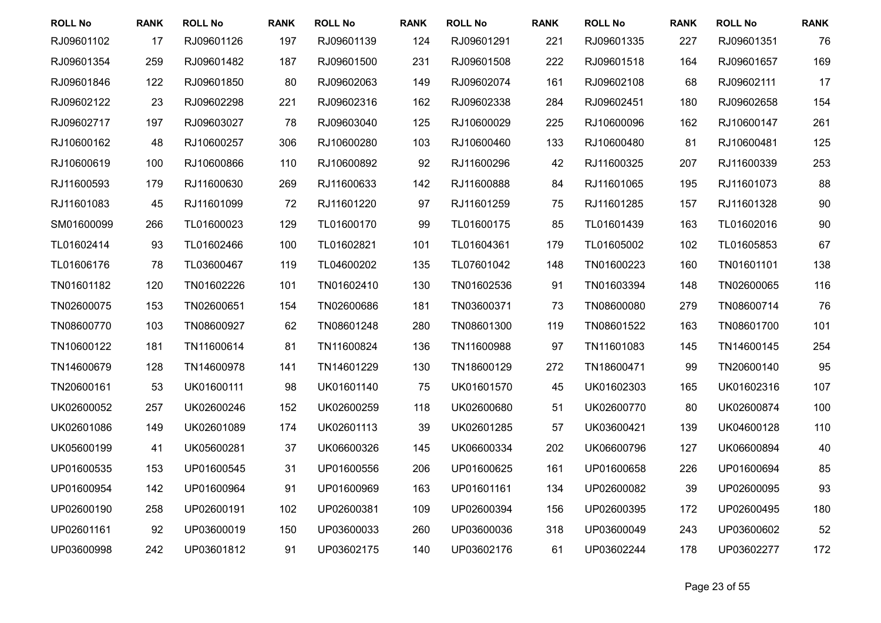| ROLL No | RANK | ROLL No | RANK | ROLL No | RANK | ROLL No | RANK | ROLL No | RANK | ROLL No | RANK |
|---|---|---|---|---|---|---|---|---|---|---|---|
| RJ09601102 | 17 | RJ09601126 | 197 | RJ09601139 | 124 | RJ09601291 | 221 | RJ09601335 | 227 | RJ09601351 | 76 |
| RJ09601354 | 259 | RJ09601482 | 187 | RJ09601500 | 231 | RJ09601508 | 222 | RJ09601518 | 164 | RJ09601657 | 169 |
| RJ09601846 | 122 | RJ09601850 | 80 | RJ09602063 | 149 | RJ09602074 | 161 | RJ09602108 | 68 | RJ09602111 | 17 |
| RJ09602122 | 23 | RJ09602298 | 221 | RJ09602316 | 162 | RJ09602338 | 284 | RJ09602451 | 180 | RJ09602658 | 154 |
| RJ09602717 | 197 | RJ09603027 | 78 | RJ09603040 | 125 | RJ10600029 | 225 | RJ10600096 | 162 | RJ10600147 | 261 |
| RJ10600162 | 48 | RJ10600257 | 306 | RJ10600280 | 103 | RJ10600460 | 133 | RJ10600480 | 81 | RJ10600481 | 125 |
| RJ10600619 | 100 | RJ10600866 | 110 | RJ10600892 | 92 | RJ11600296 | 42 | RJ11600325 | 207 | RJ11600339 | 253 |
| RJ11600593 | 179 | RJ11600630 | 269 | RJ11600633 | 142 | RJ11600888 | 84 | RJ11601065 | 195 | RJ11601073 | 88 |
| RJ11601083 | 45 | RJ11601099 | 72 | RJ11601220 | 97 | RJ11601259 | 75 | RJ11601285 | 157 | RJ11601328 | 90 |
| SM01600099 | 266 | TL01600023 | 129 | TL01600170 | 99 | TL01600175 | 85 | TL01601439 | 163 | TL01602016 | 90 |
| TL01602414 | 93 | TL01602466 | 100 | TL01602821 | 101 | TL01604361 | 179 | TL01605002 | 102 | TL01605853 | 67 |
| TL01606176 | 78 | TL03600467 | 119 | TL04600202 | 135 | TL07601042 | 148 | TN01600223 | 160 | TN01601101 | 138 |
| TN01601182 | 120 | TN01602226 | 101 | TN01602410 | 130 | TN01602536 | 91 | TN01603394 | 148 | TN02600065 | 116 |
| TN02600075 | 153 | TN02600651 | 154 | TN02600686 | 181 | TN03600371 | 73 | TN08600080 | 279 | TN08600714 | 76 |
| TN08600770 | 103 | TN08600927 | 62 | TN08601248 | 280 | TN08601300 | 119 | TN08601522 | 163 | TN08601700 | 101 |
| TN10600122 | 181 | TN11600614 | 81 | TN11600824 | 136 | TN11600988 | 97 | TN11601083 | 145 | TN14600145 | 254 |
| TN14600679 | 128 | TN14600978 | 141 | TN14601229 | 130 | TN18600129 | 272 | TN18600471 | 99 | TN20600140 | 95 |
| TN20600161 | 53 | UK01600111 | 98 | UK01601140 | 75 | UK01601570 | 45 | UK01602303 | 165 | UK01602316 | 107 |
| UK02600052 | 257 | UK02600246 | 152 | UK02600259 | 118 | UK02600680 | 51 | UK02600770 | 80 | UK02600874 | 100 |
| UK02601086 | 149 | UK02601089 | 174 | UK02601113 | 39 | UK02601285 | 57 | UK03600421 | 139 | UK04600128 | 110 |
| UK05600199 | 41 | UK05600281 | 37 | UK06600326 | 145 | UK06600334 | 202 | UK06600796 | 127 | UK06600894 | 40 |
| UP01600535 | 153 | UP01600545 | 31 | UP01600556 | 206 | UP01600625 | 161 | UP01600658 | 226 | UP01600694 | 85 |
| UP01600954 | 142 | UP01600964 | 91 | UP01600969 | 163 | UP01601161 | 134 | UP02600082 | 39 | UP02600095 | 93 |
| UP02600190 | 258 | UP02600191 | 102 | UP02600381 | 109 | UP02600394 | 156 | UP02600395 | 172 | UP02600495 | 180 |
| UP02601161 | 92 | UP03600019 | 150 | UP03600033 | 260 | UP03600036 | 318 | UP03600049 | 243 | UP03600602 | 52 |
| UP03600998 | 242 | UP03601812 | 91 | UP03602175 | 140 | UP03602176 | 61 | UP03602244 | 178 | UP03602277 | 172 |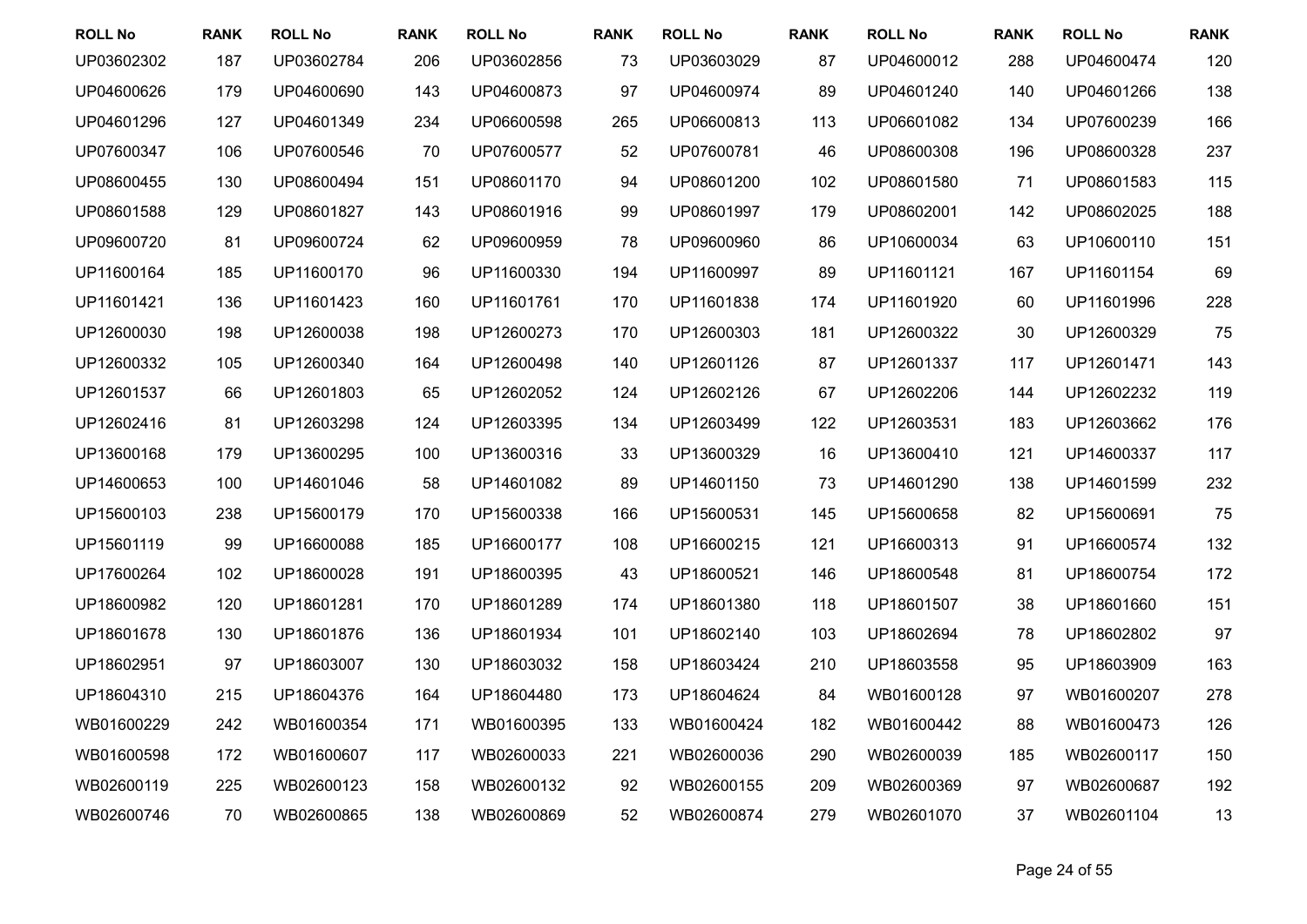| ROLL No | RANK | ROLL No | RANK | ROLL No | RANK | ROLL No | RANK | ROLL No | RANK | ROLL No | RANK |
|---|---|---|---|---|---|---|---|---|---|---|---|
| UP03602302 | 187 | UP03602784 | 206 | UP03602856 | 73 | UP03603029 | 87 | UP04600012 | 288 | UP04600474 | 120 |
| UP04600626 | 179 | UP04600690 | 143 | UP04600873 | 97 | UP04600974 | 89 | UP04601240 | 140 | UP04601266 | 138 |
| UP04601296 | 127 | UP04601349 | 234 | UP06600598 | 265 | UP06600813 | 113 | UP06601082 | 134 | UP07600239 | 166 |
| UP07600347 | 106 | UP07600546 | 70 | UP07600577 | 52 | UP07600781 | 46 | UP08600308 | 196 | UP08600328 | 237 |
| UP08600455 | 130 | UP08600494 | 151 | UP08601170 | 94 | UP08601200 | 102 | UP08601580 | 71 | UP08601583 | 115 |
| UP08601588 | 129 | UP08601827 | 143 | UP08601916 | 99 | UP08601997 | 179 | UP08602001 | 142 | UP08602025 | 188 |
| UP09600720 | 81 | UP09600724 | 62 | UP09600959 | 78 | UP09600960 | 86 | UP10600034 | 63 | UP10600110 | 151 |
| UP11600164 | 185 | UP11600170 | 96 | UP11600330 | 194 | UP11600997 | 89 | UP11601121 | 167 | UP11601154 | 69 |
| UP11601421 | 136 | UP11601423 | 160 | UP11601761 | 170 | UP11601838 | 174 | UP11601920 | 60 | UP11601996 | 228 |
| UP12600030 | 198 | UP12600038 | 198 | UP12600273 | 170 | UP12600303 | 181 | UP12600322 | 30 | UP12600329 | 75 |
| UP12600332 | 105 | UP12600340 | 164 | UP12600498 | 140 | UP12601126 | 87 | UP12601337 | 117 | UP12601471 | 143 |
| UP12601537 | 66 | UP12601803 | 65 | UP12602052 | 124 | UP12602126 | 67 | UP12602206 | 144 | UP12602232 | 119 |
| UP12602416 | 81 | UP12603298 | 124 | UP12603395 | 134 | UP12603499 | 122 | UP12603531 | 183 | UP12603662 | 176 |
| UP13600168 | 179 | UP13600295 | 100 | UP13600316 | 33 | UP13600329 | 16 | UP13600410 | 121 | UP14600337 | 117 |
| UP14600653 | 100 | UP14601046 | 58 | UP14601082 | 89 | UP14601150 | 73 | UP14601290 | 138 | UP14601599 | 232 |
| UP15600103 | 238 | UP15600179 | 170 | UP15600338 | 166 | UP15600531 | 145 | UP15600658 | 82 | UP15600691 | 75 |
| UP15601119 | 99 | UP16600088 | 185 | UP16600177 | 108 | UP16600215 | 121 | UP16600313 | 91 | UP16600574 | 132 |
| UP17600264 | 102 | UP18600028 | 191 | UP18600395 | 43 | UP18600521 | 146 | UP18600548 | 81 | UP18600754 | 172 |
| UP18600982 | 120 | UP18601281 | 170 | UP18601289 | 174 | UP18601380 | 118 | UP18601507 | 38 | UP18601660 | 151 |
| UP18601678 | 130 | UP18601876 | 136 | UP18601934 | 101 | UP18602140 | 103 | UP18602694 | 78 | UP18602802 | 97 |
| UP18602951 | 97 | UP18603007 | 130 | UP18603032 | 158 | UP18603424 | 210 | UP18603558 | 95 | UP18603909 | 163 |
| UP18604310 | 215 | UP18604376 | 164 | UP18604480 | 173 | UP18604624 | 84 | WB01600128 | 97 | WB01600207 | 278 |
| WB01600229 | 242 | WB01600354 | 171 | WB01600395 | 133 | WB01600424 | 182 | WB01600442 | 88 | WB01600473 | 126 |
| WB01600598 | 172 | WB01600607 | 117 | WB02600033 | 221 | WB02600036 | 290 | WB02600039 | 185 | WB02600117 | 150 |
| WB02600119 | 225 | WB02600123 | 158 | WB02600132 | 92 | WB02600155 | 209 | WB02600369 | 97 | WB02600687 | 192 |
| WB02600746 | 70 | WB02600865 | 138 | WB02600869 | 52 | WB02600874 | 279 | WB02601070 | 37 | WB02601104 | 13 |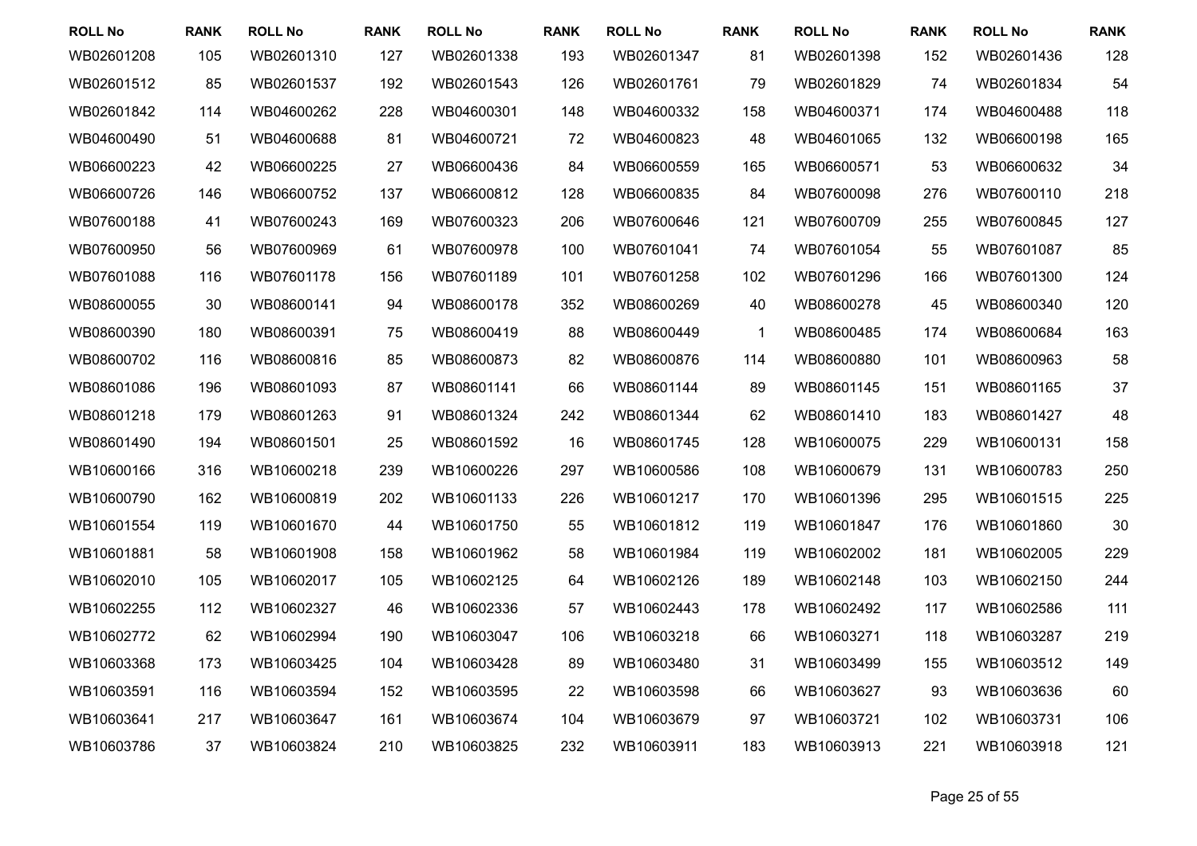| ROLL No | RANK | ROLL No | RANK | ROLL No | RANK | ROLL No | RANK | ROLL No | RANK | ROLL No | RANK |
|---|---|---|---|---|---|---|---|---|---|---|---|
| WB02601208 | 105 | WB02601310 | 127 | WB02601338 | 193 | WB02601347 | 81 | WB02601398 | 152 | WB02601436 | 128 |
| WB02601512 | 85 | WB02601537 | 192 | WB02601543 | 126 | WB02601761 | 79 | WB02601829 | 74 | WB02601834 | 54 |
| WB02601842 | 114 | WB04600262 | 228 | WB04600301 | 148 | WB04600332 | 158 | WB04600371 | 174 | WB04600488 | 118 |
| WB04600490 | 51 | WB04600688 | 81 | WB04600721 | 72 | WB04600823 | 48 | WB04601065 | 132 | WB06600198 | 165 |
| WB06600223 | 42 | WB06600225 | 27 | WB06600436 | 84 | WB06600559 | 165 | WB06600571 | 53 | WB06600632 | 34 |
| WB06600726 | 146 | WB06600752 | 137 | WB06600812 | 128 | WB06600835 | 84 | WB07600098 | 276 | WB07600110 | 218 |
| WB07600188 | 41 | WB07600243 | 169 | WB07600323 | 206 | WB07600646 | 121 | WB07600709 | 255 | WB07600845 | 127 |
| WB07600950 | 56 | WB07600969 | 61 | WB07600978 | 100 | WB07601041 | 74 | WB07601054 | 55 | WB07601087 | 85 |
| WB07601088 | 116 | WB07601178 | 156 | WB07601189 | 101 | WB07601258 | 102 | WB07601296 | 166 | WB07601300 | 124 |
| WB08600055 | 30 | WB08600141 | 94 | WB08600178 | 352 | WB08600269 | 40 | WB08600278 | 45 | WB08600340 | 120 |
| WB08600390 | 180 | WB08600391 | 75 | WB08600419 | 88 | WB08600449 | 1 | WB08600485 | 174 | WB08600684 | 163 |
| WB08600702 | 116 | WB08600816 | 85 | WB08600873 | 82 | WB08600876 | 114 | WB08600880 | 101 | WB08600963 | 58 |
| WB08601086 | 196 | WB08601093 | 87 | WB08601141 | 66 | WB08601144 | 89 | WB08601145 | 151 | WB08601165 | 37 |
| WB08601218 | 179 | WB08601263 | 91 | WB08601324 | 242 | WB08601344 | 62 | WB08601410 | 183 | WB08601427 | 48 |
| WB08601490 | 194 | WB08601501 | 25 | WB08601592 | 16 | WB08601745 | 128 | WB10600075 | 229 | WB10600131 | 158 |
| WB10600166 | 316 | WB10600218 | 239 | WB10600226 | 297 | WB10600586 | 108 | WB10600679 | 131 | WB10600783 | 250 |
| WB10600790 | 162 | WB10600819 | 202 | WB10601133 | 226 | WB10601217 | 170 | WB10601396 | 295 | WB10601515 | 225 |
| WB10601554 | 119 | WB10601670 | 44 | WB10601750 | 55 | WB10601812 | 119 | WB10601847 | 176 | WB10601860 | 30 |
| WB10601881 | 58 | WB10601908 | 158 | WB10601962 | 58 | WB10601984 | 119 | WB10602002 | 181 | WB10602005 | 229 |
| WB10602010 | 105 | WB10602017 | 105 | WB10602125 | 64 | WB10602126 | 189 | WB10602148 | 103 | WB10602150 | 244 |
| WB10602255 | 112 | WB10602327 | 46 | WB10602336 | 57 | WB10602443 | 178 | WB10602492 | 117 | WB10602586 | 111 |
| WB10602772 | 62 | WB10602994 | 190 | WB10603047 | 106 | WB10603218 | 66 | WB10603271 | 118 | WB10603287 | 219 |
| WB10603368 | 173 | WB10603425 | 104 | WB10603428 | 89 | WB10603480 | 31 | WB10603499 | 155 | WB10603512 | 149 |
| WB10603591 | 116 | WB10603594 | 152 | WB10603595 | 22 | WB10603598 | 66 | WB10603627 | 93 | WB10603636 | 60 |
| WB10603641 | 217 | WB10603647 | 161 | WB10603674 | 104 | WB10603679 | 97 | WB10603721 | 102 | WB10603731 | 106 |
| WB10603786 | 37 | WB10603824 | 210 | WB10603825 | 232 | WB10603911 | 183 | WB10603913 | 221 | WB10603918 | 121 |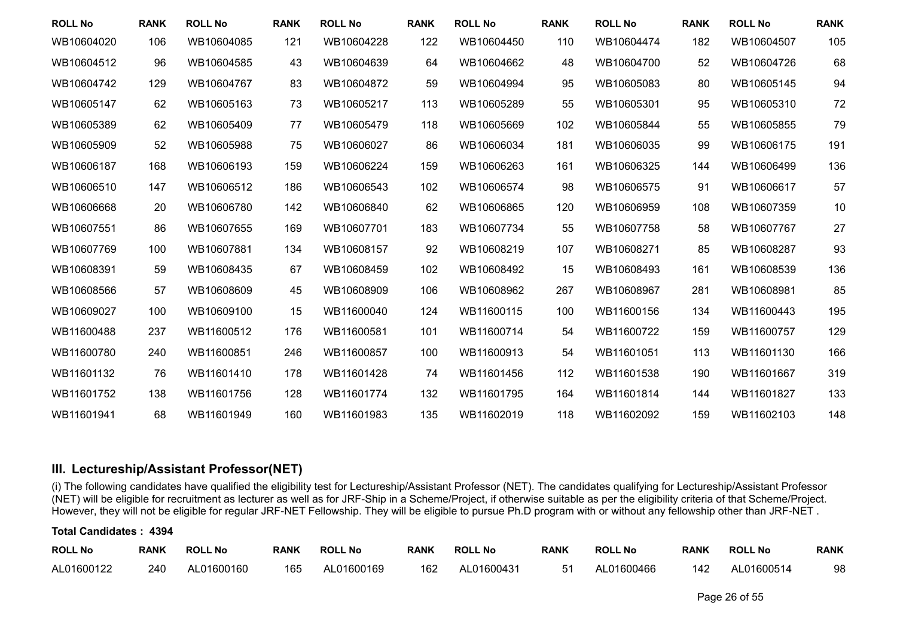| ROLL No | RANK | ROLL No | RANK | ROLL No | RANK | ROLL No | RANK | ROLL No | RANK | ROLL No | RANK |
|---|---|---|---|---|---|---|---|---|---|---|---|
| WB10604020 | 106 | WB10604085 | 121 | WB10604228 | 122 | WB10604450 | 110 | WB10604474 | 182 | WB10604507 | 105 |
| WB10604512 | 96 | WB10604585 | 43 | WB10604639 | 64 | WB10604662 | 48 | WB10604700 | 52 | WB10604726 | 68 |
| WB10604742 | 129 | WB10604767 | 83 | WB10604872 | 59 | WB10604994 | 95 | WB10605083 | 80 | WB10605145 | 94 |
| WB10605147 | 62 | WB10605163 | 73 | WB10605217 | 113 | WB10605289 | 55 | WB10605301 | 95 | WB10605310 | 72 |
| WB10605389 | 62 | WB10605409 | 77 | WB10605479 | 118 | WB10605669 | 102 | WB10605844 | 55 | WB10605855 | 79 |
| WB10605909 | 52 | WB10605988 | 75 | WB10606027 | 86 | WB10606034 | 181 | WB10606035 | 99 | WB10606175 | 191 |
| WB10606187 | 168 | WB10606193 | 159 | WB10606224 | 159 | WB10606263 | 161 | WB10606325 | 144 | WB10606499 | 136 |
| WB10606510 | 147 | WB10606512 | 186 | WB10606543 | 102 | WB10606574 | 98 | WB10606575 | 91 | WB10606617 | 57 |
| WB10606668 | 20 | WB10606780 | 142 | WB10606840 | 62 | WB10606865 | 120 | WB10606959 | 108 | WB10607359 | 10 |
| WB10607551 | 86 | WB10607655 | 169 | WB10607701 | 183 | WB10607734 | 55 | WB10607758 | 58 | WB10607767 | 27 |
| WB10607769 | 100 | WB10607881 | 134 | WB10608157 | 92 | WB10608219 | 107 | WB10608271 | 85 | WB10608287 | 93 |
| WB10608391 | 59 | WB10608435 | 67 | WB10608459 | 102 | WB10608492 | 15 | WB10608493 | 161 | WB10608539 | 136 |
| WB10608566 | 57 | WB10608609 | 45 | WB10608909 | 106 | WB10608962 | 267 | WB10608967 | 281 | WB10608981 | 85 |
| WB10609027 | 100 | WB10609100 | 15 | WB11600040 | 124 | WB11600115 | 100 | WB11600156 | 134 | WB11600443 | 195 |
| WB11600488 | 237 | WB11600512 | 176 | WB11600581 | 101 | WB11600714 | 54 | WB11600722 | 159 | WB11600757 | 129 |
| WB11600780 | 240 | WB11600851 | 246 | WB11600857 | 100 | WB11600913 | 54 | WB11601051 | 113 | WB11601130 | 166 |
| WB11601132 | 76 | WB11601410 | 178 | WB11601428 | 74 | WB11601456 | 112 | WB11601538 | 190 | WB11601667 | 319 |
| WB11601752 | 138 | WB11601756 | 128 | WB11601774 | 132 | WB11601795 | 164 | WB11601814 | 144 | WB11601827 | 133 |
| WB11601941 | 68 | WB11601949 | 160 | WB11601983 | 135 | WB11602019 | 118 | WB11602092 | 159 | WB11602103 | 148 |

## III. Lectureship/Assistant Professor(NET)

(i) The following candidates have qualified the eligibility test for Lectureship/Assistant Professor (NET). The candidates qualifying for Lectureship/Assistant Professor (NET) will be eligible for recruitment as lecturer as well as for JRF-Ship in a Scheme/Project, if otherwise suitable as per the eligibility criteria of that Scheme/Project. However, they will not be eligible for regular JRF-NET Fellowship. They will be eligible to pursue Ph.D program with or without any fellowship other than JRF-NET .

**Total Candidates : 4394**

| ROLL No | RANK | ROLL No | RANK | ROLL No | RANK | ROLL No | RANK | ROLL No | RANK | ROLL No | RANK |
|---|---|---|---|---|---|---|---|---|---|---|---|
| AL01600122 | 240 | AL01600160 | 165 | AL01600169 | 162 | AL01600431 | 51 | AL01600466 | 142 | AL01600514 | 98 |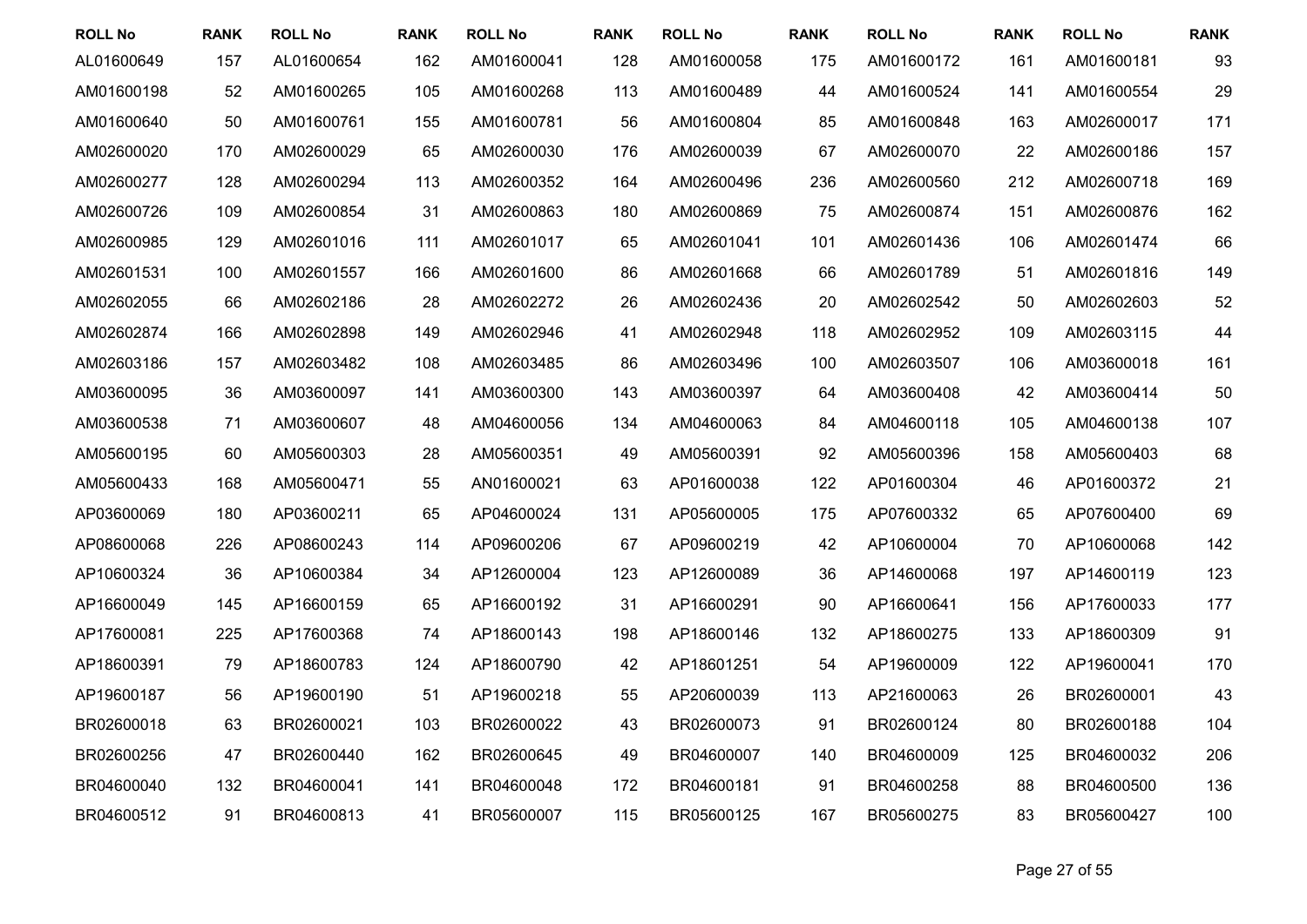| ROLL No | RANK | ROLL No | RANK | ROLL No | RANK | ROLL No | RANK | ROLL No | RANK | ROLL No | RANK |
|---|---|---|---|---|---|---|---|---|---|---|---|
| AL01600649 | 157 | AL01600654 | 162 | AM01600041 | 128 | AM01600058 | 175 | AM01600172 | 161 | AM01600181 | 93 |
| AM01600198 | 52 | AM01600265 | 105 | AM01600268 | 113 | AM01600489 | 44 | AM01600524 | 141 | AM01600554 | 29 |
| AM01600640 | 50 | AM01600761 | 155 | AM01600781 | 56 | AM01600804 | 85 | AM01600848 | 163 | AM02600017 | 171 |
| AM02600020 | 170 | AM02600029 | 65 | AM02600030 | 176 | AM02600039 | 67 | AM02600070 | 22 | AM02600186 | 157 |
| AM02600277 | 128 | AM02600294 | 113 | AM02600352 | 164 | AM02600496 | 236 | AM02600560 | 212 | AM02600718 | 169 |
| AM02600726 | 109 | AM02600854 | 31 | AM02600863 | 180 | AM02600869 | 75 | AM02600874 | 151 | AM02600876 | 162 |
| AM02600985 | 129 | AM02601016 | 111 | AM02601017 | 65 | AM02601041 | 101 | AM02601436 | 106 | AM02601474 | 66 |
| AM02601531 | 100 | AM02601557 | 166 | AM02601600 | 86 | AM02601668 | 66 | AM02601789 | 51 | AM02601816 | 149 |
| AM02602055 | 66 | AM02602186 | 28 | AM02602272 | 26 | AM02602436 | 20 | AM02602542 | 50 | AM02602603 | 52 |
| AM02602874 | 166 | AM02602898 | 149 | AM02602946 | 41 | AM02602948 | 118 | AM02602952 | 109 | AM02603115 | 44 |
| AM02603186 | 157 | AM02603482 | 108 | AM02603485 | 86 | AM02603496 | 100 | AM02603507 | 106 | AM03600018 | 161 |
| AM03600095 | 36 | AM03600097 | 141 | AM03600300 | 143 | AM03600397 | 64 | AM03600408 | 42 | AM03600414 | 50 |
| AM03600538 | 71 | AM03600607 | 48 | AM04600056 | 134 | AM04600063 | 84 | AM04600118 | 105 | AM04600138 | 107 |
| AM05600195 | 60 | AM05600303 | 28 | AM05600351 | 49 | AM05600391 | 92 | AM05600396 | 158 | AM05600403 | 68 |
| AM05600433 | 168 | AM05600471 | 55 | AN01600021 | 63 | AP01600038 | 122 | AP01600304 | 46 | AP01600372 | 21 |
| AP03600069 | 180 | AP03600211 | 65 | AP04600024 | 131 | AP05600005 | 175 | AP07600332 | 65 | AP07600400 | 69 |
| AP08600068 | 226 | AP08600243 | 114 | AP09600206 | 67 | AP09600219 | 42 | AP10600004 | 70 | AP10600068 | 142 |
| AP10600324 | 36 | AP10600384 | 34 | AP12600004 | 123 | AP12600089 | 36 | AP14600068 | 197 | AP14600119 | 123 |
| AP16600049 | 145 | AP16600159 | 65 | AP16600192 | 31 | AP16600291 | 90 | AP16600641 | 156 | AP17600033 | 177 |
| AP17600081 | 225 | AP17600368 | 74 | AP18600143 | 198 | AP18600146 | 132 | AP18600275 | 133 | AP18600309 | 91 |
| AP18600391 | 79 | AP18600783 | 124 | AP18600790 | 42 | AP18601251 | 54 | AP19600009 | 122 | AP19600041 | 170 |
| AP19600187 | 56 | AP19600190 | 51 | AP19600218 | 55 | AP20600039 | 113 | AP21600063 | 26 | BR02600001 | 43 |
| BR02600018 | 63 | BR02600021 | 103 | BR02600022 | 43 | BR02600073 | 91 | BR02600124 | 80 | BR02600188 | 104 |
| BR02600256 | 47 | BR02600440 | 162 | BR02600645 | 49 | BR04600007 | 140 | BR04600009 | 125 | BR04600032 | 206 |
| BR04600040 | 132 | BR04600041 | 141 | BR04600048 | 172 | BR04600181 | 91 | BR04600258 | 88 | BR04600500 | 136 |
| BR04600512 | 91 | BR04600813 | 41 | BR05600007 | 115 | BR05600125 | 167 | BR05600275 | 83 | BR05600427 | 100 |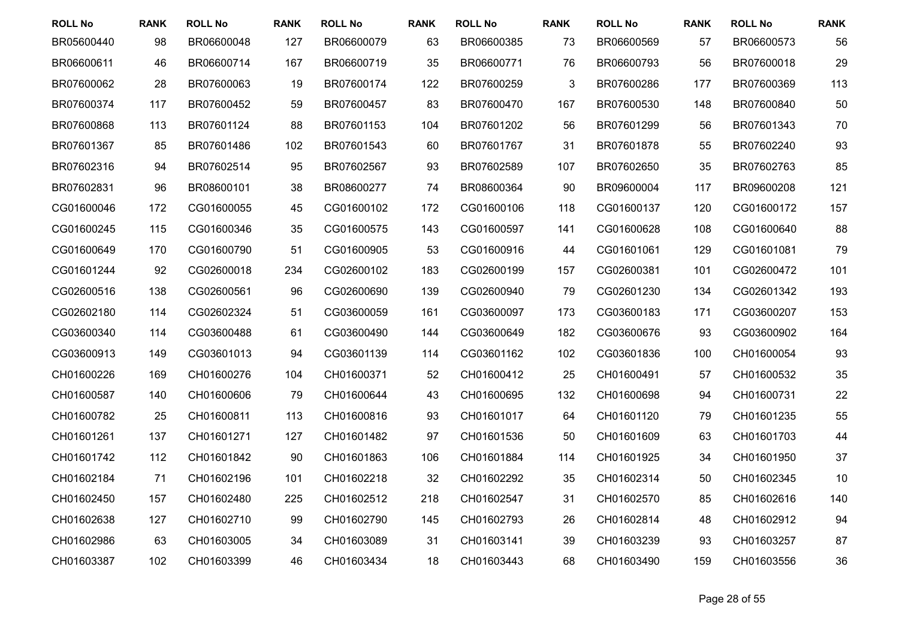| ROLL No | RANK | ROLL No | RANK | ROLL No | RANK | ROLL No | RANK | ROLL No | RANK | ROLL No | RANK |
|---|---|---|---|---|---|---|---|---|---|---|---|
| BR05600440 | 98 | BR06600048 | 127 | BR06600079 | 63 | BR06600385 | 73 | BR06600569 | 57 | BR06600573 | 56 |
| BR06600611 | 46 | BR06600714 | 167 | BR06600719 | 35 | BR06600771 | 76 | BR06600793 | 56 | BR07600018 | 29 |
| BR07600062 | 28 | BR07600063 | 19 | BR07600174 | 122 | BR07600259 | 3 | BR07600286 | 177 | BR07600369 | 113 |
| BR07600374 | 117 | BR07600452 | 59 | BR07600457 | 83 | BR07600470 | 167 | BR07600530 | 148 | BR07600840 | 50 |
| BR07600868 | 113 | BR07601124 | 88 | BR07601153 | 104 | BR07601202 | 56 | BR07601299 | 56 | BR07601343 | 70 |
| BR07601367 | 85 | BR07601486 | 102 | BR07601543 | 60 | BR07601767 | 31 | BR07601878 | 55 | BR07602240 | 93 |
| BR07602316 | 94 | BR07602514 | 95 | BR07602567 | 93 | BR07602589 | 107 | BR07602650 | 35 | BR07602763 | 85 |
| BR07602831 | 96 | BR08600101 | 38 | BR08600277 | 74 | BR08600364 | 90 | BR09600004 | 117 | BR09600208 | 121 |
| CG01600046 | 172 | CG01600055 | 45 | CG01600102 | 172 | CG01600106 | 118 | CG01600137 | 120 | CG01600172 | 157 |
| CG01600245 | 115 | CG01600346 | 35 | CG01600575 | 143 | CG01600597 | 141 | CG01600628 | 108 | CG01600640 | 88 |
| CG01600649 | 170 | CG01600790 | 51 | CG01600905 | 53 | CG01600916 | 44 | CG01601061 | 129 | CG01601081 | 79 |
| CG01601244 | 92 | CG02600018 | 234 | CG02600102 | 183 | CG02600199 | 157 | CG02600381 | 101 | CG02600472 | 101 |
| CG02600516 | 138 | CG02600561 | 96 | CG02600690 | 139 | CG02600940 | 79 | CG02601230 | 134 | CG02601342 | 193 |
| CG02602180 | 114 | CG02602324 | 51 | CG03600059 | 161 | CG03600097 | 173 | CG03600183 | 171 | CG03600207 | 153 |
| CG03600340 | 114 | CG03600488 | 61 | CG03600490 | 144 | CG03600649 | 182 | CG03600676 | 93 | CG03600902 | 164 |
| CG03600913 | 149 | CG03601013 | 94 | CG03601139 | 114 | CG03601162 | 102 | CG03601836 | 100 | CH01600054 | 93 |
| CH01600226 | 169 | CH01600276 | 104 | CH01600371 | 52 | CH01600412 | 25 | CH01600491 | 57 | CH01600532 | 35 |
| CH01600587 | 140 | CH01600606 | 79 | CH01600644 | 43 | CH01600695 | 132 | CH01600698 | 94 | CH01600731 | 22 |
| CH01600782 | 25 | CH01600811 | 113 | CH01600816 | 93 | CH01601017 | 64 | CH01601120 | 79 | CH01601235 | 55 |
| CH01601261 | 137 | CH01601271 | 127 | CH01601482 | 97 | CH01601536 | 50 | CH01601609 | 63 | CH01601703 | 44 |
| CH01601742 | 112 | CH01601842 | 90 | CH01601863 | 106 | CH01601884 | 114 | CH01601925 | 34 | CH01601950 | 37 |
| CH01602184 | 71 | CH01602196 | 101 | CH01602218 | 32 | CH01602292 | 35 | CH01602314 | 50 | CH01602345 | 10 |
| CH01602450 | 157 | CH01602480 | 225 | CH01602512 | 218 | CH01602547 | 31 | CH01602570 | 85 | CH01602616 | 140 |
| CH01602638 | 127 | CH01602710 | 99 | CH01602790 | 145 | CH01602793 | 26 | CH01602814 | 48 | CH01602912 | 94 |
| CH01602986 | 63 | CH01603005 | 34 | CH01603089 | 31 | CH01603141 | 39 | CH01603239 | 93 | CH01603257 | 87 |
| CH01603387 | 102 | CH01603399 | 46 | CH01603434 | 18 | CH01603443 | 68 | CH01603490 | 159 | CH01603556 | 36 |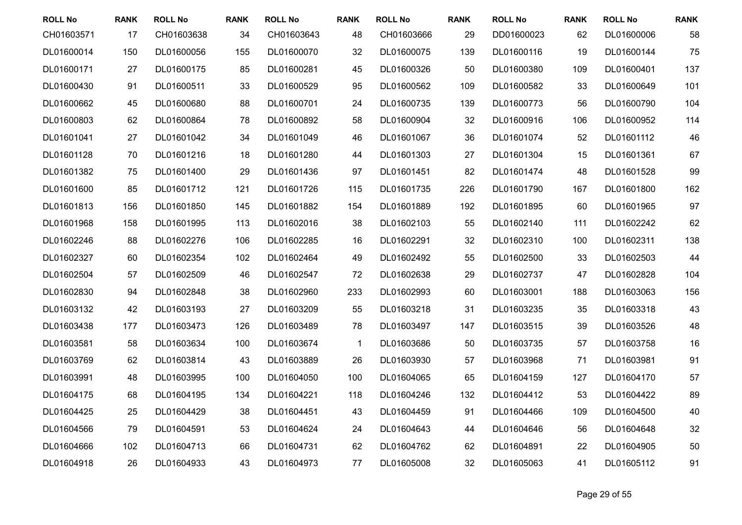| ROLL No | RANK | ROLL No | RANK | ROLL No | RANK | ROLL No | RANK | ROLL No | RANK | ROLL No | RANK |
|---|---|---|---|---|---|---|---|---|---|---|---|
| CH01603571 | 17 | CH01603638 | 34 | CH01603643 | 48 | CH01603666 | 29 | DD01600023 | 62 | DL01600006 | 58 |
| DL01600014 | 150 | DL01600056 | 155 | DL01600070 | 32 | DL01600075 | 139 | DL01600116 | 19 | DL01600144 | 75 |
| DL01600171 | 27 | DL01600175 | 85 | DL01600281 | 45 | DL01600326 | 50 | DL01600380 | 109 | DL01600401 | 137 |
| DL01600430 | 91 | DL01600511 | 33 | DL01600529 | 95 | DL01600562 | 109 | DL01600582 | 33 | DL01600649 | 101 |
| DL01600662 | 45 | DL01600680 | 88 | DL01600701 | 24 | DL01600735 | 139 | DL01600773 | 56 | DL01600790 | 104 |
| DL01600803 | 62 | DL01600864 | 78 | DL01600892 | 58 | DL01600904 | 32 | DL01600916 | 106 | DL01600952 | 114 |
| DL01601041 | 27 | DL01601042 | 34 | DL01601049 | 46 | DL01601067 | 36 | DL01601074 | 52 | DL01601112 | 46 |
| DL01601128 | 70 | DL01601216 | 18 | DL01601280 | 44 | DL01601303 | 27 | DL01601304 | 15 | DL01601361 | 67 |
| DL01601382 | 75 | DL01601400 | 29 | DL01601436 | 97 | DL01601451 | 82 | DL01601474 | 48 | DL01601528 | 99 |
| DL01601600 | 85 | DL01601712 | 121 | DL01601726 | 115 | DL01601735 | 226 | DL01601790 | 167 | DL01601800 | 162 |
| DL01601813 | 156 | DL01601850 | 145 | DL01601882 | 154 | DL01601889 | 192 | DL01601895 | 60 | DL01601965 | 97 |
| DL01601968 | 158 | DL01601995 | 113 | DL01602016 | 38 | DL01602103 | 55 | DL01602140 | 111 | DL01602242 | 62 |
| DL01602246 | 88 | DL01602276 | 106 | DL01602285 | 16 | DL01602291 | 32 | DL01602310 | 100 | DL01602311 | 138 |
| DL01602327 | 60 | DL01602354 | 102 | DL01602464 | 49 | DL01602492 | 55 | DL01602500 | 33 | DL01602503 | 44 |
| DL01602504 | 57 | DL01602509 | 46 | DL01602547 | 72 | DL01602638 | 29 | DL01602737 | 47 | DL01602828 | 104 |
| DL01602830 | 94 | DL01602848 | 38 | DL01602960 | 233 | DL01602993 | 60 | DL01603001 | 188 | DL01603063 | 156 |
| DL01603132 | 42 | DL01603193 | 27 | DL01603209 | 55 | DL01603218 | 31 | DL01603235 | 35 | DL01603318 | 43 |
| DL01603438 | 177 | DL01603473 | 126 | DL01603489 | 78 | DL01603497 | 147 | DL01603515 | 39 | DL01603526 | 48 |
| DL01603581 | 58 | DL01603634 | 100 | DL01603674 | 1 | DL01603686 | 50 | DL01603735 | 57 | DL01603758 | 16 |
| DL01603769 | 62 | DL01603814 | 43 | DL01603889 | 26 | DL01603930 | 57 | DL01603968 | 71 | DL01603981 | 91 |
| DL01603991 | 48 | DL01603995 | 100 | DL01604050 | 100 | DL01604065 | 65 | DL01604159 | 127 | DL01604170 | 57 |
| DL01604175 | 68 | DL01604195 | 134 | DL01604221 | 118 | DL01604246 | 132 | DL01604412 | 53 | DL01604422 | 89 |
| DL01604425 | 25 | DL01604429 | 38 | DL01604451 | 43 | DL01604459 | 91 | DL01604466 | 109 | DL01604500 | 40 |
| DL01604566 | 79 | DL01604591 | 53 | DL01604624 | 24 | DL01604643 | 44 | DL01604646 | 56 | DL01604648 | 32 |
| DL01604666 | 102 | DL01604713 | 66 | DL01604731 | 62 | DL01604762 | 62 | DL01604891 | 22 | DL01604905 | 50 |
| DL01604918 | 26 | DL01604933 | 43 | DL01604973 | 77 | DL01605008 | 32 | DL01605063 | 41 | DL01605112 | 91 |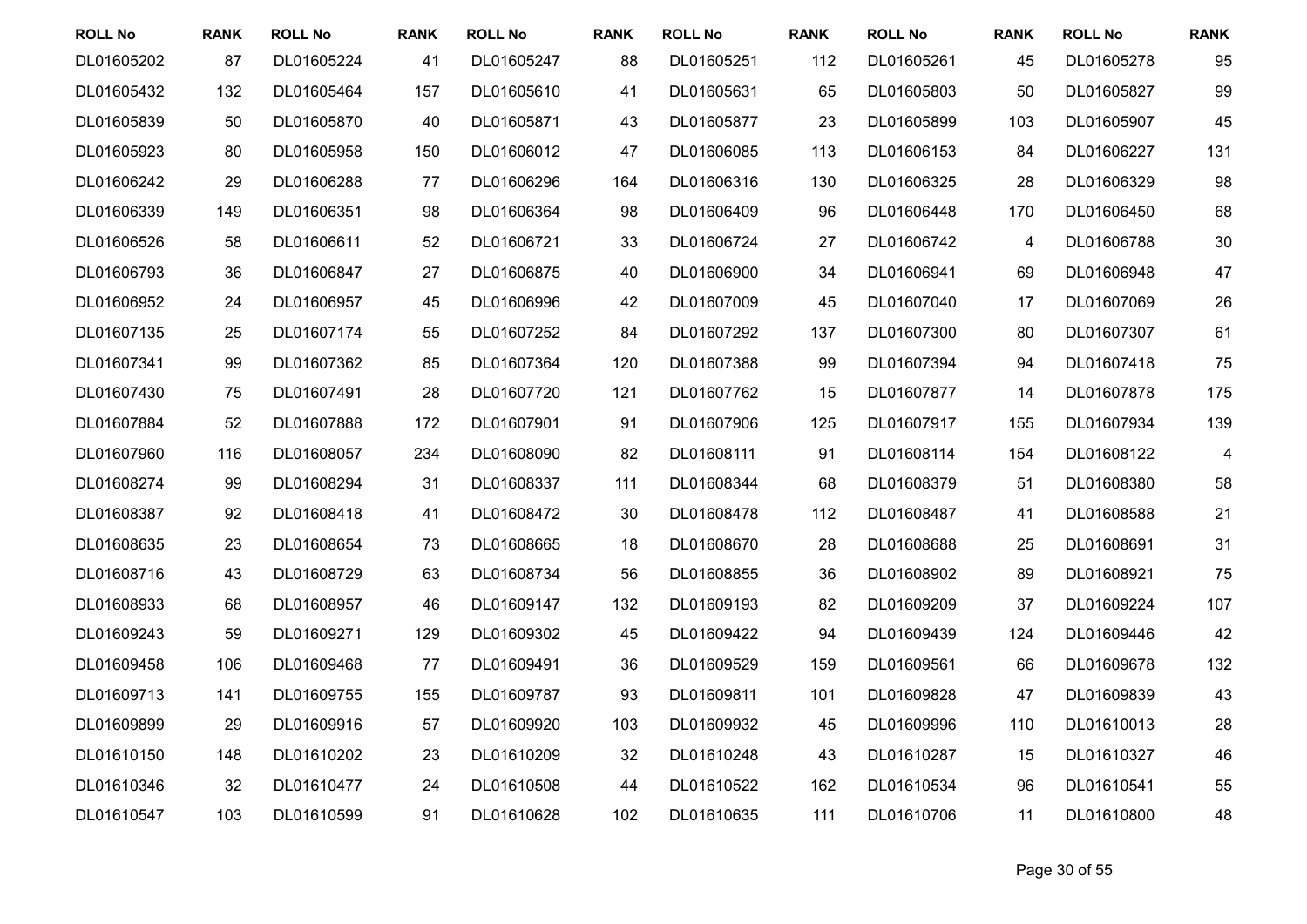| ROLL No | RANK | ROLL No | RANK | ROLL No | RANK | ROLL No | RANK | ROLL No | RANK | ROLL No | RANK |
|---|---|---|---|---|---|---|---|---|---|---|---|
| DL01605202 | 87 | DL01605224 | 41 | DL01605247 | 88 | DL01605251 | 112 | DL01605261 | 45 | DL01605278 | 95 |
| DL01605432 | 132 | DL01605464 | 157 | DL01605610 | 41 | DL01605631 | 65 | DL01605803 | 50 | DL01605827 | 99 |
| DL01605839 | 50 | DL01605870 | 40 | DL01605871 | 43 | DL01605877 | 23 | DL01605899 | 103 | DL01605907 | 45 |
| DL01605923 | 80 | DL01605958 | 150 | DL01606012 | 47 | DL01606085 | 113 | DL01606153 | 84 | DL01606227 | 131 |
| DL01606242 | 29 | DL01606288 | 77 | DL01606296 | 164 | DL01606316 | 130 | DL01606325 | 28 | DL01606329 | 98 |
| DL01606339 | 149 | DL01606351 | 98 | DL01606364 | 98 | DL01606409 | 96 | DL01606448 | 170 | DL01606450 | 68 |
| DL01606526 | 58 | DL01606611 | 52 | DL01606721 | 33 | DL01606724 | 27 | DL01606742 | 4 | DL01606788 | 30 |
| DL01606793 | 36 | DL01606847 | 27 | DL01606875 | 40 | DL01606900 | 34 | DL01606941 | 69 | DL01606948 | 47 |
| DL01606952 | 24 | DL01606957 | 45 | DL01606996 | 42 | DL01607009 | 45 | DL01607040 | 17 | DL01607069 | 26 |
| DL01607135 | 25 | DL01607174 | 55 | DL01607252 | 84 | DL01607292 | 137 | DL01607300 | 80 | DL01607307 | 61 |
| DL01607341 | 99 | DL01607362 | 85 | DL01607364 | 120 | DL01607388 | 99 | DL01607394 | 94 | DL01607418 | 75 |
| DL01607430 | 75 | DL01607491 | 28 | DL01607720 | 121 | DL01607762 | 15 | DL01607877 | 14 | DL01607878 | 175 |
| DL01607884 | 52 | DL01607888 | 172 | DL01607901 | 91 | DL01607906 | 125 | DL01607917 | 155 | DL01607934 | 139 |
| DL01607960 | 116 | DL01608057 | 234 | DL01608090 | 82 | DL01608111 | 91 | DL01608114 | 154 | DL01608122 | 4 |
| DL01608274 | 99 | DL01608294 | 31 | DL01608337 | 111 | DL01608344 | 68 | DL01608379 | 51 | DL01608380 | 58 |
| DL01608387 | 92 | DL01608418 | 41 | DL01608472 | 30 | DL01608478 | 112 | DL01608487 | 41 | DL01608588 | 21 |
| DL01608635 | 23 | DL01608654 | 73 | DL01608665 | 18 | DL01608670 | 28 | DL01608688 | 25 | DL01608691 | 31 |
| DL01608716 | 43 | DL01608729 | 63 | DL01608734 | 56 | DL01608855 | 36 | DL01608902 | 89 | DL01608921 | 75 |
| DL01608933 | 68 | DL01608957 | 46 | DL01609147 | 132 | DL01609193 | 82 | DL01609209 | 37 | DL01609224 | 107 |
| DL01609243 | 59 | DL01609271 | 129 | DL01609302 | 45 | DL01609422 | 94 | DL01609439 | 124 | DL01609446 | 42 |
| DL01609458 | 106 | DL01609468 | 77 | DL01609491 | 36 | DL01609529 | 159 | DL01609561 | 66 | DL01609678 | 132 |
| DL01609713 | 141 | DL01609755 | 155 | DL01609787 | 93 | DL01609811 | 101 | DL01609828 | 47 | DL01609839 | 43 |
| DL01609899 | 29 | DL01609916 | 57 | DL01609920 | 103 | DL01609932 | 45 | DL01609996 | 110 | DL01610013 | 28 |
| DL01610150 | 148 | DL01610202 | 23 | DL01610209 | 32 | DL01610248 | 43 | DL01610287 | 15 | DL01610327 | 46 |
| DL01610346 | 32 | DL01610477 | 24 | DL01610508 | 44 | DL01610522 | 162 | DL01610534 | 96 | DL01610541 | 55 |
| DL01610547 | 103 | DL01610599 | 91 | DL01610628 | 102 | DL01610635 | 111 | DL01610706 | 11 | DL01610800 | 48 |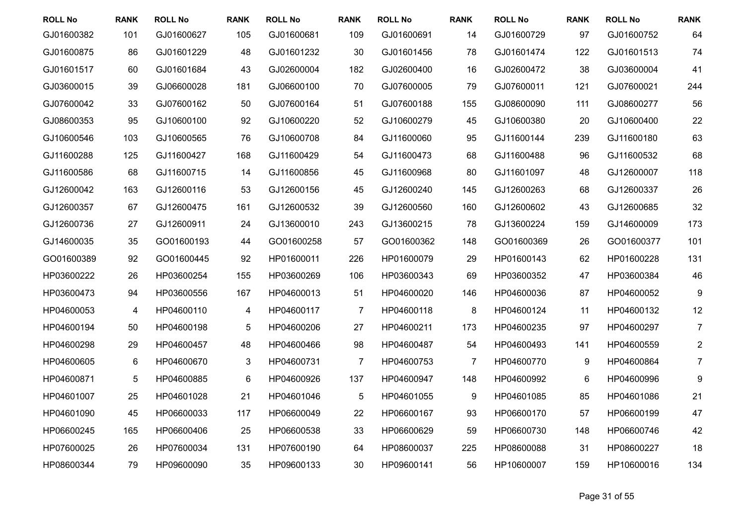| ROLL No | RANK | ROLL No | RANK | ROLL No | RANK | ROLL No | RANK | ROLL No | RANK | ROLL No | RANK |
|---|---|---|---|---|---|---|---|---|---|---|---|
| GJ01600382 | 101 | GJ01600627 | 105 | GJ01600681 | 109 | GJ01600691 | 14 | GJ01600729 | 97 | GJ01600752 | 64 |
| GJ01600875 | 86 | GJ01601229 | 48 | GJ01601232 | 30 | GJ01601456 | 78 | GJ01601474 | 122 | GJ01601513 | 74 |
| GJ01601517 | 60 | GJ01601684 | 43 | GJ02600004 | 182 | GJ02600400 | 16 | GJ02600472 | 38 | GJ03600004 | 41 |
| GJ03600015 | 39 | GJ06600028 | 181 | GJ06600100 | 70 | GJ07600005 | 79 | GJ07600011 | 121 | GJ07600021 | 244 |
| GJ07600042 | 33 | GJ07600162 | 50 | GJ07600164 | 51 | GJ07600188 | 155 | GJ08600090 | 111 | GJ08600277 | 56 |
| GJ08600353 | 95 | GJ10600100 | 92 | GJ10600220 | 52 | GJ10600279 | 45 | GJ10600380 | 20 | GJ10600400 | 22 |
| GJ10600546 | 103 | GJ10600565 | 76 | GJ10600708 | 84 | GJ11600060 | 95 | GJ11600144 | 239 | GJ11600180 | 63 |
| GJ11600288 | 125 | GJ11600427 | 168 | GJ11600429 | 54 | GJ11600473 | 68 | GJ11600488 | 96 | GJ11600532 | 68 |
| GJ11600586 | 68 | GJ11600715 | 14 | GJ11600856 | 45 | GJ11600968 | 80 | GJ11601097 | 48 | GJ12600007 | 118 |
| GJ12600042 | 163 | GJ12600116 | 53 | GJ12600156 | 45 | GJ12600240 | 145 | GJ12600263 | 68 | GJ12600337 | 26 |
| GJ12600357 | 67 | GJ12600475 | 161 | GJ12600532 | 39 | GJ12600560 | 160 | GJ12600602 | 43 | GJ12600685 | 32 |
| GJ12600736 | 27 | GJ12600911 | 24 | GJ13600010 | 243 | GJ13600215 | 78 | GJ13600224 | 159 | GJ14600009 | 173 |
| GJ14600035 | 35 | GO01600193 | 44 | GO01600258 | 57 | GO01600362 | 148 | GO01600369 | 26 | GO01600377 | 101 |
| GO01600389 | 92 | GO01600445 | 92 | HP01600011 | 226 | HP01600079 | 29 | HP01600143 | 62 | HP01600228 | 131 |
| HP03600222 | 26 | HP03600254 | 155 | HP03600269 | 106 | HP03600343 | 69 | HP03600352 | 47 | HP03600384 | 46 |
| HP03600473 | 94 | HP03600556 | 167 | HP04600013 | 51 | HP04600020 | 146 | HP04600036 | 87 | HP04600052 | 9 |
| HP04600053 | 4 | HP04600110 | 4 | HP04600117 | 7 | HP04600118 | 8 | HP04600124 | 11 | HP04600132 | 12 |
| HP04600194 | 50 | HP04600198 | 5 | HP04600206 | 27 | HP04600211 | 173 | HP04600235 | 97 | HP04600297 | 7 |
| HP04600298 | 29 | HP04600457 | 48 | HP04600466 | 98 | HP04600487 | 54 | HP04600493 | 141 | HP04600559 | 2 |
| HP04600605 | 6 | HP04600670 | 3 | HP04600731 | 7 | HP04600753 | 7 | HP04600770 | 9 | HP04600864 | 7 |
| HP04600871 | 5 | HP04600885 | 6 | HP04600926 | 137 | HP04600947 | 148 | HP04600992 | 6 | HP04600996 | 9 |
| HP04601007 | 25 | HP04601028 | 21 | HP04601046 | 5 | HP04601055 | 9 | HP04601085 | 85 | HP04601086 | 21 |
| HP04601090 | 45 | HP06600033 | 117 | HP06600049 | 22 | HP06600167 | 93 | HP06600170 | 57 | HP06600199 | 47 |
| HP06600245 | 165 | HP06600406 | 25 | HP06600538 | 33 | HP06600629 | 59 | HP06600730 | 148 | HP06600746 | 42 |
| HP07600025 | 26 | HP07600034 | 131 | HP07600190 | 64 | HP08600037 | 225 | HP08600088 | 31 | HP08600227 | 18 |
| HP08600344 | 79 | HP09600090 | 35 | HP09600133 | 30 | HP09600141 | 56 | HP10600007 | 159 | HP10600016 | 134 |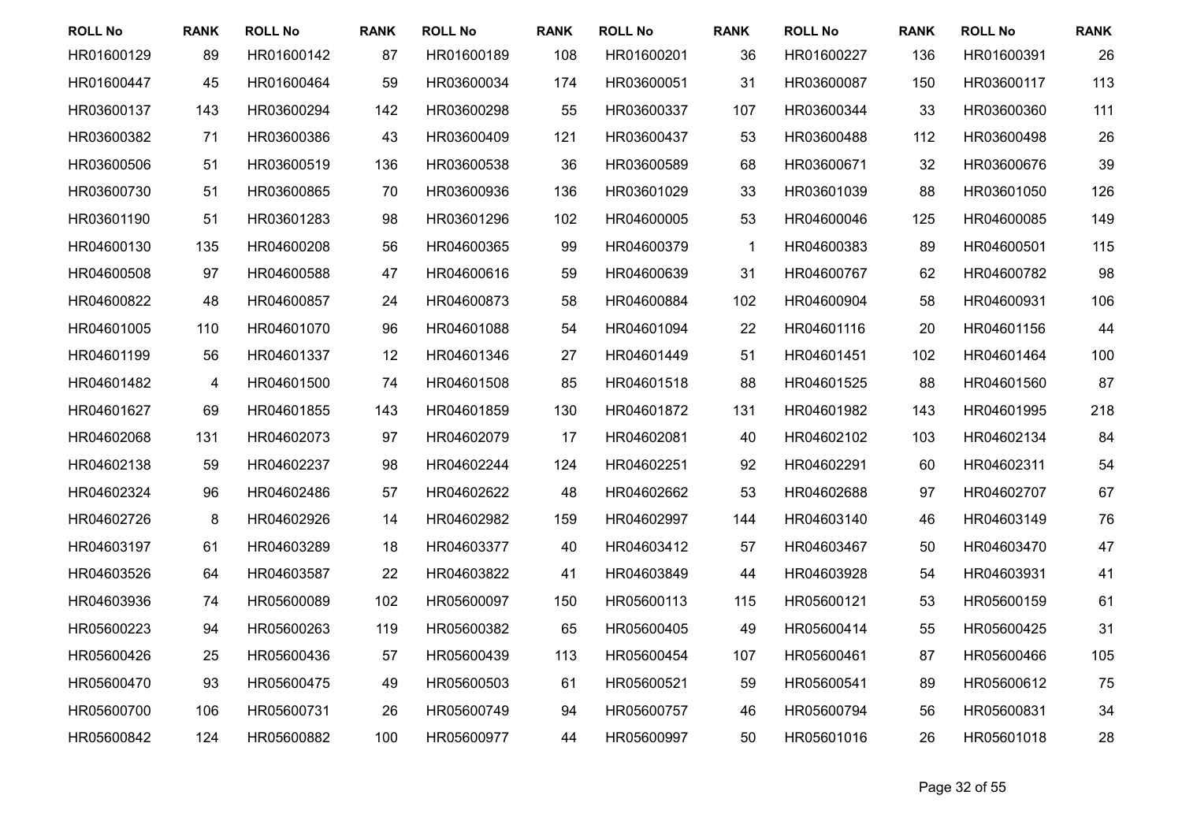| ROLL No | RANK | ROLL No | RANK | ROLL No | RANK | ROLL No | RANK | ROLL No | RANK | ROLL No | RANK |
|---|---|---|---|---|---|---|---|---|---|---|---|
| HR01600129 | 89 | HR01600142 | 87 | HR01600189 | 108 | HR01600201 | 36 | HR01600227 | 136 | HR01600391 | 26 |
| HR01600447 | 45 | HR01600464 | 59 | HR03600034 | 174 | HR03600051 | 31 | HR03600087 | 150 | HR03600117 | 113 |
| HR03600137 | 143 | HR03600294 | 142 | HR03600298 | 55 | HR03600337 | 107 | HR03600344 | 33 | HR03600360 | 111 |
| HR03600382 | 71 | HR03600386 | 43 | HR03600409 | 121 | HR03600437 | 53 | HR03600488 | 112 | HR03600498 | 26 |
| HR03600506 | 51 | HR03600519 | 136 | HR03600538 | 36 | HR03600589 | 68 | HR03600671 | 32 | HR03600676 | 39 |
| HR03600730 | 51 | HR03600865 | 70 | HR03600936 | 136 | HR03601029 | 33 | HR03601039 | 88 | HR03601050 | 126 |
| HR03601190 | 51 | HR03601283 | 98 | HR03601296 | 102 | HR04600005 | 53 | HR04600046 | 125 | HR04600085 | 149 |
| HR04600130 | 135 | HR04600208 | 56 | HR04600365 | 99 | HR04600379 | 1 | HR04600383 | 89 | HR04600501 | 115 |
| HR04600508 | 97 | HR04600588 | 47 | HR04600616 | 59 | HR04600639 | 31 | HR04600767 | 62 | HR04600782 | 98 |
| HR04600822 | 48 | HR04600857 | 24 | HR04600873 | 58 | HR04600884 | 102 | HR04600904 | 58 | HR04600931 | 106 |
| HR04601005 | 110 | HR04601070 | 96 | HR04601088 | 54 | HR04601094 | 22 | HR04601116 | 20 | HR04601156 | 44 |
| HR04601199 | 56 | HR04601337 | 12 | HR04601346 | 27 | HR04601449 | 51 | HR04601451 | 102 | HR04601464 | 100 |
| HR04601482 | 4 | HR04601500 | 74 | HR04601508 | 85 | HR04601518 | 88 | HR04601525 | 88 | HR04601560 | 87 |
| HR04601627 | 69 | HR04601855 | 143 | HR04601859 | 130 | HR04601872 | 131 | HR04601982 | 143 | HR04601995 | 218 |
| HR04602068 | 131 | HR04602073 | 97 | HR04602079 | 17 | HR04602081 | 40 | HR04602102 | 103 | HR04602134 | 84 |
| HR04602138 | 59 | HR04602237 | 98 | HR04602244 | 124 | HR04602251 | 92 | HR04602291 | 60 | HR04602311 | 54 |
| HR04602324 | 96 | HR04602486 | 57 | HR04602622 | 48 | HR04602662 | 53 | HR04602688 | 97 | HR04602707 | 67 |
| HR04602726 | 8 | HR04602926 | 14 | HR04602982 | 159 | HR04602997 | 144 | HR04603140 | 46 | HR04603149 | 76 |
| HR04603197 | 61 | HR04603289 | 18 | HR04603377 | 40 | HR04603412 | 57 | HR04603467 | 50 | HR04603470 | 47 |
| HR04603526 | 64 | HR04603587 | 22 | HR04603822 | 41 | HR04603849 | 44 | HR04603928 | 54 | HR04603931 | 41 |
| HR04603936 | 74 | HR05600089 | 102 | HR05600097 | 150 | HR05600113 | 115 | HR05600121 | 53 | HR05600159 | 61 |
| HR05600223 | 94 | HR05600263 | 119 | HR05600382 | 65 | HR05600405 | 49 | HR05600414 | 55 | HR05600425 | 31 |
| HR05600426 | 25 | HR05600436 | 57 | HR05600439 | 113 | HR05600454 | 107 | HR05600461 | 87 | HR05600466 | 105 |
| HR05600470 | 93 | HR05600475 | 49 | HR05600503 | 61 | HR05600521 | 59 | HR05600541 | 89 | HR05600612 | 75 |
| HR05600700 | 106 | HR05600731 | 26 | HR05600749 | 94 | HR05600757 | 46 | HR05600794 | 56 | HR05600831 | 34 |
| HR05600842 | 124 | HR05600882 | 100 | HR05600977 | 44 | HR05600997 | 50 | HR05601016 | 26 | HR05601018 | 28 |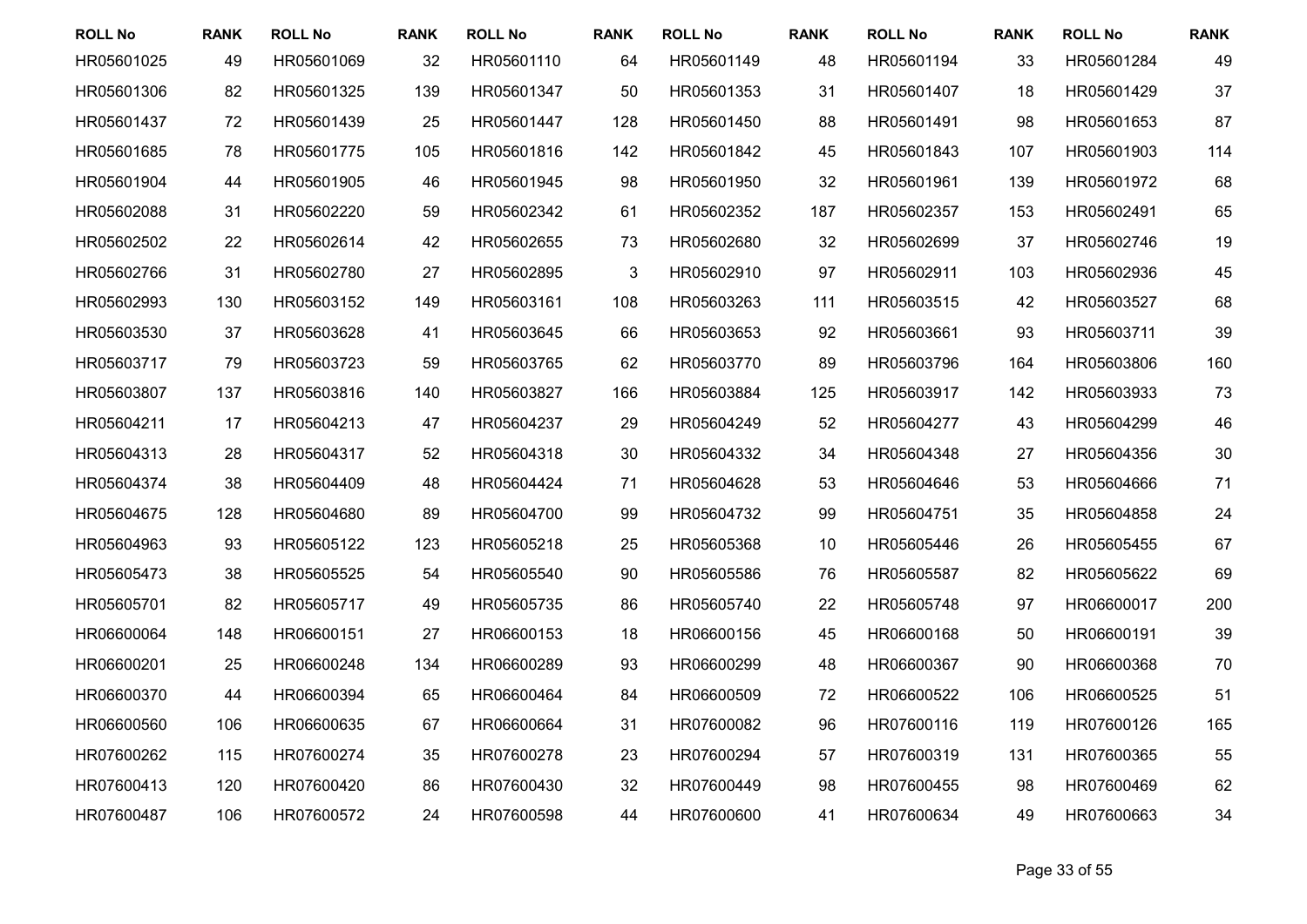| ROLL No | RANK | ROLL No | RANK | ROLL No | RANK | ROLL No | RANK | ROLL No | RANK | ROLL No | RANK |
|---|---|---|---|---|---|---|---|---|---|---|---|
| HR05601025 | 49 | HR05601069 | 32 | HR05601110 | 64 | HR05601149 | 48 | HR05601194 | 33 | HR05601284 | 49 |
| HR05601306 | 82 | HR05601325 | 139 | HR05601347 | 50 | HR05601353 | 31 | HR05601407 | 18 | HR05601429 | 37 |
| HR05601437 | 72 | HR05601439 | 25 | HR05601447 | 128 | HR05601450 | 88 | HR05601491 | 98 | HR05601653 | 87 |
| HR05601685 | 78 | HR05601775 | 105 | HR05601816 | 142 | HR05601842 | 45 | HR05601843 | 107 | HR05601903 | 114 |
| HR05601904 | 44 | HR05601905 | 46 | HR05601945 | 98 | HR05601950 | 32 | HR05601961 | 139 | HR05601972 | 68 |
| HR05602088 | 31 | HR05602220 | 59 | HR05602342 | 61 | HR05602352 | 187 | HR05602357 | 153 | HR05602491 | 65 |
| HR05602502 | 22 | HR05602614 | 42 | HR05602655 | 73 | HR05602680 | 32 | HR05602699 | 37 | HR05602746 | 19 |
| HR05602766 | 31 | HR05602780 | 27 | HR05602895 | 3 | HR05602910 | 97 | HR05602911 | 103 | HR05602936 | 45 |
| HR05602993 | 130 | HR05603152 | 149 | HR05603161 | 108 | HR05603263 | 111 | HR05603515 | 42 | HR05603527 | 68 |
| HR05603530 | 37 | HR05603628 | 41 | HR05603645 | 66 | HR05603653 | 92 | HR05603661 | 93 | HR05603711 | 39 |
| HR05603717 | 79 | HR05603723 | 59 | HR05603765 | 62 | HR05603770 | 89 | HR05603796 | 164 | HR05603806 | 160 |
| HR05603807 | 137 | HR05603816 | 140 | HR05603827 | 166 | HR05603884 | 125 | HR05603917 | 142 | HR05603933 | 73 |
| HR05604211 | 17 | HR05604213 | 47 | HR05604237 | 29 | HR05604249 | 52 | HR05604277 | 43 | HR05604299 | 46 |
| HR05604313 | 28 | HR05604317 | 52 | HR05604318 | 30 | HR05604332 | 34 | HR05604348 | 27 | HR05604356 | 30 |
| HR05604374 | 38 | HR05604409 | 48 | HR05604424 | 71 | HR05604628 | 53 | HR05604646 | 53 | HR05604666 | 71 |
| HR05604675 | 128 | HR05604680 | 89 | HR05604700 | 99 | HR05604732 | 99 | HR05604751 | 35 | HR05604858 | 24 |
| HR05604963 | 93 | HR05605122 | 123 | HR05605218 | 25 | HR05605368 | 10 | HR05605446 | 26 | HR05605455 | 67 |
| HR05605473 | 38 | HR05605525 | 54 | HR05605540 | 90 | HR05605586 | 76 | HR05605587 | 82 | HR05605622 | 69 |
| HR05605701 | 82 | HR05605717 | 49 | HR05605735 | 86 | HR05605740 | 22 | HR05605748 | 97 | HR06600017 | 200 |
| HR06600064 | 148 | HR06600151 | 27 | HR06600153 | 18 | HR06600156 | 45 | HR06600168 | 50 | HR06600191 | 39 |
| HR06600201 | 25 | HR06600248 | 134 | HR06600289 | 93 | HR06600299 | 48 | HR06600367 | 90 | HR06600368 | 70 |
| HR06600370 | 44 | HR06600394 | 65 | HR06600464 | 84 | HR06600509 | 72 | HR06600522 | 106 | HR06600525 | 51 |
| HR06600560 | 106 | HR06600635 | 67 | HR06600664 | 31 | HR07600082 | 96 | HR07600116 | 119 | HR07600126 | 165 |
| HR07600262 | 115 | HR07600274 | 35 | HR07600278 | 23 | HR07600294 | 57 | HR07600319 | 131 | HR07600365 | 55 |
| HR07600413 | 120 | HR07600420 | 86 | HR07600430 | 32 | HR07600449 | 98 | HR07600455 | 98 | HR07600469 | 62 |
| HR07600487 | 106 | HR07600572 | 24 | HR07600598 | 44 | HR07600600 | 41 | HR07600634 | 49 | HR07600663 | 34 |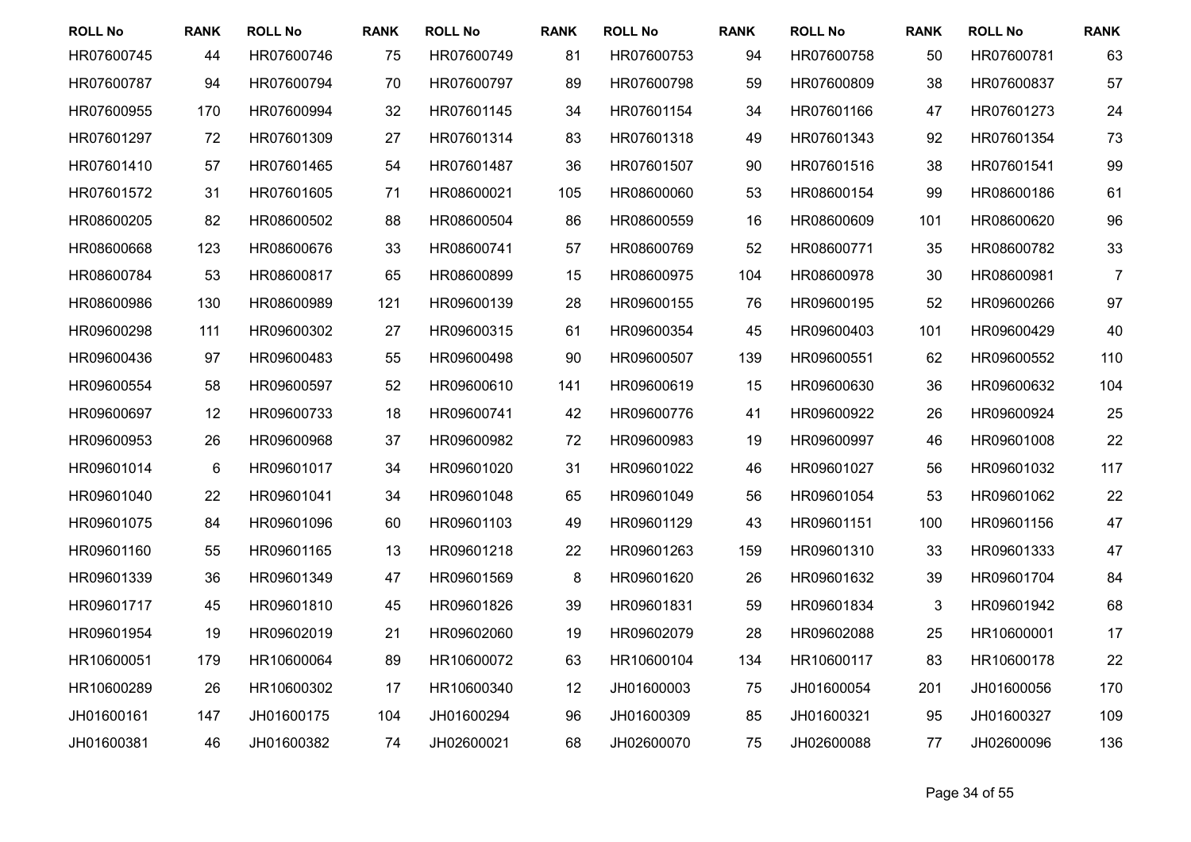| ROLL No | RANK | ROLL No | RANK | ROLL No | RANK | ROLL No | RANK | ROLL No | RANK | ROLL No | RANK |
|---|---|---|---|---|---|---|---|---|---|---|---|
| HR07600745 | 44 | HR07600746 | 75 | HR07600749 | 81 | HR07600753 | 94 | HR07600758 | 50 | HR07600781 | 63 |
| HR07600787 | 94 | HR07600794 | 70 | HR07600797 | 89 | HR07600798 | 59 | HR07600809 | 38 | HR07600837 | 57 |
| HR07600955 | 170 | HR07600994 | 32 | HR07601145 | 34 | HR07601154 | 34 | HR07601166 | 47 | HR07601273 | 24 |
| HR07601297 | 72 | HR07601309 | 27 | HR07601314 | 83 | HR07601318 | 49 | HR07601343 | 92 | HR07601354 | 73 |
| HR07601410 | 57 | HR07601465 | 54 | HR07601487 | 36 | HR07601507 | 90 | HR07601516 | 38 | HR07601541 | 99 |
| HR07601572 | 31 | HR07601605 | 71 | HR08600021 | 105 | HR08600060 | 53 | HR08600154 | 99 | HR08600186 | 61 |
| HR08600205 | 82 | HR08600502 | 88 | HR08600504 | 86 | HR08600559 | 16 | HR08600609 | 101 | HR08600620 | 96 |
| HR08600668 | 123 | HR08600676 | 33 | HR08600741 | 57 | HR08600769 | 52 | HR08600771 | 35 | HR08600782 | 33 |
| HR08600784 | 53 | HR08600817 | 65 | HR08600899 | 15 | HR08600975 | 104 | HR08600978 | 30 | HR08600981 | 7 |
| HR08600986 | 130 | HR08600989 | 121 | HR09600139 | 28 | HR09600155 | 76 | HR09600195 | 52 | HR09600266 | 97 |
| HR09600298 | 111 | HR09600302 | 27 | HR09600315 | 61 | HR09600354 | 45 | HR09600403 | 101 | HR09600429 | 40 |
| HR09600436 | 97 | HR09600483 | 55 | HR09600498 | 90 | HR09600507 | 139 | HR09600551 | 62 | HR09600552 | 110 |
| HR09600554 | 58 | HR09600597 | 52 | HR09600610 | 141 | HR09600619 | 15 | HR09600630 | 36 | HR09600632 | 104 |
| HR09600697 | 12 | HR09600733 | 18 | HR09600741 | 42 | HR09600776 | 41 | HR09600922 | 26 | HR09600924 | 25 |
| HR09600953 | 26 | HR09600968 | 37 | HR09600982 | 72 | HR09600983 | 19 | HR09600997 | 46 | HR09601008 | 22 |
| HR09601014 | 6 | HR09601017 | 34 | HR09601020 | 31 | HR09601022 | 46 | HR09601027 | 56 | HR09601032 | 117 |
| HR09601040 | 22 | HR09601041 | 34 | HR09601048 | 65 | HR09601049 | 56 | HR09601054 | 53 | HR09601062 | 22 |
| HR09601075 | 84 | HR09601096 | 60 | HR09601103 | 49 | HR09601129 | 43 | HR09601151 | 100 | HR09601156 | 47 |
| HR09601160 | 55 | HR09601165 | 13 | HR09601218 | 22 | HR09601263 | 159 | HR09601310 | 33 | HR09601333 | 47 |
| HR09601339 | 36 | HR09601349 | 47 | HR09601569 | 8 | HR09601620 | 26 | HR09601632 | 39 | HR09601704 | 84 |
| HR09601717 | 45 | HR09601810 | 45 | HR09601826 | 39 | HR09601831 | 59 | HR09601834 | 3 | HR09601942 | 68 |
| HR09601954 | 19 | HR09602019 | 21 | HR09602060 | 19 | HR09602079 | 28 | HR09602088 | 25 | HR10600001 | 17 |
| HR10600051 | 179 | HR10600064 | 89 | HR10600072 | 63 | HR10600104 | 134 | HR10600117 | 83 | HR10600178 | 22 |
| HR10600289 | 26 | HR10600302 | 17 | HR10600340 | 12 | JH01600003 | 75 | JH01600054 | 201 | JH01600056 | 170 |
| JH01600161 | 147 | JH01600175 | 104 | JH01600294 | 96 | JH01600309 | 85 | JH01600321 | 95 | JH01600327 | 109 |
| JH01600381 | 46 | JH01600382 | 74 | JH02600021 | 68 | JH02600070 | 75 | JH02600088 | 77 | JH02600096 | 136 |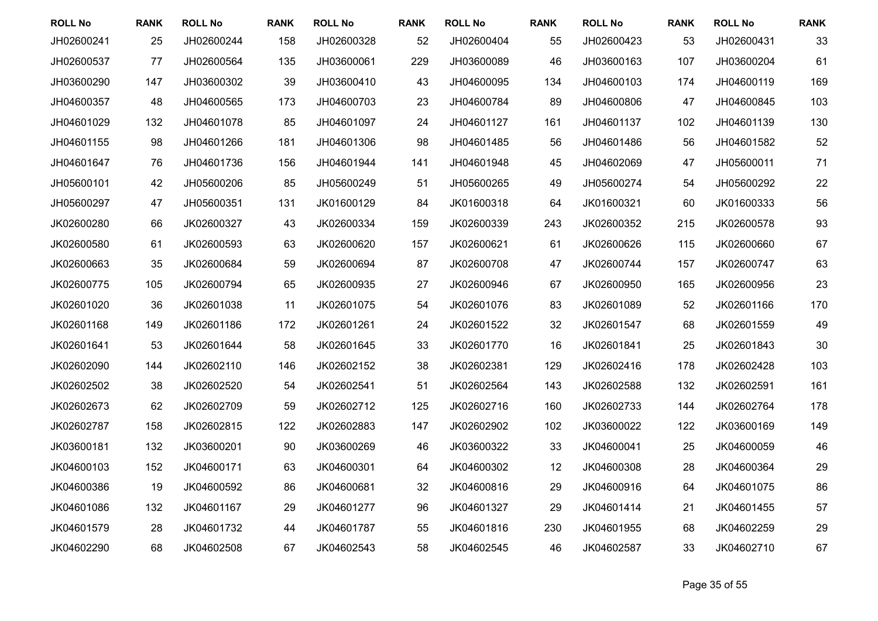| ROLL No | RANK | ROLL No | RANK | ROLL No | RANK | ROLL No | RANK | ROLL No | RANK | ROLL No | RANK |
|---|---|---|---|---|---|---|---|---|---|---|---|
| JH02600241 | 25 | JH02600244 | 158 | JH02600328 | 52 | JH02600404 | 55 | JH02600423 | 53 | JH02600431 | 33 |
| JH02600537 | 77 | JH02600564 | 135 | JH03600061 | 229 | JH03600089 | 46 | JH03600163 | 107 | JH03600204 | 61 |
| JH03600290 | 147 | JH03600302 | 39 | JH03600410 | 43 | JH04600095 | 134 | JH04600103 | 174 | JH04600119 | 169 |
| JH04600357 | 48 | JH04600565 | 173 | JH04600703 | 23 | JH04600784 | 89 | JH04600806 | 47 | JH04600845 | 103 |
| JH04601029 | 132 | JH04601078 | 85 | JH04601097 | 24 | JH04601127 | 161 | JH04601137 | 102 | JH04601139 | 130 |
| JH04601155 | 98 | JH04601266 | 181 | JH04601306 | 98 | JH04601485 | 56 | JH04601486 | 56 | JH04601582 | 52 |
| JH04601647 | 76 | JH04601736 | 156 | JH04601944 | 141 | JH04601948 | 45 | JH04602069 | 47 | JH05600011 | 71 |
| JH05600101 | 42 | JH05600206 | 85 | JH05600249 | 51 | JH05600265 | 49 | JH05600274 | 54 | JH05600292 | 22 |
| JH05600297 | 47 | JH05600351 | 131 | JK01600129 | 84 | JK01600318 | 64 | JK01600321 | 60 | JK01600333 | 56 |
| JK02600280 | 66 | JK02600327 | 43 | JK02600334 | 159 | JK02600339 | 243 | JK02600352 | 215 | JK02600578 | 93 |
| JK02600580 | 61 | JK02600593 | 63 | JK02600620 | 157 | JK02600621 | 61 | JK02600626 | 115 | JK02600660 | 67 |
| JK02600663 | 35 | JK02600684 | 59 | JK02600694 | 87 | JK02600708 | 47 | JK02600744 | 157 | JK02600747 | 63 |
| JK02600775 | 105 | JK02600794 | 65 | JK02600935 | 27 | JK02600946 | 67 | JK02600950 | 165 | JK02600956 | 23 |
| JK02601020 | 36 | JK02601038 | 11 | JK02601075 | 54 | JK02601076 | 83 | JK02601089 | 52 | JK02601166 | 170 |
| JK02601168 | 149 | JK02601186 | 172 | JK02601261 | 24 | JK02601522 | 32 | JK02601547 | 68 | JK02601559 | 49 |
| JK02601641 | 53 | JK02601644 | 58 | JK02601645 | 33 | JK02601770 | 16 | JK02601841 | 25 | JK02601843 | 30 |
| JK02602090 | 144 | JK02602110 | 146 | JK02602152 | 38 | JK02602381 | 129 | JK02602416 | 178 | JK02602428 | 103 |
| JK02602502 | 38 | JK02602520 | 54 | JK02602541 | 51 | JK02602564 | 143 | JK02602588 | 132 | JK02602591 | 161 |
| JK02602673 | 62 | JK02602709 | 59 | JK02602712 | 125 | JK02602716 | 160 | JK02602733 | 144 | JK02602764 | 178 |
| JK02602787 | 158 | JK02602815 | 122 | JK02602883 | 147 | JK02602902 | 102 | JK03600022 | 122 | JK03600169 | 149 |
| JK03600181 | 132 | JK03600201 | 90 | JK03600269 | 46 | JK03600322 | 33 | JK04600041 | 25 | JK04600059 | 46 |
| JK04600103 | 152 | JK04600171 | 63 | JK04600301 | 64 | JK04600302 | 12 | JK04600308 | 28 | JK04600364 | 29 |
| JK04600386 | 19 | JK04600592 | 86 | JK04600681 | 32 | JK04600816 | 29 | JK04600916 | 64 | JK04601075 | 86 |
| JK04601086 | 132 | JK04601167 | 29 | JK04601277 | 96 | JK04601327 | 29 | JK04601414 | 21 | JK04601455 | 57 |
| JK04601579 | 28 | JK04601732 | 44 | JK04601787 | 55 | JK04601816 | 230 | JK04601955 | 68 | JK04602259 | 29 |
| JK04602290 | 68 | JK04602508 | 67 | JK04602543 | 58 | JK04602545 | 46 | JK04602587 | 33 | JK04602710 | 67 |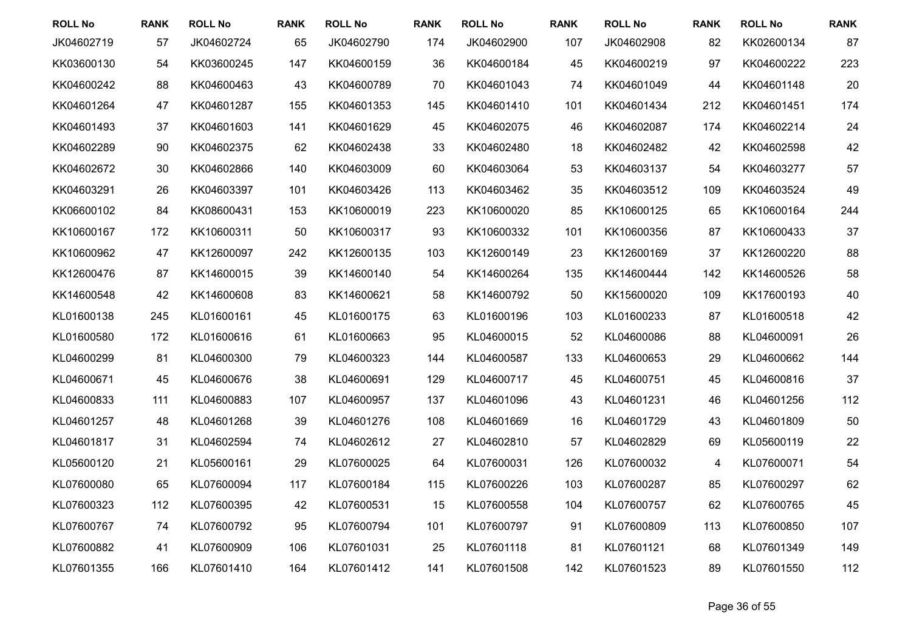| ROLL No | RANK | ROLL No | RANK | ROLL No | RANK | ROLL No | RANK | ROLL No | RANK | ROLL No | RANK |
|---|---|---|---|---|---|---|---|---|---|---|---|
| JK04602719 | 57 | JK04602724 | 65 | JK04602790 | 174 | JK04602900 | 107 | JK04602908 | 82 | KK02600134 | 87 |
| KK03600130 | 54 | KK03600245 | 147 | KK04600159 | 36 | KK04600184 | 45 | KK04600219 | 97 | KK04600222 | 223 |
| KK04600242 | 88 | KK04600463 | 43 | KK04600789 | 70 | KK04601043 | 74 | KK04601049 | 44 | KK04601148 | 20 |
| KK04601264 | 47 | KK04601287 | 155 | KK04601353 | 145 | KK04601410 | 101 | KK04601434 | 212 | KK04601451 | 174 |
| KK04601493 | 37 | KK04601603 | 141 | KK04601629 | 45 | KK04602075 | 46 | KK04602087 | 174 | KK04602214 | 24 |
| KK04602289 | 90 | KK04602375 | 62 | KK04602438 | 33 | KK04602480 | 18 | KK04602482 | 42 | KK04602598 | 42 |
| KK04602672 | 30 | KK04602866 | 140 | KK04603009 | 60 | KK04603064 | 53 | KK04603137 | 54 | KK04603277 | 57 |
| KK04603291 | 26 | KK04603397 | 101 | KK04603426 | 113 | KK04603462 | 35 | KK04603512 | 109 | KK04603524 | 49 |
| KK06600102 | 84 | KK08600431 | 153 | KK10600019 | 223 | KK10600020 | 85 | KK10600125 | 65 | KK10600164 | 244 |
| KK10600167 | 172 | KK10600311 | 50 | KK10600317 | 93 | KK10600332 | 101 | KK10600356 | 87 | KK10600433 | 37 |
| KK10600962 | 47 | KK12600097 | 242 | KK12600135 | 103 | KK12600149 | 23 | KK12600169 | 37 | KK12600220 | 88 |
| KK12600476 | 87 | KK14600015 | 39 | KK14600140 | 54 | KK14600264 | 135 | KK14600444 | 142 | KK14600526 | 58 |
| KK14600548 | 42 | KK14600608 | 83 | KK14600621 | 58 | KK14600792 | 50 | KK15600020 | 109 | KK17600193 | 40 |
| KL01600138 | 245 | KL01600161 | 45 | KL01600175 | 63 | KL01600196 | 103 | KL01600233 | 87 | KL01600518 | 42 |
| KL01600580 | 172 | KL01600616 | 61 | KL01600663 | 95 | KL04600015 | 52 | KL04600086 | 88 | KL04600091 | 26 |
| KL04600299 | 81 | KL04600300 | 79 | KL04600323 | 144 | KL04600587 | 133 | KL04600653 | 29 | KL04600662 | 144 |
| KL04600671 | 45 | KL04600676 | 38 | KL04600691 | 129 | KL04600717 | 45 | KL04600751 | 45 | KL04600816 | 37 |
| KL04600833 | 111 | KL04600883 | 107 | KL04600957 | 137 | KL04601096 | 43 | KL04601231 | 46 | KL04601256 | 112 |
| KL04601257 | 48 | KL04601268 | 39 | KL04601276 | 108 | KL04601669 | 16 | KL04601729 | 43 | KL04601809 | 50 |
| KL04601817 | 31 | KL04602594 | 74 | KL04602612 | 27 | KL04602810 | 57 | KL04602829 | 69 | KL05600119 | 22 |
| KL05600120 | 21 | KL05600161 | 29 | KL07600025 | 64 | KL07600031 | 126 | KL07600032 | 4 | KL07600071 | 54 |
| KL07600080 | 65 | KL07600094 | 117 | KL07600184 | 115 | KL07600226 | 103 | KL07600287 | 85 | KL07600297 | 62 |
| KL07600323 | 112 | KL07600395 | 42 | KL07600531 | 15 | KL07600558 | 104 | KL07600757 | 62 | KL07600765 | 45 |
| KL07600767 | 74 | KL07600792 | 95 | KL07600794 | 101 | KL07600797 | 91 | KL07600809 | 113 | KL07600850 | 107 |
| KL07600882 | 41 | KL07600909 | 106 | KL07601031 | 25 | KL07601118 | 81 | KL07601121 | 68 | KL07601349 | 149 |
| KL07601355 | 166 | KL07601410 | 164 | KL07601412 | 141 | KL07601508 | 142 | KL07601523 | 89 | KL07601550 | 112 |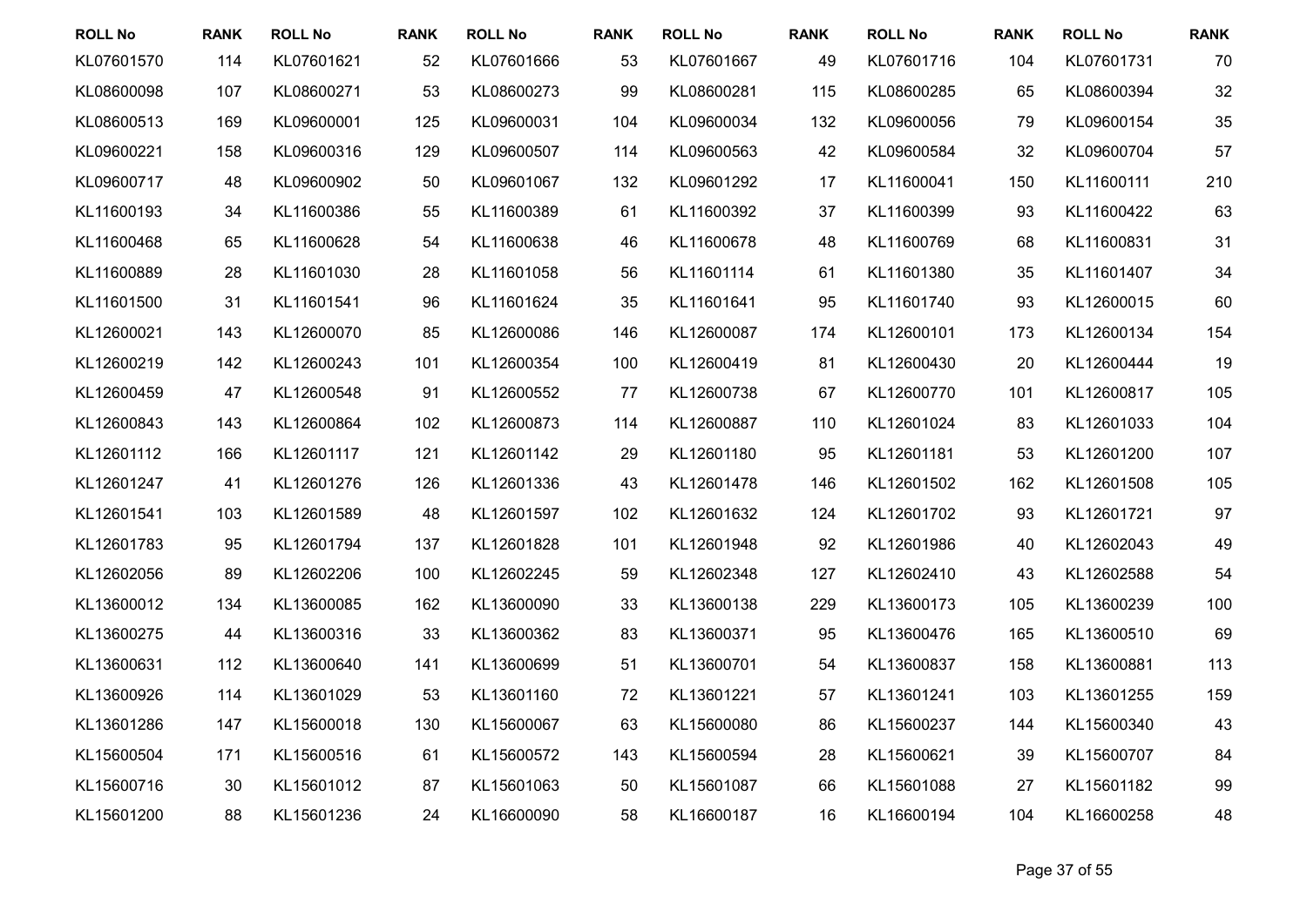| ROLL No | RANK | ROLL No | RANK | ROLL No | RANK | ROLL No | RANK | ROLL No | RANK | ROLL No | RANK |
|---|---|---|---|---|---|---|---|---|---|---|---|
| KL07601570 | 114 | KL07601621 | 52 | KL07601666 | 53 | KL07601667 | 49 | KL07601716 | 104 | KL07601731 | 70 |
| KL08600098 | 107 | KL08600271 | 53 | KL08600273 | 99 | KL08600281 | 115 | KL08600285 | 65 | KL08600394 | 32 |
| KL08600513 | 169 | KL09600001 | 125 | KL09600031 | 104 | KL09600034 | 132 | KL09600056 | 79 | KL09600154 | 35 |
| KL09600221 | 158 | KL09600316 | 129 | KL09600507 | 114 | KL09600563 | 42 | KL09600584 | 32 | KL09600704 | 57 |
| KL09600717 | 48 | KL09600902 | 50 | KL09601067 | 132 | KL09601292 | 17 | KL11600041 | 150 | KL11600111 | 210 |
| KL11600193 | 34 | KL11600386 | 55 | KL11600389 | 61 | KL11600392 | 37 | KL11600399 | 93 | KL11600422 | 63 |
| KL11600468 | 65 | KL11600628 | 54 | KL11600638 | 46 | KL11600678 | 48 | KL11600769 | 68 | KL11600831 | 31 |
| KL11600889 | 28 | KL11601030 | 28 | KL11601058 | 56 | KL11601114 | 61 | KL11601380 | 35 | KL11601407 | 34 |
| KL11601500 | 31 | KL11601541 | 96 | KL11601624 | 35 | KL11601641 | 95 | KL11601740 | 93 | KL12600015 | 60 |
| KL12600021 | 143 | KL12600070 | 85 | KL12600086 | 146 | KL12600087 | 174 | KL12600101 | 173 | KL12600134 | 154 |
| KL12600219 | 142 | KL12600243 | 101 | KL12600354 | 100 | KL12600419 | 81 | KL12600430 | 20 | KL12600444 | 19 |
| KL12600459 | 47 | KL12600548 | 91 | KL12600552 | 77 | KL12600738 | 67 | KL12600770 | 101 | KL12600817 | 105 |
| KL12600843 | 143 | KL12600864 | 102 | KL12600873 | 114 | KL12600887 | 110 | KL12601024 | 83 | KL12601033 | 104 |
| KL12601112 | 166 | KL12601117 | 121 | KL12601142 | 29 | KL12601180 | 95 | KL12601181 | 53 | KL12601200 | 107 |
| KL12601247 | 41 | KL12601276 | 126 | KL12601336 | 43 | KL12601478 | 146 | KL12601502 | 162 | KL12601508 | 105 |
| KL12601541 | 103 | KL12601589 | 48 | KL12601597 | 102 | KL12601632 | 124 | KL12601702 | 93 | KL12601721 | 97 |
| KL12601783 | 95 | KL12601794 | 137 | KL12601828 | 101 | KL12601948 | 92 | KL12601986 | 40 | KL12602043 | 49 |
| KL12602056 | 89 | KL12602206 | 100 | KL12602245 | 59 | KL12602348 | 127 | KL12602410 | 43 | KL12602588 | 54 |
| KL13600012 | 134 | KL13600085 | 162 | KL13600090 | 33 | KL13600138 | 229 | KL13600173 | 105 | KL13600239 | 100 |
| KL13600275 | 44 | KL13600316 | 33 | KL13600362 | 83 | KL13600371 | 95 | KL13600476 | 165 | KL13600510 | 69 |
| KL13600631 | 112 | KL13600640 | 141 | KL13600699 | 51 | KL13600701 | 54 | KL13600837 | 158 | KL13600881 | 113 |
| KL13600926 | 114 | KL13601029 | 53 | KL13601160 | 72 | KL13601221 | 57 | KL13601241 | 103 | KL13601255 | 159 |
| KL13601286 | 147 | KL15600018 | 130 | KL15600067 | 63 | KL15600080 | 86 | KL15600237 | 144 | KL15600340 | 43 |
| KL15600504 | 171 | KL15600516 | 61 | KL15600572 | 143 | KL15600594 | 28 | KL15600621 | 39 | KL15600707 | 84 |
| KL15600716 | 30 | KL15601012 | 87 | KL15601063 | 50 | KL15601087 | 66 | KL15601088 | 27 | KL15601182 | 99 |
| KL15601200 | 88 | KL15601236 | 24 | KL16600090 | 58 | KL16600187 | 16 | KL16600194 | 104 | KL16600258 | 48 |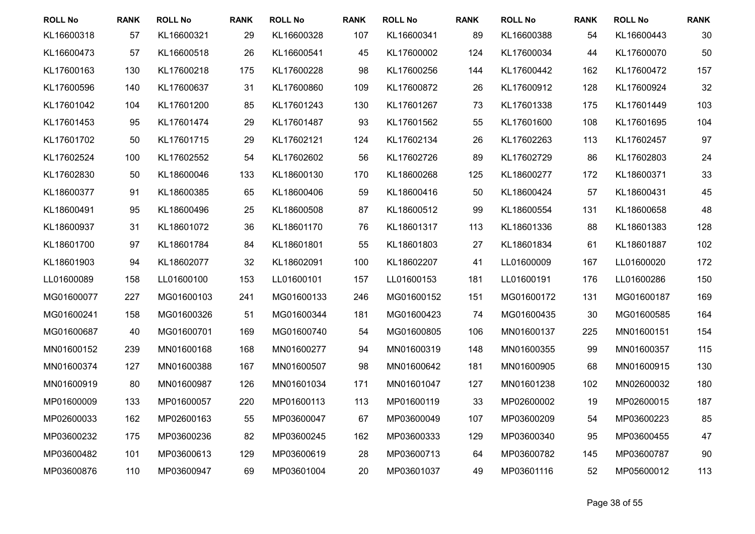| ROLL No | RANK | ROLL No | RANK | ROLL No | RANK | ROLL No | RANK | ROLL No | RANK | ROLL No | RANK |
|---|---|---|---|---|---|---|---|---|---|---|---|
| KL16600318 | 57 | KL16600321 | 29 | KL16600328 | 107 | KL16600341 | 89 | KL16600388 | 54 | KL16600443 | 30 |
| KL16600473 | 57 | KL16600518 | 26 | KL16600541 | 45 | KL17600002 | 124 | KL17600034 | 44 | KL17600070 | 50 |
| KL17600163 | 130 | KL17600218 | 175 | KL17600228 | 98 | KL17600256 | 144 | KL17600442 | 162 | KL17600472 | 157 |
| KL17600596 | 140 | KL17600637 | 31 | KL17600860 | 109 | KL17600872 | 26 | KL17600912 | 128 | KL17600924 | 32 |
| KL17601042 | 104 | KL17601200 | 85 | KL17601243 | 130 | KL17601267 | 73 | KL17601338 | 175 | KL17601449 | 103 |
| KL17601453 | 95 | KL17601474 | 29 | KL17601487 | 93 | KL17601562 | 55 | KL17601600 | 108 | KL17601695 | 104 |
| KL17601702 | 50 | KL17601715 | 29 | KL17602121 | 124 | KL17602134 | 26 | KL17602263 | 113 | KL17602457 | 97 |
| KL17602524 | 100 | KL17602552 | 54 | KL17602602 | 56 | KL17602726 | 89 | KL17602729 | 86 | KL17602803 | 24 |
| KL17602830 | 50 | KL18600046 | 133 | KL18600130 | 170 | KL18600268 | 125 | KL18600277 | 172 | KL18600371 | 33 |
| KL18600377 | 91 | KL18600385 | 65 | KL18600406 | 59 | KL18600416 | 50 | KL18600424 | 57 | KL18600431 | 45 |
| KL18600491 | 95 | KL18600496 | 25 | KL18600508 | 87 | KL18600512 | 99 | KL18600554 | 131 | KL18600658 | 48 |
| KL18600937 | 31 | KL18601072 | 36 | KL18601170 | 76 | KL18601317 | 113 | KL18601336 | 88 | KL18601383 | 128 |
| KL18601700 | 97 | KL18601784 | 84 | KL18601801 | 55 | KL18601803 | 27 | KL18601834 | 61 | KL18601887 | 102 |
| KL18601903 | 94 | KL18602077 | 32 | KL18602091 | 100 | KL18602207 | 41 | LL01600009 | 167 | LL01600020 | 172 |
| LL01600089 | 158 | LL01600100 | 153 | LL01600101 | 157 | LL01600153 | 181 | LL01600191 | 176 | LL01600286 | 150 |
| MG01600077 | 227 | MG01600103 | 241 | MG01600133 | 246 | MG01600152 | 151 | MG01600172 | 131 | MG01600187 | 169 |
| MG01600241 | 158 | MG01600326 | 51 | MG01600344 | 181 | MG01600423 | 74 | MG01600435 | 30 | MG01600585 | 164 |
| MG01600687 | 40 | MG01600701 | 169 | MG01600740 | 54 | MG01600805 | 106 | MN01600137 | 225 | MN01600151 | 154 |
| MN01600152 | 239 | MN01600168 | 168 | MN01600277 | 94 | MN01600319 | 148 | MN01600355 | 99 | MN01600357 | 115 |
| MN01600374 | 127 | MN01600388 | 167 | MN01600507 | 98 | MN01600642 | 181 | MN01600905 | 68 | MN01600915 | 130 |
| MN01600919 | 80 | MN01600987 | 126 | MN01601034 | 171 | MN01601047 | 127 | MN01601238 | 102 | MN02600032 | 180 |
| MP01600009 | 133 | MP01600057 | 220 | MP01600113 | 113 | MP01600119 | 33 | MP02600002 | 19 | MP02600015 | 187 |
| MP02600033 | 162 | MP02600163 | 55 | MP03600047 | 67 | MP03600049 | 107 | MP03600209 | 54 | MP03600223 | 85 |
| MP03600232 | 175 | MP03600236 | 82 | MP03600245 | 162 | MP03600333 | 129 | MP03600340 | 95 | MP03600455 | 47 |
| MP03600482 | 101 | MP03600613 | 129 | MP03600619 | 28 | MP03600713 | 64 | MP03600782 | 145 | MP03600787 | 90 |
| MP03600876 | 110 | MP03600947 | 69 | MP03601004 | 20 | MP03601037 | 49 | MP03601116 | 52 | MP05600012 | 113 |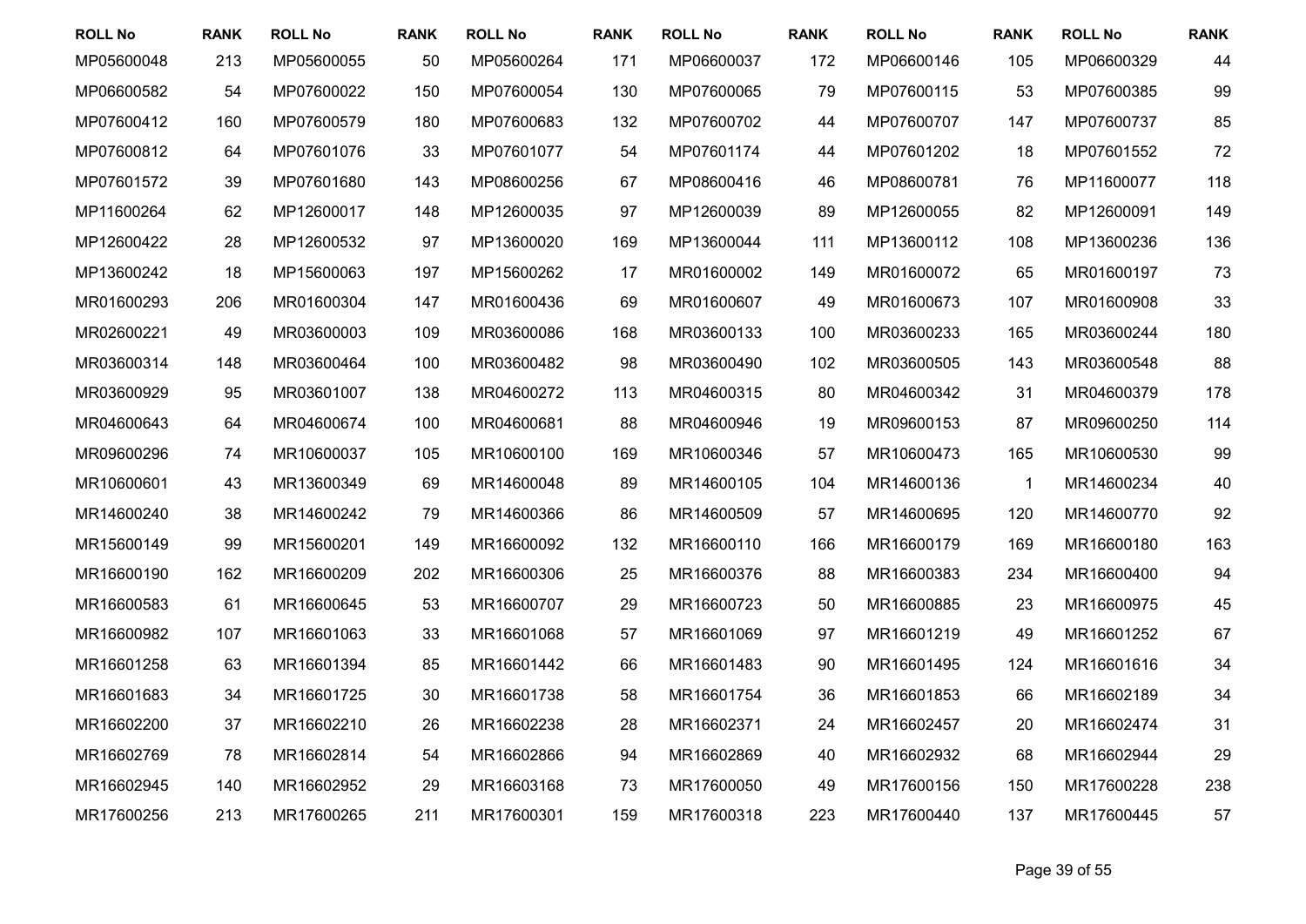| ROLL No | RANK | ROLL No | RANK | ROLL No | RANK | ROLL No | RANK | ROLL No | RANK | ROLL No | RANK |
|---|---|---|---|---|---|---|---|---|---|---|---|
| MP05600048 | 213 | MP05600055 | 50 | MP05600264 | 171 | MP06600037 | 172 | MP06600146 | 105 | MP06600329 | 44 |
| MP06600582 | 54 | MP07600022 | 150 | MP07600054 | 130 | MP07600065 | 79 | MP07600115 | 53 | MP07600385 | 99 |
| MP07600412 | 160 | MP07600579 | 180 | MP07600683 | 132 | MP07600702 | 44 | MP07600707 | 147 | MP07600737 | 85 |
| MP07600812 | 64 | MP07601076 | 33 | MP07601077 | 54 | MP07601174 | 44 | MP07601202 | 18 | MP07601552 | 72 |
| MP07601572 | 39 | MP07601680 | 143 | MP08600256 | 67 | MP08600416 | 46 | MP08600781 | 76 | MP11600077 | 118 |
| MP11600264 | 62 | MP12600017 | 148 | MP12600035 | 97 | MP12600039 | 89 | MP12600055 | 82 | MP12600091 | 149 |
| MP12600422 | 28 | MP12600532 | 97 | MP13600020 | 169 | MP13600044 | 111 | MP13600112 | 108 | MP13600236 | 136 |
| MP13600242 | 18 | MP15600063 | 197 | MP15600262 | 17 | MR01600002 | 149 | MR01600072 | 65 | MR01600197 | 73 |
| MR01600293 | 206 | MR01600304 | 147 | MR01600436 | 69 | MR01600607 | 49 | MR01600673 | 107 | MR01600908 | 33 |
| MR02600221 | 49 | MR03600003 | 109 | MR03600086 | 168 | MR03600133 | 100 | MR03600233 | 165 | MR03600244 | 180 |
| MR03600314 | 148 | MR03600464 | 100 | MR03600482 | 98 | MR03600490 | 102 | MR03600505 | 143 | MR03600548 | 88 |
| MR03600929 | 95 | MR03601007 | 138 | MR04600272 | 113 | MR04600315 | 80 | MR04600342 | 31 | MR04600379 | 178 |
| MR04600643 | 64 | MR04600674 | 100 | MR04600681 | 88 | MR04600946 | 19 | MR09600153 | 87 | MR09600250 | 114 |
| MR09600296 | 74 | MR10600037 | 105 | MR10600100 | 169 | MR10600346 | 57 | MR10600473 | 165 | MR10600530 | 99 |
| MR10600601 | 43 | MR13600349 | 69 | MR14600048 | 89 | MR14600105 | 104 | MR14600136 | 1 | MR14600234 | 40 |
| MR14600240 | 38 | MR14600242 | 79 | MR14600366 | 86 | MR14600509 | 57 | MR14600695 | 120 | MR14600770 | 92 |
| MR15600149 | 99 | MR15600201 | 149 | MR16600092 | 132 | MR16600110 | 166 | MR16600179 | 169 | MR16600180 | 163 |
| MR16600190 | 162 | MR16600209 | 202 | MR16600306 | 25 | MR16600376 | 88 | MR16600383 | 234 | MR16600400 | 94 |
| MR16600583 | 61 | MR16600645 | 53 | MR16600707 | 29 | MR16600723 | 50 | MR16600885 | 23 | MR16600975 | 45 |
| MR16600982 | 107 | MR16601063 | 33 | MR16601068 | 57 | MR16601069 | 97 | MR16601219 | 49 | MR16601252 | 67 |
| MR16601258 | 63 | MR16601394 | 85 | MR16601442 | 66 | MR16601483 | 90 | MR16601495 | 124 | MR16601616 | 34 |
| MR16601683 | 34 | MR16601725 | 30 | MR16601738 | 58 | MR16601754 | 36 | MR16601853 | 66 | MR16602189 | 34 |
| MR16602200 | 37 | MR16602210 | 26 | MR16602238 | 28 | MR16602371 | 24 | MR16602457 | 20 | MR16602474 | 31 |
| MR16602769 | 78 | MR16602814 | 54 | MR16602866 | 94 | MR16602869 | 40 | MR16602932 | 68 | MR16602944 | 29 |
| MR16602945 | 140 | MR16602952 | 29 | MR16603168 | 73 | MR17600050 | 49 | MR17600156 | 150 | MR17600228 | 238 |
| MR17600256 | 213 | MR17600265 | 211 | MR17600301 | 159 | MR17600318 | 223 | MR17600440 | 137 | MR17600445 | 57 |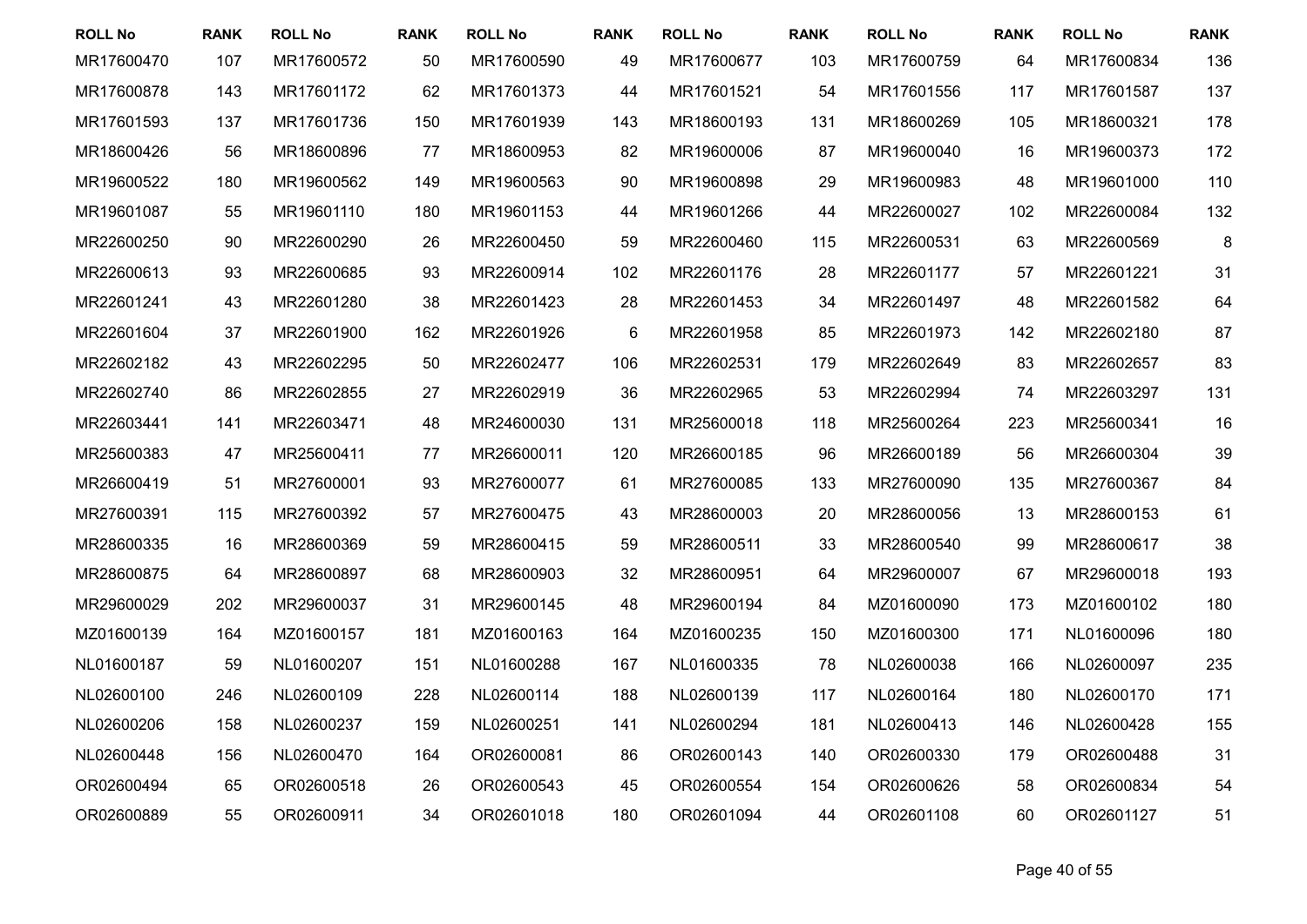| ROLL No | RANK | ROLL No | RANK | ROLL No | RANK | ROLL No | RANK | ROLL No | RANK | ROLL No | RANK |
|---|---|---|---|---|---|---|---|---|---|---|---|
| MR17600470 | 107 | MR17600572 | 50 | MR17600590 | 49 | MR17600677 | 103 | MR17600759 | 64 | MR17600834 | 136 |
| MR17600878 | 143 | MR17601172 | 62 | MR17601373 | 44 | MR17601521 | 54 | MR17601556 | 117 | MR17601587 | 137 |
| MR17601593 | 137 | MR17601736 | 150 | MR17601939 | 143 | MR18600193 | 131 | MR18600269 | 105 | MR18600321 | 178 |
| MR18600426 | 56 | MR18600896 | 77 | MR18600953 | 82 | MR19600006 | 87 | MR19600040 | 16 | MR19600373 | 172 |
| MR19600522 | 180 | MR19600562 | 149 | MR19600563 | 90 | MR19600898 | 29 | MR19600983 | 48 | MR19601000 | 110 |
| MR19601087 | 55 | MR19601110 | 180 | MR19601153 | 44 | MR19601266 | 44 | MR22600027 | 102 | MR22600084 | 132 |
| MR22600250 | 90 | MR22600290 | 26 | MR22600450 | 59 | MR22600460 | 115 | MR22600531 | 63 | MR22600569 | 8 |
| MR22600613 | 93 | MR22600685 | 93 | MR22600914 | 102 | MR22601176 | 28 | MR22601177 | 57 | MR22601221 | 31 |
| MR22601241 | 43 | MR22601280 | 38 | MR22601423 | 28 | MR22601453 | 34 | MR22601497 | 48 | MR22601582 | 64 |
| MR22601604 | 37 | MR22601900 | 162 | MR22601926 | 6 | MR22601958 | 85 | MR22601973 | 142 | MR22602180 | 87 |
| MR22602182 | 43 | MR22602295 | 50 | MR22602477 | 106 | MR22602531 | 179 | MR22602649 | 83 | MR22602657 | 83 |
| MR22602740 | 86 | MR22602855 | 27 | MR22602919 | 36 | MR22602965 | 53 | MR22602994 | 74 | MR22603297 | 131 |
| MR22603441 | 141 | MR22603471 | 48 | MR24600030 | 131 | MR25600018 | 118 | MR25600264 | 223 | MR25600341 | 16 |
| MR25600383 | 47 | MR25600411 | 77 | MR26600011 | 120 | MR26600185 | 96 | MR26600189 | 56 | MR26600304 | 39 |
| MR26600419 | 51 | MR27600001 | 93 | MR27600077 | 61 | MR27600085 | 133 | MR27600090 | 135 | MR27600367 | 84 |
| MR27600391 | 115 | MR27600392 | 57 | MR27600475 | 43 | MR28600003 | 20 | MR28600056 | 13 | MR28600153 | 61 |
| MR28600335 | 16 | MR28600369 | 59 | MR28600415 | 59 | MR28600511 | 33 | MR28600540 | 99 | MR28600617 | 38 |
| MR28600875 | 64 | MR28600897 | 68 | MR28600903 | 32 | MR28600951 | 64 | MR29600007 | 67 | MR29600018 | 193 |
| MR29600029 | 202 | MR29600037 | 31 | MR29600145 | 48 | MR29600194 | 84 | MZ01600090 | 173 | MZ01600102 | 180 |
| MZ01600139 | 164 | MZ01600157 | 181 | MZ01600163 | 164 | MZ01600235 | 150 | MZ01600300 | 171 | NL01600096 | 180 |
| NL01600187 | 59 | NL01600207 | 151 | NL01600288 | 167 | NL01600335 | 78 | NL02600038 | 166 | NL02600097 | 235 |
| NL02600100 | 246 | NL02600109 | 228 | NL02600114 | 188 | NL02600139 | 117 | NL02600164 | 180 | NL02600170 | 171 |
| NL02600206 | 158 | NL02600237 | 159 | NL02600251 | 141 | NL02600294 | 181 | NL02600413 | 146 | NL02600428 | 155 |
| NL02600448 | 156 | NL02600470 | 164 | OR02600081 | 86 | OR02600143 | 140 | OR02600330 | 179 | OR02600488 | 31 |
| OR02600494 | 65 | OR02600518 | 26 | OR02600543 | 45 | OR02600554 | 154 | OR02600626 | 58 | OR02600834 | 54 |
| OR02600889 | 55 | OR02600911 | 34 | OR02601018 | 180 | OR02601094 | 44 | OR02601108 | 60 | OR02601127 | 51 |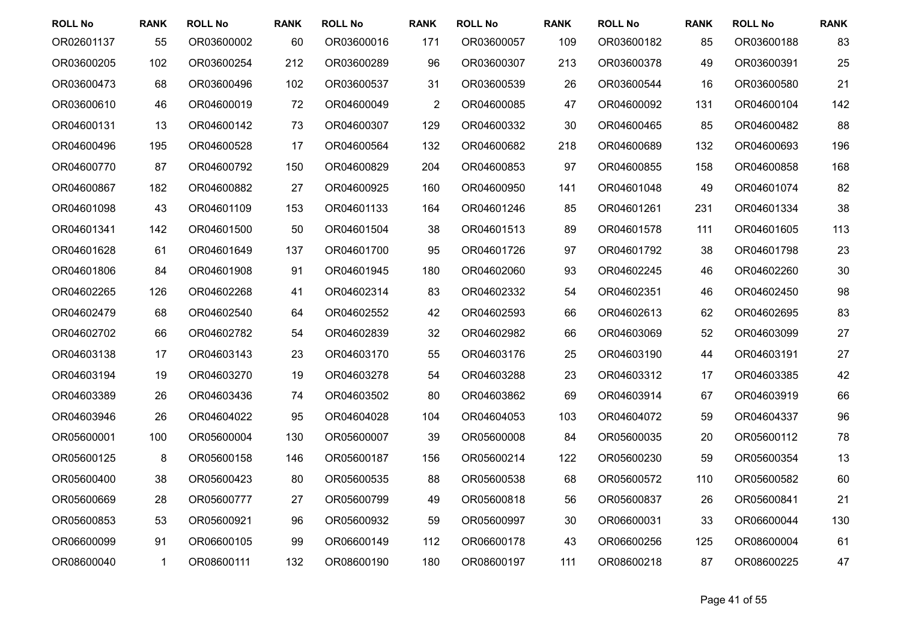| ROLL No | RANK | ROLL No | RANK | ROLL No | RANK | ROLL No | RANK | ROLL No | RANK | ROLL No | RANK |
|---|---|---|---|---|---|---|---|---|---|---|---|
| OR02601137 | 55 | OR03600002 | 60 | OR03600016 | 171 | OR03600057 | 109 | OR03600182 | 85 | OR03600188 | 83 |
| OR03600205 | 102 | OR03600254 | 212 | OR03600289 | 96 | OR03600307 | 213 | OR03600378 | 49 | OR03600391 | 25 |
| OR03600473 | 68 | OR03600496 | 102 | OR03600537 | 31 | OR03600539 | 26 | OR03600544 | 16 | OR03600580 | 21 |
| OR03600610 | 46 | OR04600019 | 72 | OR04600049 | 2 | OR04600085 | 47 | OR04600092 | 131 | OR04600104 | 142 |
| OR04600131 | 13 | OR04600142 | 73 | OR04600307 | 129 | OR04600332 | 30 | OR04600465 | 85 | OR04600482 | 88 |
| OR04600496 | 195 | OR04600528 | 17 | OR04600564 | 132 | OR04600682 | 218 | OR04600689 | 132 | OR04600693 | 196 |
| OR04600770 | 87 | OR04600792 | 150 | OR04600829 | 204 | OR04600853 | 97 | OR04600855 | 158 | OR04600858 | 168 |
| OR04600867 | 182 | OR04600882 | 27 | OR04600925 | 160 | OR04600950 | 141 | OR04601048 | 49 | OR04601074 | 82 |
| OR04601098 | 43 | OR04601109 | 153 | OR04601133 | 164 | OR04601246 | 85 | OR04601261 | 231 | OR04601334 | 38 |
| OR04601341 | 142 | OR04601500 | 50 | OR04601504 | 38 | OR04601513 | 89 | OR04601578 | 111 | OR04601605 | 113 |
| OR04601628 | 61 | OR04601649 | 137 | OR04601700 | 95 | OR04601726 | 97 | OR04601792 | 38 | OR04601798 | 23 |
| OR04601806 | 84 | OR04601908 | 91 | OR04601945 | 180 | OR04602060 | 93 | OR04602245 | 46 | OR04602260 | 30 |
| OR04602265 | 126 | OR04602268 | 41 | OR04602314 | 83 | OR04602332 | 54 | OR04602351 | 46 | OR04602450 | 98 |
| OR04602479 | 68 | OR04602540 | 64 | OR04602552 | 42 | OR04602593 | 66 | OR04602613 | 62 | OR04602695 | 83 |
| OR04602702 | 66 | OR04602782 | 54 | OR04602839 | 32 | OR04602982 | 66 | OR04603069 | 52 | OR04603099 | 27 |
| OR04603138 | 17 | OR04603143 | 23 | OR04603170 | 55 | OR04603176 | 25 | OR04603190 | 44 | OR04603191 | 27 |
| OR04603194 | 19 | OR04603270 | 19 | OR04603278 | 54 | OR04603288 | 23 | OR04603312 | 17 | OR04603385 | 42 |
| OR04603389 | 26 | OR04603436 | 74 | OR04603502 | 80 | OR04603862 | 69 | OR04603914 | 67 | OR04603919 | 66 |
| OR04603946 | 26 | OR04604022 | 95 | OR04604028 | 104 | OR04604053 | 103 | OR04604072 | 59 | OR04604337 | 96 |
| OR05600001 | 100 | OR05600004 | 130 | OR05600007 | 39 | OR05600008 | 84 | OR05600035 | 20 | OR05600112 | 78 |
| OR05600125 | 8 | OR05600158 | 146 | OR05600187 | 156 | OR05600214 | 122 | OR05600230 | 59 | OR05600354 | 13 |
| OR05600400 | 38 | OR05600423 | 80 | OR05600535 | 88 | OR05600538 | 68 | OR05600572 | 110 | OR05600582 | 60 |
| OR05600669 | 28 | OR05600777 | 27 | OR05600799 | 49 | OR05600818 | 56 | OR05600837 | 26 | OR05600841 | 21 |
| OR05600853 | 53 | OR05600921 | 96 | OR05600932 | 59 | OR05600997 | 30 | OR06600031 | 33 | OR06600044 | 130 |
| OR06600099 | 91 | OR06600105 | 99 | OR06600149 | 112 | OR06600178 | 43 | OR06600256 | 125 | OR08600004 | 61 |
| OR08600040 | 1 | OR08600111 | 132 | OR08600190 | 180 | OR08600197 | 111 | OR08600218 | 87 | OR08600225 | 47 |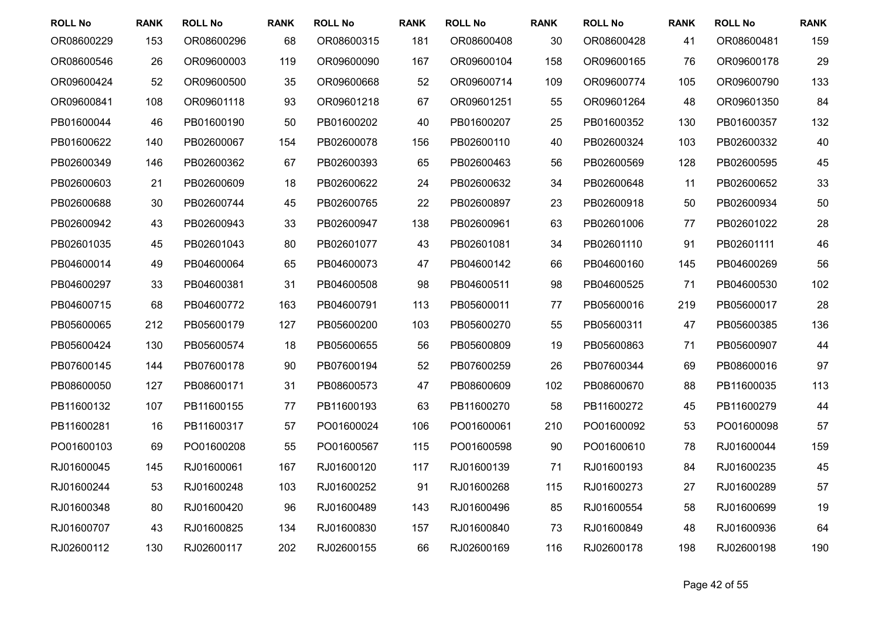| ROLL No | RANK | ROLL No | RANK | ROLL No | RANK | ROLL No | RANK | ROLL No | RANK | ROLL No | RANK |
|---|---|---|---|---|---|---|---|---|---|---|---|
| OR08600229 | 153 | OR08600296 | 68 | OR08600315 | 181 | OR08600408 | 30 | OR08600428 | 41 | OR08600481 | 159 |
| OR08600546 | 26 | OR09600003 | 119 | OR09600090 | 167 | OR09600104 | 158 | OR09600165 | 76 | OR09600178 | 29 |
| OR09600424 | 52 | OR09600500 | 35 | OR09600668 | 52 | OR09600714 | 109 | OR09600774 | 105 | OR09600790 | 133 |
| OR09600841 | 108 | OR09601118 | 93 | OR09601218 | 67 | OR09601251 | 55 | OR09601264 | 48 | OR09601350 | 84 |
| PB01600044 | 46 | PB01600190 | 50 | PB01600202 | 40 | PB01600207 | 25 | PB01600352 | 130 | PB01600357 | 132 |
| PB01600622 | 140 | PB02600067 | 154 | PB02600078 | 156 | PB02600110 | 40 | PB02600324 | 103 | PB02600332 | 40 |
| PB02600349 | 146 | PB02600362 | 67 | PB02600393 | 65 | PB02600463 | 56 | PB02600569 | 128 | PB02600595 | 45 |
| PB02600603 | 21 | PB02600609 | 18 | PB02600622 | 24 | PB02600632 | 34 | PB02600648 | 11 | PB02600652 | 33 |
| PB02600688 | 30 | PB02600744 | 45 | PB02600765 | 22 | PB02600897 | 23 | PB02600918 | 50 | PB02600934 | 50 |
| PB02600942 | 43 | PB02600943 | 33 | PB02600947 | 138 | PB02600961 | 63 | PB02601006 | 77 | PB02601022 | 28 |
| PB02601035 | 45 | PB02601043 | 80 | PB02601077 | 43 | PB02601081 | 34 | PB02601110 | 91 | PB02601111 | 46 |
| PB04600014 | 49 | PB04600064 | 65 | PB04600073 | 47 | PB04600142 | 66 | PB04600160 | 145 | PB04600269 | 56 |
| PB04600297 | 33 | PB04600381 | 31 | PB04600508 | 98 | PB04600511 | 98 | PB04600525 | 71 | PB04600530 | 102 |
| PB04600715 | 68 | PB04600772 | 163 | PB04600791 | 113 | PB05600011 | 77 | PB05600016 | 219 | PB05600017 | 28 |
| PB05600065 | 212 | PB05600179 | 127 | PB05600200 | 103 | PB05600270 | 55 | PB05600311 | 47 | PB05600385 | 136 |
| PB05600424 | 130 | PB05600574 | 18 | PB05600655 | 56 | PB05600809 | 19 | PB05600863 | 71 | PB05600907 | 44 |
| PB07600145 | 144 | PB07600178 | 90 | PB07600194 | 52 | PB07600259 | 26 | PB07600344 | 69 | PB08600016 | 97 |
| PB08600050 | 127 | PB08600171 | 31 | PB08600573 | 47 | PB08600609 | 102 | PB08600670 | 88 | PB11600035 | 113 |
| PB11600132 | 107 | PB11600155 | 77 | PB11600193 | 63 | PB11600270 | 58 | PB11600272 | 45 | PB11600279 | 44 |
| PB11600281 | 16 | PB11600317 | 57 | PO01600024 | 106 | PO01600061 | 210 | PO01600092 | 53 | PO01600098 | 57 |
| PO01600103 | 69 | PO01600208 | 55 | PO01600567 | 115 | PO01600598 | 90 | PO01600610 | 78 | RJ01600044 | 159 |
| RJ01600045 | 145 | RJ01600061 | 167 | RJ01600120 | 117 | RJ01600139 | 71 | RJ01600193 | 84 | RJ01600235 | 45 |
| RJ01600244 | 53 | RJ01600248 | 103 | RJ01600252 | 91 | RJ01600268 | 115 | RJ01600273 | 27 | RJ01600289 | 57 |
| RJ01600348 | 80 | RJ01600420 | 96 | RJ01600489 | 143 | RJ01600496 | 85 | RJ01600554 | 58 | RJ01600699 | 19 |
| RJ01600707 | 43 | RJ01600825 | 134 | RJ01600830 | 157 | RJ01600840 | 73 | RJ01600849 | 48 | RJ01600936 | 64 |
| RJ02600112 | 130 | RJ02600117 | 202 | RJ02600155 | 66 | RJ02600169 | 116 | RJ02600178 | 198 | RJ02600198 | 190 |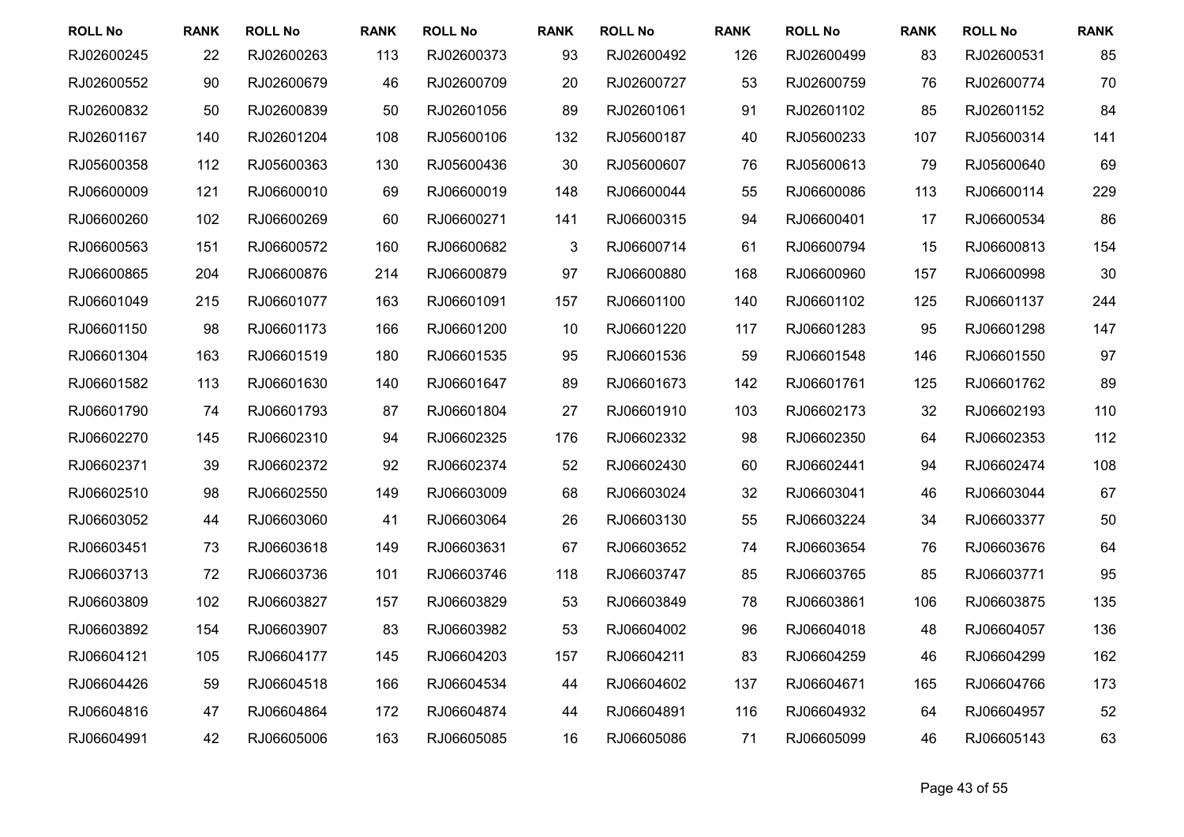| ROLL No | RANK | ROLL No | RANK | ROLL No | RANK | ROLL No | RANK | ROLL No | RANK | ROLL No | RANK |
|---|---|---|---|---|---|---|---|---|---|---|---|
| RJ02600245 | 22 | RJ02600263 | 113 | RJ02600373 | 93 | RJ02600492 | 126 | RJ02600499 | 83 | RJ02600531 | 85 |
| RJ02600552 | 90 | RJ02600679 | 46 | RJ02600709 | 20 | RJ02600727 | 53 | RJ02600759 | 76 | RJ02600774 | 70 |
| RJ02600832 | 50 | RJ02600839 | 50 | RJ02601056 | 89 | RJ02601061 | 91 | RJ02601102 | 85 | RJ02601152 | 84 |
| RJ02601167 | 140 | RJ02601204 | 108 | RJ05600106 | 132 | RJ05600187 | 40 | RJ05600233 | 107 | RJ05600314 | 141 |
| RJ05600358 | 112 | RJ05600363 | 130 | RJ05600436 | 30 | RJ05600607 | 76 | RJ05600613 | 79 | RJ05600640 | 69 |
| RJ06600009 | 121 | RJ06600010 | 69 | RJ06600019 | 148 | RJ06600044 | 55 | RJ06600086 | 113 | RJ06600114 | 229 |
| RJ06600260 | 102 | RJ06600269 | 60 | RJ06600271 | 141 | RJ06600315 | 94 | RJ06600401 | 17 | RJ06600534 | 86 |
| RJ06600563 | 151 | RJ06600572 | 160 | RJ06600682 | 3 | RJ06600714 | 61 | RJ06600794 | 15 | RJ06600813 | 154 |
| RJ06600865 | 204 | RJ06600876 | 214 | RJ06600879 | 97 | RJ06600880 | 168 | RJ06600960 | 157 | RJ06600998 | 30 |
| RJ06601049 | 215 | RJ06601077 | 163 | RJ06601091 | 157 | RJ06601100 | 140 | RJ06601102 | 125 | RJ06601137 | 244 |
| RJ06601150 | 98 | RJ06601173 | 166 | RJ06601200 | 10 | RJ06601220 | 117 | RJ06601283 | 95 | RJ06601298 | 147 |
| RJ06601304 | 163 | RJ06601519 | 180 | RJ06601535 | 95 | RJ06601536 | 59 | RJ06601548 | 146 | RJ06601550 | 97 |
| RJ06601582 | 113 | RJ06601630 | 140 | RJ06601647 | 89 | RJ06601673 | 142 | RJ06601761 | 125 | RJ06601762 | 89 |
| RJ06601790 | 74 | RJ06601793 | 87 | RJ06601804 | 27 | RJ06601910 | 103 | RJ06602173 | 32 | RJ06602193 | 110 |
| RJ06602270 | 145 | RJ06602310 | 94 | RJ06602325 | 176 | RJ06602332 | 98 | RJ06602350 | 64 | RJ06602353 | 112 |
| RJ06602371 | 39 | RJ06602372 | 92 | RJ06602374 | 52 | RJ06602430 | 60 | RJ06602441 | 94 | RJ06602474 | 108 |
| RJ06602510 | 98 | RJ06602550 | 149 | RJ06603009 | 68 | RJ06603024 | 32 | RJ06603041 | 46 | RJ06603044 | 67 |
| RJ06603052 | 44 | RJ06603060 | 41 | RJ06603064 | 26 | RJ06603130 | 55 | RJ06603224 | 34 | RJ06603377 | 50 |
| RJ06603451 | 73 | RJ06603618 | 149 | RJ06603631 | 67 | RJ06603652 | 74 | RJ06603654 | 76 | RJ06603676 | 64 |
| RJ06603713 | 72 | RJ06603736 | 101 | RJ06603746 | 118 | RJ06603747 | 85 | RJ06603765 | 85 | RJ06603771 | 95 |
| RJ06603809 | 102 | RJ06603827 | 157 | RJ06603829 | 53 | RJ06603849 | 78 | RJ06603861 | 106 | RJ06603875 | 135 |
| RJ06603892 | 154 | RJ06603907 | 83 | RJ06603982 | 53 | RJ06604002 | 96 | RJ06604018 | 48 | RJ06604057 | 136 |
| RJ06604121 | 105 | RJ06604177 | 145 | RJ06604203 | 157 | RJ06604211 | 83 | RJ06604259 | 46 | RJ06604299 | 162 |
| RJ06604426 | 59 | RJ06604518 | 166 | RJ06604534 | 44 | RJ06604602 | 137 | RJ06604671 | 165 | RJ06604766 | 173 |
| RJ06604816 | 47 | RJ06604864 | 172 | RJ06604874 | 44 | RJ06604891 | 116 | RJ06604932 | 64 | RJ06604957 | 52 |
| RJ06604991 | 42 | RJ06605006 | 163 | RJ06605085 | 16 | RJ06605086 | 71 | RJ06605099 | 46 | RJ06605143 | 63 |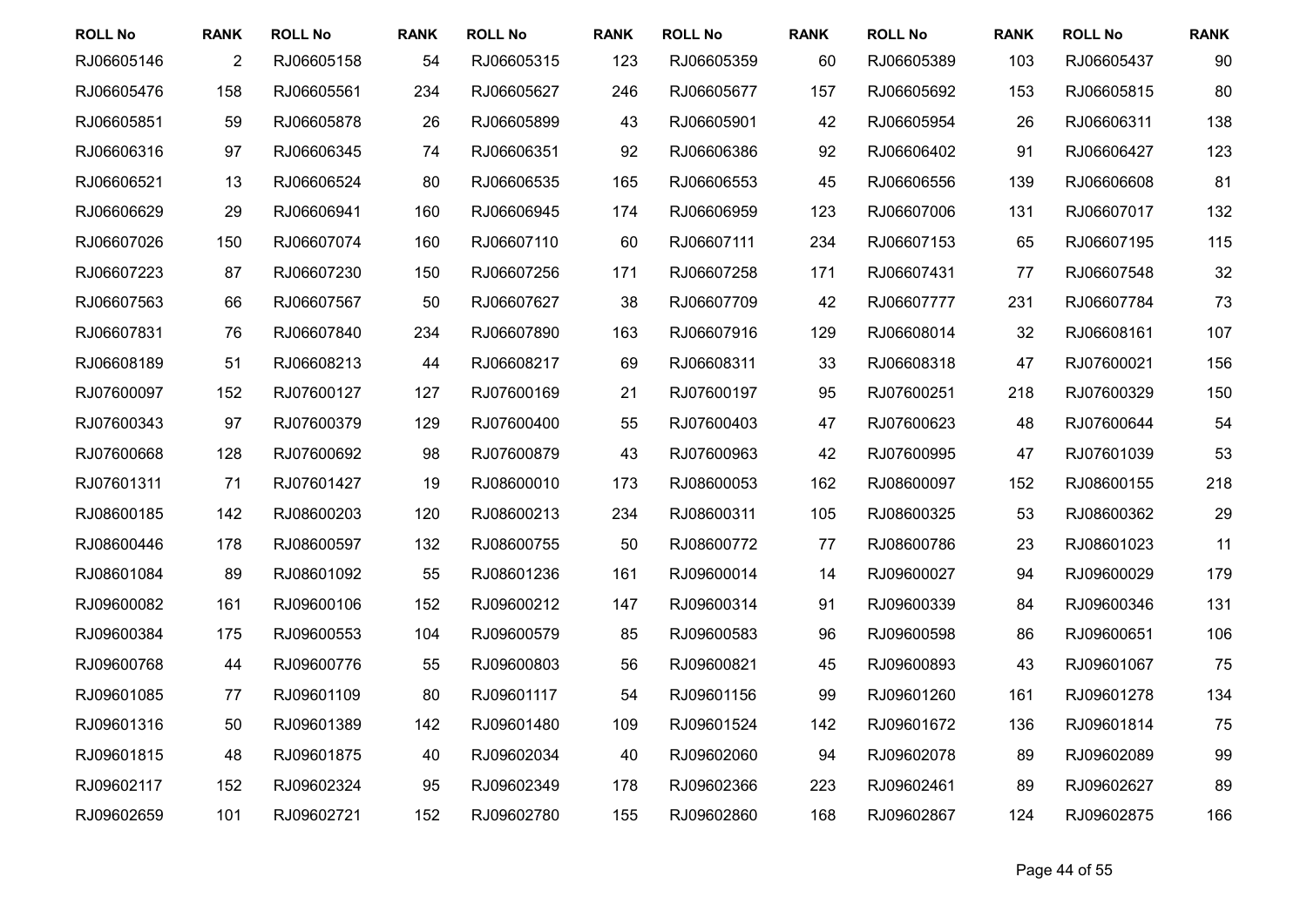| ROLL No | RANK | ROLL No | RANK | ROLL No | RANK | ROLL No | RANK | ROLL No | RANK | ROLL No | RANK |
|---|---|---|---|---|---|---|---|---|---|---|---|
| RJ06605146 | 2 | RJ06605158 | 54 | RJ06605315 | 123 | RJ06605359 | 60 | RJ06605389 | 103 | RJ06605437 | 90 |
| RJ06605476 | 158 | RJ06605561 | 234 | RJ06605627 | 246 | RJ06605677 | 157 | RJ06605692 | 153 | RJ06605815 | 80 |
| RJ06605851 | 59 | RJ06605878 | 26 | RJ06605899 | 43 | RJ06605901 | 42 | RJ06605954 | 26 | RJ06606311 | 138 |
| RJ06606316 | 97 | RJ06606345 | 74 | RJ06606351 | 92 | RJ06606386 | 92 | RJ06606402 | 91 | RJ06606427 | 123 |
| RJ06606521 | 13 | RJ06606524 | 80 | RJ06606535 | 165 | RJ06606553 | 45 | RJ06606556 | 139 | RJ06606608 | 81 |
| RJ06606629 | 29 | RJ06606941 | 160 | RJ06606945 | 174 | RJ06606959 | 123 | RJ06607006 | 131 | RJ06607017 | 132 |
| RJ06607026 | 150 | RJ06607074 | 160 | RJ06607110 | 60 | RJ06607111 | 234 | RJ06607153 | 65 | RJ06607195 | 115 |
| RJ06607223 | 87 | RJ06607230 | 150 | RJ06607256 | 171 | RJ06607258 | 171 | RJ06607431 | 77 | RJ06607548 | 32 |
| RJ06607563 | 66 | RJ06607567 | 50 | RJ06607627 | 38 | RJ06607709 | 42 | RJ06607777 | 231 | RJ06607784 | 73 |
| RJ06607831 | 76 | RJ06607840 | 234 | RJ06607890 | 163 | RJ06607916 | 129 | RJ06608014 | 32 | RJ06608161 | 107 |
| RJ06608189 | 51 | RJ06608213 | 44 | RJ06608217 | 69 | RJ06608311 | 33 | RJ06608318 | 47 | RJ07600021 | 156 |
| RJ07600097 | 152 | RJ07600127 | 127 | RJ07600169 | 21 | RJ07600197 | 95 | RJ07600251 | 218 | RJ07600329 | 150 |
| RJ07600343 | 97 | RJ07600379 | 129 | RJ07600400 | 55 | RJ07600403 | 47 | RJ07600623 | 48 | RJ07600644 | 54 |
| RJ07600668 | 128 | RJ07600692 | 98 | RJ07600879 | 43 | RJ07600963 | 42 | RJ07600995 | 47 | RJ07601039 | 53 |
| RJ07601311 | 71 | RJ07601427 | 19 | RJ08600010 | 173 | RJ08600053 | 162 | RJ08600097 | 152 | RJ08600155 | 218 |
| RJ08600185 | 142 | RJ08600203 | 120 | RJ08600213 | 234 | RJ08600311 | 105 | RJ08600325 | 53 | RJ08600362 | 29 |
| RJ08600446 | 178 | RJ08600597 | 132 | RJ08600755 | 50 | RJ08600772 | 77 | RJ08600786 | 23 | RJ08601023 | 11 |
| RJ08601084 | 89 | RJ08601092 | 55 | RJ08601236 | 161 | RJ09600014 | 14 | RJ09600027 | 94 | RJ09600029 | 179 |
| RJ09600082 | 161 | RJ09600106 | 152 | RJ09600212 | 147 | RJ09600314 | 91 | RJ09600339 | 84 | RJ09600346 | 131 |
| RJ09600384 | 175 | RJ09600553 | 104 | RJ09600579 | 85 | RJ09600583 | 96 | RJ09600598 | 86 | RJ09600651 | 106 |
| RJ09600768 | 44 | RJ09600776 | 55 | RJ09600803 | 56 | RJ09600821 | 45 | RJ09600893 | 43 | RJ09601067 | 75 |
| RJ09601085 | 77 | RJ09601109 | 80 | RJ09601117 | 54 | RJ09601156 | 99 | RJ09601260 | 161 | RJ09601278 | 134 |
| RJ09601316 | 50 | RJ09601389 | 142 | RJ09601480 | 109 | RJ09601524 | 142 | RJ09601672 | 136 | RJ09601814 | 75 |
| RJ09601815 | 48 | RJ09601875 | 40 | RJ09602034 | 40 | RJ09602060 | 94 | RJ09602078 | 89 | RJ09602089 | 99 |
| RJ09602117 | 152 | RJ09602324 | 95 | RJ09602349 | 178 | RJ09602366 | 223 | RJ09602461 | 89 | RJ09602627 | 89 |
| RJ09602659 | 101 | RJ09602721 | 152 | RJ09602780 | 155 | RJ09602860 | 168 | RJ09602867 | 124 | RJ09602875 | 166 |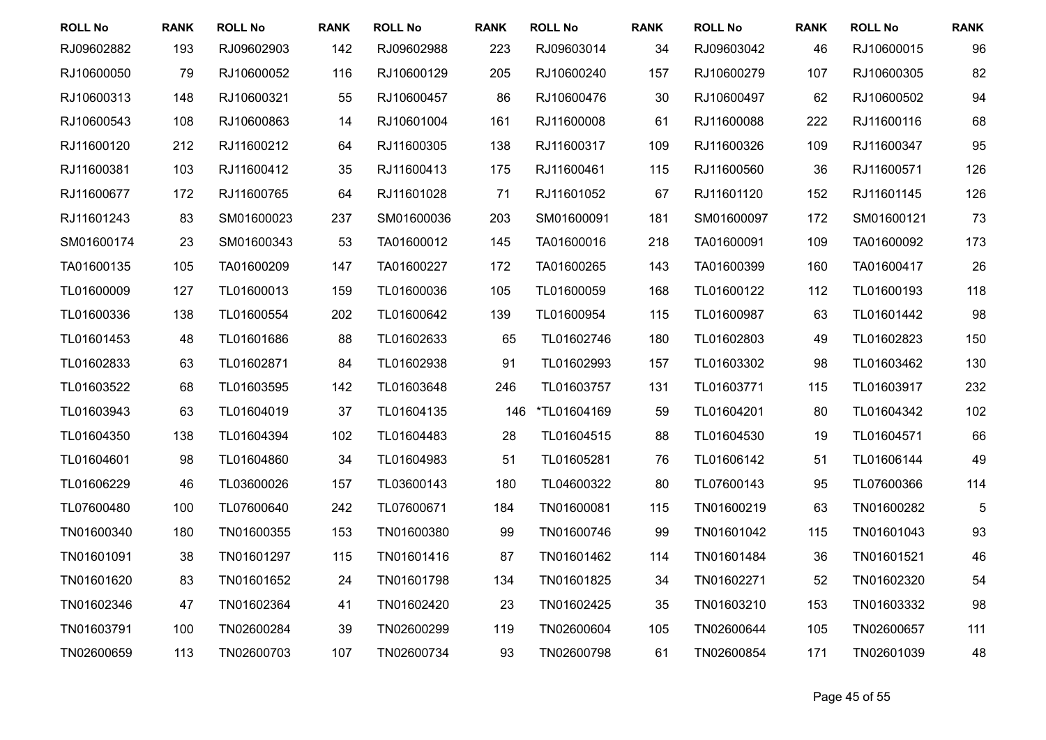| ROLL No | RANK | ROLL No | RANK | ROLL No | RANK | ROLL No | RANK | ROLL No | RANK | ROLL No | RANK |
|---|---|---|---|---|---|---|---|---|---|---|---|
| RJ09602882 | 193 | RJ09602903 | 142 | RJ09602988 | 223 | RJ09603014 | 34 | RJ09603042 | 46 | RJ10600015 | 96 |
| RJ10600050 | 79 | RJ10600052 | 116 | RJ10600129 | 205 | RJ10600240 | 157 | RJ10600279 | 107 | RJ10600305 | 82 |
| RJ10600313 | 148 | RJ10600321 | 55 | RJ10600457 | 86 | RJ10600476 | 30 | RJ10600497 | 62 | RJ10600502 | 94 |
| RJ10600543 | 108 | RJ10600863 | 14 | RJ10601004 | 161 | RJ11600008 | 61 | RJ11600088 | 222 | RJ11600116 | 68 |
| RJ11600120 | 212 | RJ11600212 | 64 | RJ11600305 | 138 | RJ11600317 | 109 | RJ11600326 | 109 | RJ11600347 | 95 |
| RJ11600381 | 103 | RJ11600412 | 35 | RJ11600413 | 175 | RJ11600461 | 115 | RJ11600560 | 36 | RJ11600571 | 126 |
| RJ11600677 | 172 | RJ11600765 | 64 | RJ11601028 | 71 | RJ11601052 | 67 | RJ11601120 | 152 | RJ11601145 | 126 |
| RJ11601243 | 83 | SM01600023 | 237 | SM01600036 | 203 | SM01600091 | 181 | SM01600097 | 172 | SM01600121 | 73 |
| SM01600174 | 23 | SM01600343 | 53 | TA01600012 | 145 | TA01600016 | 218 | TA01600091 | 109 | TA01600092 | 173 |
| TA01600135 | 105 | TA01600209 | 147 | TA01600227 | 172 | TA01600265 | 143 | TA01600399 | 160 | TA01600417 | 26 |
| TL01600009 | 127 | TL01600013 | 159 | TL01600036 | 105 | TL01600059 | 168 | TL01600122 | 112 | TL01600193 | 118 |
| TL01600336 | 138 | TL01600554 | 202 | TL01600642 | 139 | TL01600954 | 115 | TL01600987 | 63 | TL01601442 | 98 |
| TL01601453 | 48 | TL01601686 | 88 | TL01602633 | 65 | TL01602746 | 180 | TL01602803 | 49 | TL01602823 | 150 |
| TL01602833 | 63 | TL01602871 | 84 | TL01602938 | 91 | TL01602993 | 157 | TL01603302 | 98 | TL01603462 | 130 |
| TL01603522 | 68 | TL01603595 | 142 | TL01603648 | 246 | TL01603757 | 131 | TL01603771 | 115 | TL01603917 | 232 |
| TL01603943 | 63 | TL01604019 | 37 | TL01604135 | 146 | *TL01604169 | 59 | TL01604201 | 80 | TL01604342 | 102 |
| TL01604350 | 138 | TL01604394 | 102 | TL01604483 | 28 | TL01604515 | 88 | TL01604530 | 19 | TL01604571 | 66 |
| TL01604601 | 98 | TL01604860 | 34 | TL01604983 | 51 | TL01605281 | 76 | TL01606142 | 51 | TL01606144 | 49 |
| TL01606229 | 46 | TL03600026 | 157 | TL03600143 | 180 | TL04600322 | 80 | TL07600143 | 95 | TL07600366 | 114 |
| TL07600480 | 100 | TL07600640 | 242 | TL07600671 | 184 | TN01600081 | 115 | TN01600219 | 63 | TN01600282 | 5 |
| TN01600340 | 180 | TN01600355 | 153 | TN01600380 | 99 | TN01600746 | 99 | TN01601042 | 115 | TN01601043 | 93 |
| TN01601091 | 38 | TN01601297 | 115 | TN01601416 | 87 | TN01601462 | 114 | TN01601484 | 36 | TN01601521 | 46 |
| TN01601620 | 83 | TN01601652 | 24 | TN01601798 | 134 | TN01601825 | 34 | TN01602271 | 52 | TN01602320 | 54 |
| TN01602346 | 47 | TN01602364 | 41 | TN01602420 | 23 | TN01602425 | 35 | TN01603210 | 153 | TN01603332 | 98 |
| TN01603791 | 100 | TN02600284 | 39 | TN02600299 | 119 | TN02600604 | 105 | TN02600644 | 105 | TN02600657 | 111 |
| TN02600659 | 113 | TN02600703 | 107 | TN02600734 | 93 | TN02600798 | 61 | TN02600854 | 171 | TN02601039 | 48 |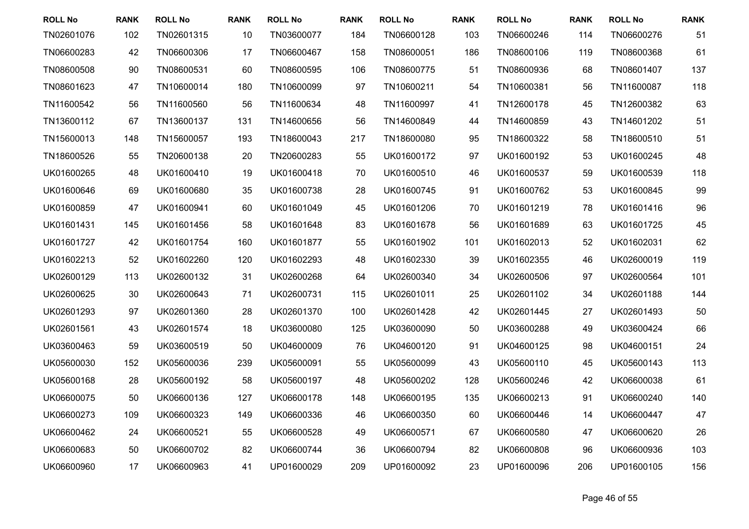| ROLL No | RANK | ROLL No | RANK | ROLL No | RANK | ROLL No | RANK | ROLL No | RANK | ROLL No | RANK |
|---|---|---|---|---|---|---|---|---|---|---|---|
| TN02601076 | 102 | TN02601315 | 10 | TN03600077 | 184 | TN06600128 | 103 | TN06600246 | 114 | TN06600276 | 51 |
| TN06600283 | 42 | TN06600306 | 17 | TN06600467 | 158 | TN08600051 | 186 | TN08600106 | 119 | TN08600368 | 61 |
| TN08600508 | 90 | TN08600531 | 60 | TN08600595 | 106 | TN08600775 | 51 | TN08600936 | 68 | TN08601407 | 137 |
| TN08601623 | 47 | TN10600014 | 180 | TN10600099 | 97 | TN10600211 | 54 | TN10600381 | 56 | TN11600087 | 118 |
| TN11600542 | 56 | TN11600560 | 56 | TN11600634 | 48 | TN11600997 | 41 | TN12600178 | 45 | TN12600382 | 63 |
| TN13600112 | 67 | TN13600137 | 131 | TN14600656 | 56 | TN14600849 | 44 | TN14600859 | 43 | TN14601202 | 51 |
| TN15600013 | 148 | TN15600057 | 193 | TN18600043 | 217 | TN18600080 | 95 | TN18600322 | 58 | TN18600510 | 51 |
| TN18600526 | 55 | TN20600138 | 20 | TN20600283 | 55 | UK01600172 | 97 | UK01600192 | 53 | UK01600245 | 48 |
| UK01600265 | 48 | UK01600410 | 19 | UK01600418 | 70 | UK01600510 | 46 | UK01600537 | 59 | UK01600539 | 118 |
| UK01600646 | 69 | UK01600680 | 35 | UK01600738 | 28 | UK01600745 | 91 | UK01600762 | 53 | UK01600845 | 99 |
| UK01600859 | 47 | UK01600941 | 60 | UK01601049 | 45 | UK01601206 | 70 | UK01601219 | 78 | UK01601416 | 96 |
| UK01601431 | 145 | UK01601456 | 58 | UK01601648 | 83 | UK01601678 | 56 | UK01601689 | 63 | UK01601725 | 45 |
| UK01601727 | 42 | UK01601754 | 160 | UK01601877 | 55 | UK01601902 | 101 | UK01602013 | 52 | UK01602031 | 62 |
| UK01602213 | 52 | UK01602260 | 120 | UK01602293 | 48 | UK01602330 | 39 | UK01602355 | 46 | UK02600019 | 119 |
| UK02600129 | 113 | UK02600132 | 31 | UK02600268 | 64 | UK02600340 | 34 | UK02600506 | 97 | UK02600564 | 101 |
| UK02600625 | 30 | UK02600643 | 71 | UK02600731 | 115 | UK02601011 | 25 | UK02601102 | 34 | UK02601188 | 144 |
| UK02601293 | 97 | UK02601360 | 28 | UK02601370 | 100 | UK02601428 | 42 | UK02601445 | 27 | UK02601493 | 50 |
| UK02601561 | 43 | UK02601574 | 18 | UK03600080 | 125 | UK03600090 | 50 | UK03600288 | 49 | UK03600424 | 66 |
| UK03600463 | 59 | UK03600519 | 50 | UK04600009 | 76 | UK04600120 | 91 | UK04600125 | 98 | UK04600151 | 24 |
| UK05600030 | 152 | UK05600036 | 239 | UK05600091 | 55 | UK05600099 | 43 | UK05600110 | 45 | UK05600143 | 113 |
| UK05600168 | 28 | UK05600192 | 58 | UK05600197 | 48 | UK05600202 | 128 | UK05600246 | 42 | UK06600038 | 61 |
| UK06600075 | 50 | UK06600136 | 127 | UK06600178 | 148 | UK06600195 | 135 | UK06600213 | 91 | UK06600240 | 140 |
| UK06600273 | 109 | UK06600323 | 149 | UK06600336 | 46 | UK06600350 | 60 | UK06600446 | 14 | UK06600447 | 47 |
| UK06600462 | 24 | UK06600521 | 55 | UK06600528 | 49 | UK06600571 | 67 | UK06600580 | 47 | UK06600620 | 26 |
| UK06600683 | 50 | UK06600702 | 82 | UK06600744 | 36 | UK06600794 | 82 | UK06600808 | 96 | UK06600936 | 103 |
| UK06600960 | 17 | UK06600963 | 41 | UP01600029 | 209 | UP01600092 | 23 | UP01600096 | 206 | UP01600105 | 156 |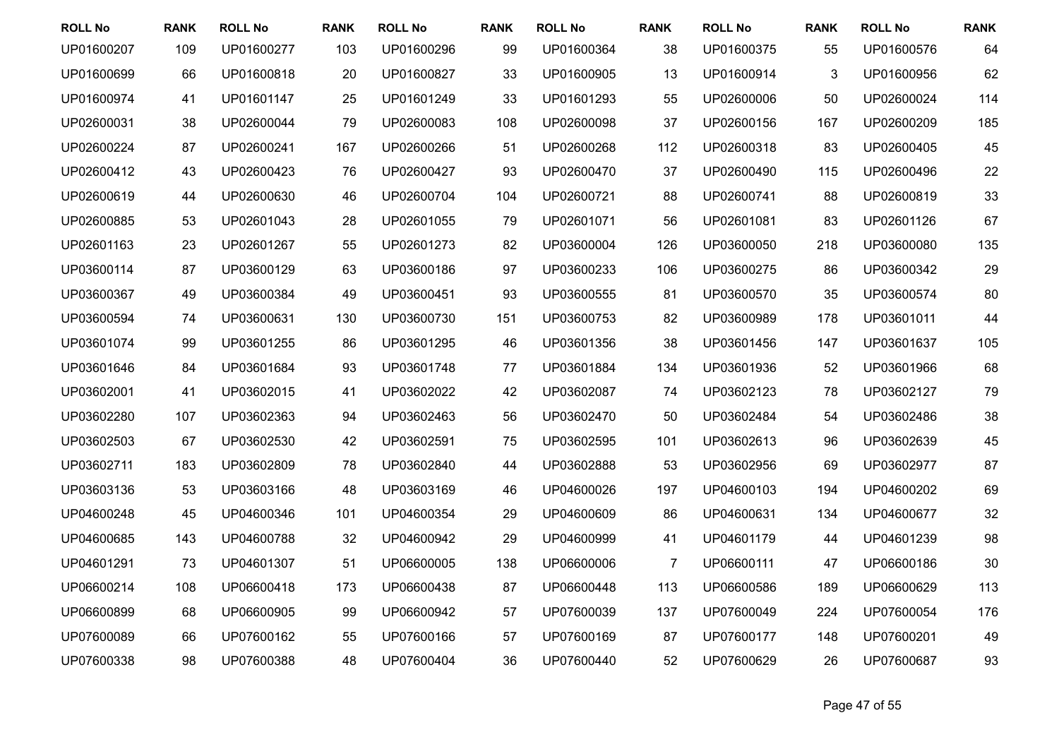| ROLL No | RANK | ROLL No | RANK | ROLL No | RANK | ROLL No | RANK | ROLL No | RANK | ROLL No | RANK |
|---|---|---|---|---|---|---|---|---|---|---|---|
| UP01600207 | 109 | UP01600277 | 103 | UP01600296 | 99 | UP01600364 | 38 | UP01600375 | 55 | UP01600576 | 64 |
| UP01600699 | 66 | UP01600818 | 20 | UP01600827 | 33 | UP01600905 | 13 | UP01600914 | 3 | UP01600956 | 62 |
| UP01600974 | 41 | UP01601147 | 25 | UP01601249 | 33 | UP01601293 | 55 | UP02600006 | 50 | UP02600024 | 114 |
| UP02600031 | 38 | UP02600044 | 79 | UP02600083 | 108 | UP02600098 | 37 | UP02600156 | 167 | UP02600209 | 185 |
| UP02600224 | 87 | UP02600241 | 167 | UP02600266 | 51 | UP02600268 | 112 | UP02600318 | 83 | UP02600405 | 45 |
| UP02600412 | 43 | UP02600423 | 76 | UP02600427 | 93 | UP02600470 | 37 | UP02600490 | 115 | UP02600496 | 22 |
| UP02600619 | 44 | UP02600630 | 46 | UP02600704 | 104 | UP02600721 | 88 | UP02600741 | 88 | UP02600819 | 33 |
| UP02600885 | 53 | UP02601043 | 28 | UP02601055 | 79 | UP02601071 | 56 | UP02601081 | 83 | UP02601126 | 67 |
| UP02601163 | 23 | UP02601267 | 55 | UP02601273 | 82 | UP03600004 | 126 | UP03600050 | 218 | UP03600080 | 135 |
| UP03600114 | 87 | UP03600129 | 63 | UP03600186 | 97 | UP03600233 | 106 | UP03600275 | 86 | UP03600342 | 29 |
| UP03600367 | 49 | UP03600384 | 49 | UP03600451 | 93 | UP03600555 | 81 | UP03600570 | 35 | UP03600574 | 80 |
| UP03600594 | 74 | UP03600631 | 130 | UP03600730 | 151 | UP03600753 | 82 | UP03600989 | 178 | UP03601011 | 44 |
| UP03601074 | 99 | UP03601255 | 86 | UP03601295 | 46 | UP03601356 | 38 | UP03601456 | 147 | UP03601637 | 105 |
| UP03601646 | 84 | UP03601684 | 93 | UP03601748 | 77 | UP03601884 | 134 | UP03601936 | 52 | UP03601966 | 68 |
| UP03602001 | 41 | UP03602015 | 41 | UP03602022 | 42 | UP03602087 | 74 | UP03602123 | 78 | UP03602127 | 79 |
| UP03602280 | 107 | UP03602363 | 94 | UP03602463 | 56 | UP03602470 | 50 | UP03602484 | 54 | UP03602486 | 38 |
| UP03602503 | 67 | UP03602530 | 42 | UP03602591 | 75 | UP03602595 | 101 | UP03602613 | 96 | UP03602639 | 45 |
| UP03602711 | 183 | UP03602809 | 78 | UP03602840 | 44 | UP03602888 | 53 | UP03602956 | 69 | UP03602977 | 87 |
| UP03603136 | 53 | UP03603166 | 48 | UP03603169 | 46 | UP04600026 | 197 | UP04600103 | 194 | UP04600202 | 69 |
| UP04600248 | 45 | UP04600346 | 101 | UP04600354 | 29 | UP04600609 | 86 | UP04600631 | 134 | UP04600677 | 32 |
| UP04600685 | 143 | UP04600788 | 32 | UP04600942 | 29 | UP04600999 | 41 | UP04601179 | 44 | UP04601239 | 98 |
| UP04601291 | 73 | UP04601307 | 51 | UP06600005 | 138 | UP06600006 | 7 | UP06600111 | 47 | UP06600186 | 30 |
| UP06600214 | 108 | UP06600418 | 173 | UP06600438 | 87 | UP06600448 | 113 | UP06600586 | 189 | UP06600629 | 113 |
| UP06600899 | 68 | UP06600905 | 99 | UP06600942 | 57 | UP07600039 | 137 | UP07600049 | 224 | UP07600054 | 176 |
| UP07600089 | 66 | UP07600162 | 55 | UP07600166 | 57 | UP07600169 | 87 | UP07600177 | 148 | UP07600201 | 49 |
| UP07600338 | 98 | UP07600388 | 48 | UP07600404 | 36 | UP07600440 | 52 | UP07600629 | 26 | UP07600687 | 93 |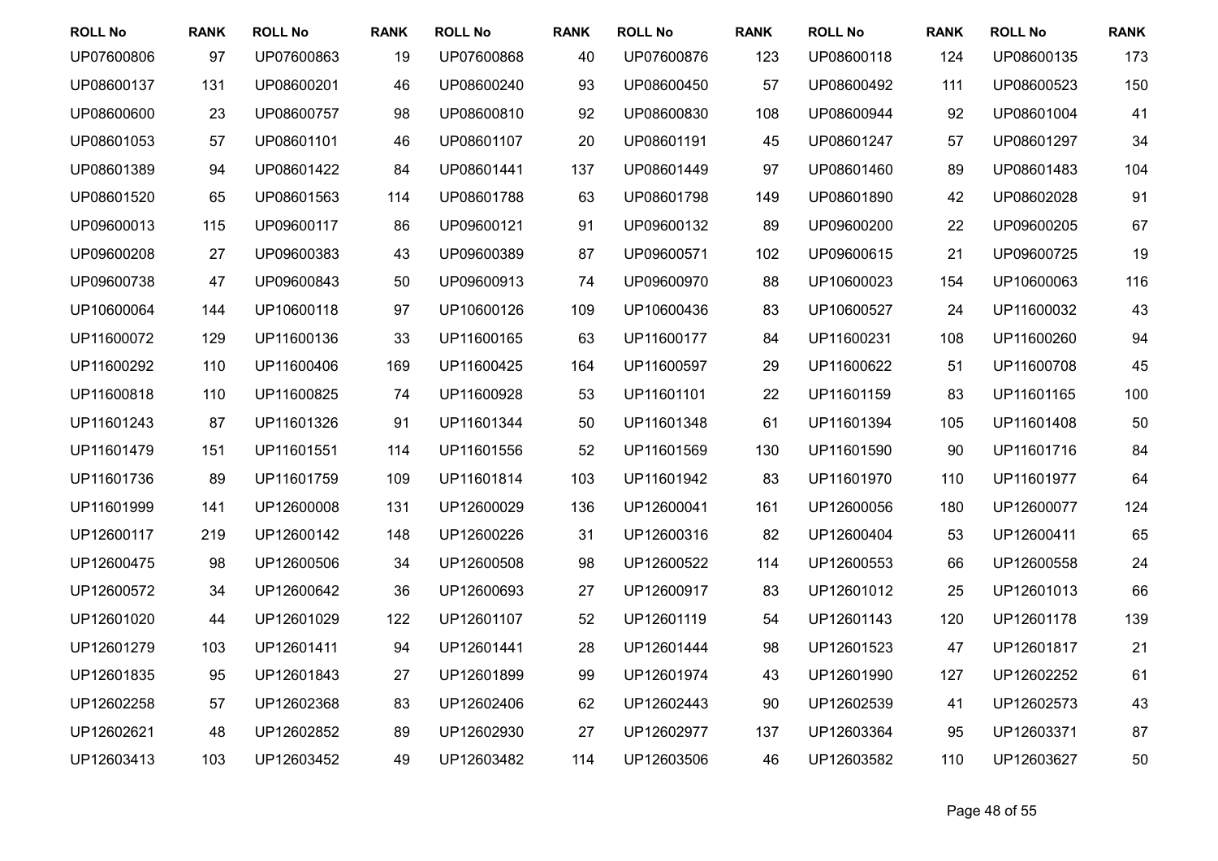| ROLL No | RANK | ROLL No | RANK | ROLL No | RANK | ROLL No | RANK | ROLL No | RANK | ROLL No | RANK |
|---|---|---|---|---|---|---|---|---|---|---|---|
| UP07600806 | 97 | UP07600863 | 19 | UP07600868 | 40 | UP07600876 | 123 | UP08600118 | 124 | UP08600135 | 173 |
| UP08600137 | 131 | UP08600201 | 46 | UP08600240 | 93 | UP08600450 | 57 | UP08600492 | 111 | UP08600523 | 150 |
| UP08600600 | 23 | UP08600757 | 98 | UP08600810 | 92 | UP08600830 | 108 | UP08600944 | 92 | UP08601004 | 41 |
| UP08601053 | 57 | UP08601101 | 46 | UP08601107 | 20 | UP08601191 | 45 | UP08601247 | 57 | UP08601297 | 34 |
| UP08601389 | 94 | UP08601422 | 84 | UP08601441 | 137 | UP08601449 | 97 | UP08601460 | 89 | UP08601483 | 104 |
| UP08601520 | 65 | UP08601563 | 114 | UP08601788 | 63 | UP08601798 | 149 | UP08601890 | 42 | UP08602028 | 91 |
| UP09600013 | 115 | UP09600117 | 86 | UP09600121 | 91 | UP09600132 | 89 | UP09600200 | 22 | UP09600205 | 67 |
| UP09600208 | 27 | UP09600383 | 43 | UP09600389 | 87 | UP09600571 | 102 | UP09600615 | 21 | UP09600725 | 19 |
| UP09600738 | 47 | UP09600843 | 50 | UP09600913 | 74 | UP09600970 | 88 | UP10600023 | 154 | UP10600063 | 116 |
| UP10600064 | 144 | UP10600118 | 97 | UP10600126 | 109 | UP10600436 | 83 | UP10600527 | 24 | UP11600032 | 43 |
| UP11600072 | 129 | UP11600136 | 33 | UP11600165 | 63 | UP11600177 | 84 | UP11600231 | 108 | UP11600260 | 94 |
| UP11600292 | 110 | UP11600406 | 169 | UP11600425 | 164 | UP11600597 | 29 | UP11600622 | 51 | UP11600708 | 45 |
| UP11600818 | 110 | UP11600825 | 74 | UP11600928 | 53 | UP11601101 | 22 | UP11601159 | 83 | UP11601165 | 100 |
| UP11601243 | 87 | UP11601326 | 91 | UP11601344 | 50 | UP11601348 | 61 | UP11601394 | 105 | UP11601408 | 50 |
| UP11601479 | 151 | UP11601551 | 114 | UP11601556 | 52 | UP11601569 | 130 | UP11601590 | 90 | UP11601716 | 84 |
| UP11601736 | 89 | UP11601759 | 109 | UP11601814 | 103 | UP11601942 | 83 | UP11601970 | 110 | UP11601977 | 64 |
| UP11601999 | 141 | UP12600008 | 131 | UP12600029 | 136 | UP12600041 | 161 | UP12600056 | 180 | UP12600077 | 124 |
| UP12600117 | 219 | UP12600142 | 148 | UP12600226 | 31 | UP12600316 | 82 | UP12600404 | 53 | UP12600411 | 65 |
| UP12600475 | 98 | UP12600506 | 34 | UP12600508 | 98 | UP12600522 | 114 | UP12600553 | 66 | UP12600558 | 24 |
| UP12600572 | 34 | UP12600642 | 36 | UP12600693 | 27 | UP12600917 | 83 | UP12601012 | 25 | UP12601013 | 66 |
| UP12601020 | 44 | UP12601029 | 122 | UP12601107 | 52 | UP12601119 | 54 | UP12601143 | 120 | UP12601178 | 139 |
| UP12601279 | 103 | UP12601411 | 94 | UP12601441 | 28 | UP12601444 | 98 | UP12601523 | 47 | UP12601817 | 21 |
| UP12601835 | 95 | UP12601843 | 27 | UP12601899 | 99 | UP12601974 | 43 | UP12601990 | 127 | UP12602252 | 61 |
| UP12602258 | 57 | UP12602368 | 83 | UP12602406 | 62 | UP12602443 | 90 | UP12602539 | 41 | UP12602573 | 43 |
| UP12602621 | 48 | UP12602852 | 89 | UP12602930 | 27 | UP12602977 | 137 | UP12603364 | 95 | UP12603371 | 87 |
| UP12603413 | 103 | UP12603452 | 49 | UP12603482 | 114 | UP12603506 | 46 | UP12603582 | 110 | UP12603627 | 50 |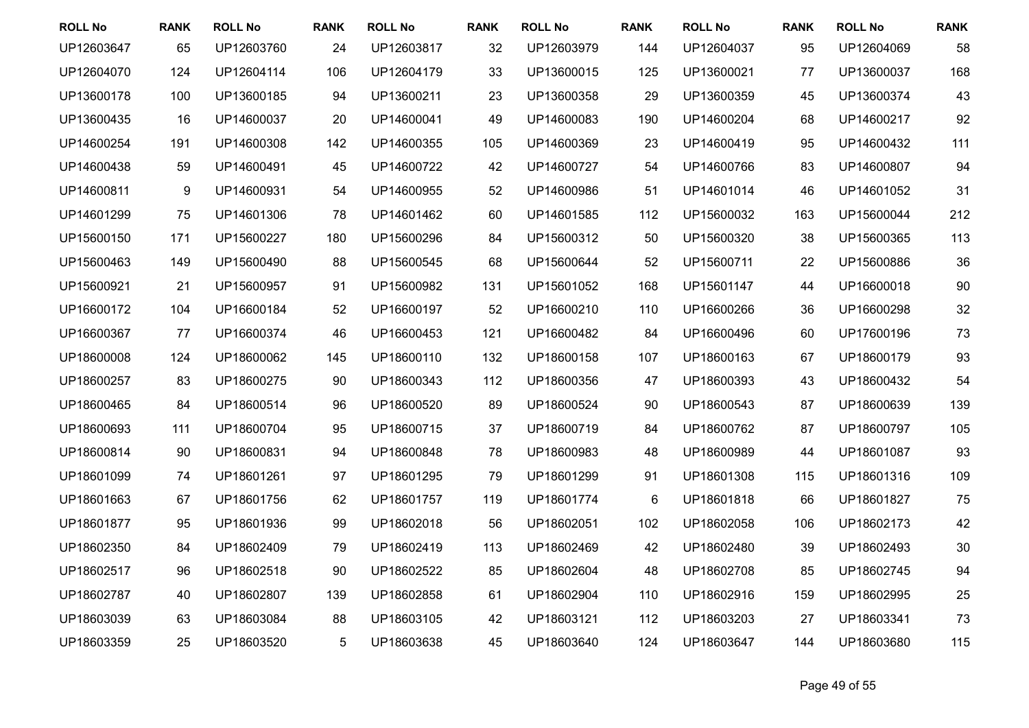| ROLL No | RANK | ROLL No | RANK | ROLL No | RANK | ROLL No | RANK | ROLL No | RANK | ROLL No | RANK |
|---|---|---|---|---|---|---|---|---|---|---|---|
| UP12603647 | 65 | UP12603760 | 24 | UP12603817 | 32 | UP12603979 | 144 | UP12604037 | 95 | UP12604069 | 58 |
| UP12604070 | 124 | UP12604114 | 106 | UP12604179 | 33 | UP13600015 | 125 | UP13600021 | 77 | UP13600037 | 168 |
| UP13600178 | 100 | UP13600185 | 94 | UP13600211 | 23 | UP13600358 | 29 | UP13600359 | 45 | UP13600374 | 43 |
| UP13600435 | 16 | UP14600037 | 20 | UP14600041 | 49 | UP14600083 | 190 | UP14600204 | 68 | UP14600217 | 92 |
| UP14600254 | 191 | UP14600308 | 142 | UP14600355 | 105 | UP14600369 | 23 | UP14600419 | 95 | UP14600432 | 111 |
| UP14600438 | 59 | UP14600491 | 45 | UP14600722 | 42 | UP14600727 | 54 | UP14600766 | 83 | UP14600807 | 94 |
| UP14600811 | 9 | UP14600931 | 54 | UP14600955 | 52 | UP14600986 | 51 | UP14601014 | 46 | UP14601052 | 31 |
| UP14601299 | 75 | UP14601306 | 78 | UP14601462 | 60 | UP14601585 | 112 | UP15600032 | 163 | UP15600044 | 212 |
| UP15600150 | 171 | UP15600227 | 180 | UP15600296 | 84 | UP15600312 | 50 | UP15600320 | 38 | UP15600365 | 113 |
| UP15600463 | 149 | UP15600490 | 88 | UP15600545 | 68 | UP15600644 | 52 | UP15600711 | 22 | UP15600886 | 36 |
| UP15600921 | 21 | UP15600957 | 91 | UP15600982 | 131 | UP15601052 | 168 | UP15601147 | 44 | UP16600018 | 90 |
| UP16600172 | 104 | UP16600184 | 52 | UP16600197 | 52 | UP16600210 | 110 | UP16600266 | 36 | UP16600298 | 32 |
| UP16600367 | 77 | UP16600374 | 46 | UP16600453 | 121 | UP16600482 | 84 | UP16600496 | 60 | UP17600196 | 73 |
| UP18600008 | 124 | UP18600062 | 145 | UP18600110 | 132 | UP18600158 | 107 | UP18600163 | 67 | UP18600179 | 93 |
| UP18600257 | 83 | UP18600275 | 90 | UP18600343 | 112 | UP18600356 | 47 | UP18600393 | 43 | UP18600432 | 54 |
| UP18600465 | 84 | UP18600514 | 96 | UP18600520 | 89 | UP18600524 | 90 | UP18600543 | 87 | UP18600639 | 139 |
| UP18600693 | 111 | UP18600704 | 95 | UP18600715 | 37 | UP18600719 | 84 | UP18600762 | 87 | UP18600797 | 105 |
| UP18600814 | 90 | UP18600831 | 94 | UP18600848 | 78 | UP18600983 | 48 | UP18600989 | 44 | UP18601087 | 93 |
| UP18601099 | 74 | UP18601261 | 97 | UP18601295 | 79 | UP18601299 | 91 | UP18601308 | 115 | UP18601316 | 109 |
| UP18601663 | 67 | UP18601756 | 62 | UP18601757 | 119 | UP18601774 | 6 | UP18601818 | 66 | UP18601827 | 75 |
| UP18601877 | 95 | UP18601936 | 99 | UP18602018 | 56 | UP18602051 | 102 | UP18602058 | 106 | UP18602173 | 42 |
| UP18602350 | 84 | UP18602409 | 79 | UP18602419 | 113 | UP18602469 | 42 | UP18602480 | 39 | UP18602493 | 30 |
| UP18602517 | 96 | UP18602518 | 90 | UP18602522 | 85 | UP18602604 | 48 | UP18602708 | 85 | UP18602745 | 94 |
| UP18602787 | 40 | UP18602807 | 139 | UP18602858 | 61 | UP18602904 | 110 | UP18602916 | 159 | UP18602995 | 25 |
| UP18603039 | 63 | UP18603084 | 88 | UP18603105 | 42 | UP18603121 | 112 | UP18603203 | 27 | UP18603341 | 73 |
| UP18603359 | 25 | UP18603520 | 5 | UP18603638 | 45 | UP18603640 | 124 | UP18603647 | 144 | UP18603680 | 115 |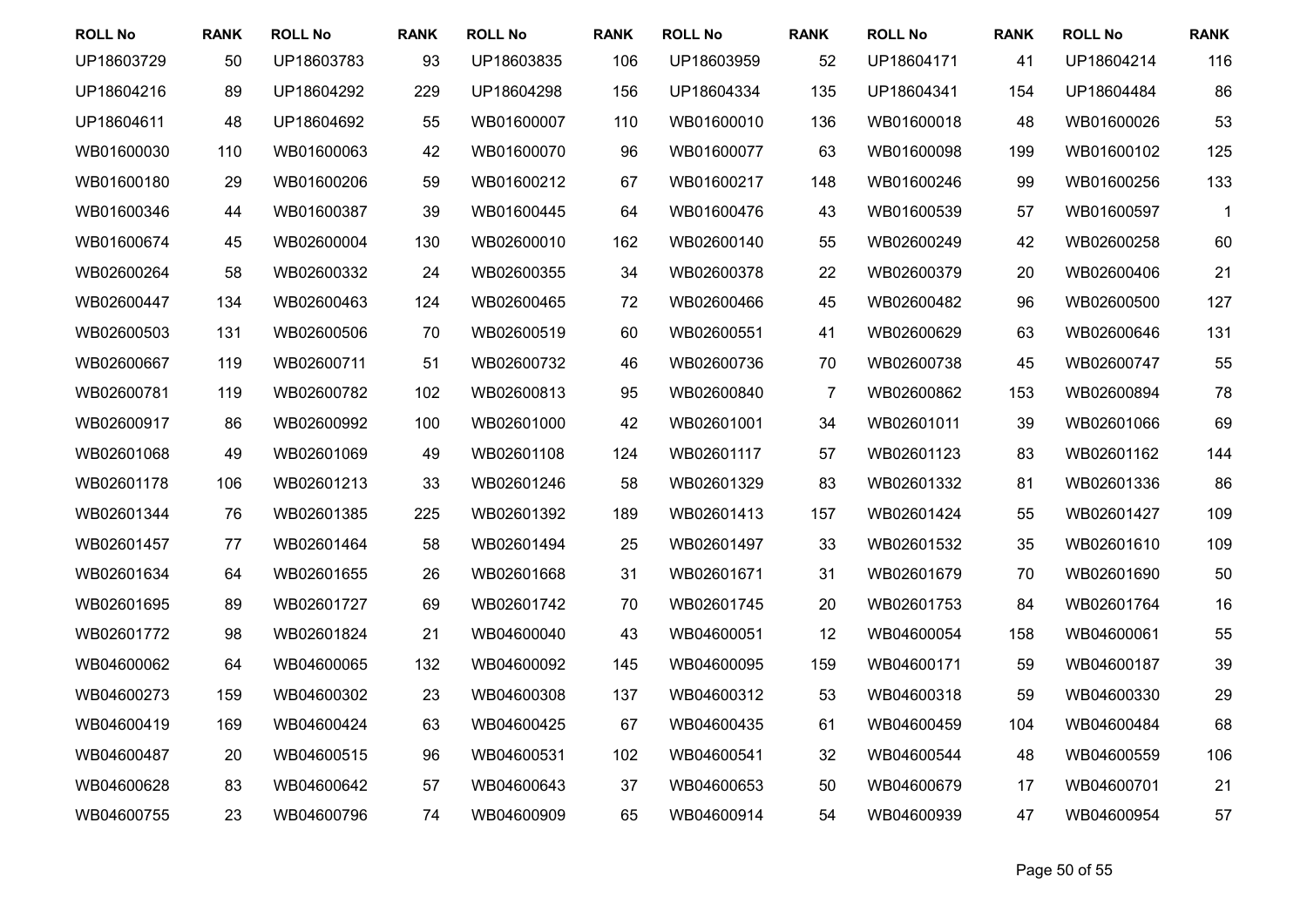| ROLL No | RANK | ROLL No | RANK | ROLL No | RANK | ROLL No | RANK | ROLL No | RANK | ROLL No | RANK |
|---|---|---|---|---|---|---|---|---|---|---|---|
| UP18603729 | 50 | UP18603783 | 93 | UP18603835 | 106 | UP18603959 | 52 | UP18604171 | 41 | UP18604214 | 116 |
| UP18604216 | 89 | UP18604292 | 229 | UP18604298 | 156 | UP18604334 | 135 | UP18604341 | 154 | UP18604484 | 86 |
| UP18604611 | 48 | UP18604692 | 55 | WB01600007 | 110 | WB01600010 | 136 | WB01600018 | 48 | WB01600026 | 53 |
| WB01600030 | 110 | WB01600063 | 42 | WB01600070 | 96 | WB01600077 | 63 | WB01600098 | 199 | WB01600102 | 125 |
| WB01600180 | 29 | WB01600206 | 59 | WB01600212 | 67 | WB01600217 | 148 | WB01600246 | 99 | WB01600256 | 133 |
| WB01600346 | 44 | WB01600387 | 39 | WB01600445 | 64 | WB01600476 | 43 | WB01600539 | 57 | WB01600597 | 1 |
| WB01600674 | 45 | WB02600004 | 130 | WB02600010 | 162 | WB02600140 | 55 | WB02600249 | 42 | WB02600258 | 60 |
| WB02600264 | 58 | WB02600332 | 24 | WB02600355 | 34 | WB02600378 | 22 | WB02600379 | 20 | WB02600406 | 21 |
| WB02600447 | 134 | WB02600463 | 124 | WB02600465 | 72 | WB02600466 | 45 | WB02600482 | 96 | WB02600500 | 127 |
| WB02600503 | 131 | WB02600506 | 70 | WB02600519 | 60 | WB02600551 | 41 | WB02600629 | 63 | WB02600646 | 131 |
| WB02600667 | 119 | WB02600711 | 51 | WB02600732 | 46 | WB02600736 | 70 | WB02600738 | 45 | WB02600747 | 55 |
| WB02600781 | 119 | WB02600782 | 102 | WB02600813 | 95 | WB02600840 | 7 | WB02600862 | 153 | WB02600894 | 78 |
| WB02600917 | 86 | WB02600992 | 100 | WB02601000 | 42 | WB02601001 | 34 | WB02601011 | 39 | WB02601066 | 69 |
| WB02601068 | 49 | WB02601069 | 49 | WB02601108 | 124 | WB02601117 | 57 | WB02601123 | 83 | WB02601162 | 144 |
| WB02601178 | 106 | WB02601213 | 33 | WB02601246 | 58 | WB02601329 | 83 | WB02601332 | 81 | WB02601336 | 86 |
| WB02601344 | 76 | WB02601385 | 225 | WB02601392 | 189 | WB02601413 | 157 | WB02601424 | 55 | WB02601427 | 109 |
| WB02601457 | 77 | WB02601464 | 58 | WB02601494 | 25 | WB02601497 | 33 | WB02601532 | 35 | WB02601610 | 109 |
| WB02601634 | 64 | WB02601655 | 26 | WB02601668 | 31 | WB02601671 | 31 | WB02601679 | 70 | WB02601690 | 50 |
| WB02601695 | 89 | WB02601727 | 69 | WB02601742 | 70 | WB02601745 | 20 | WB02601753 | 84 | WB02601764 | 16 |
| WB02601772 | 98 | WB02601824 | 21 | WB04600040 | 43 | WB04600051 | 12 | WB04600054 | 158 | WB04600061 | 55 |
| WB04600062 | 64 | WB04600065 | 132 | WB04600092 | 145 | WB04600095 | 159 | WB04600171 | 59 | WB04600187 | 39 |
| WB04600273 | 159 | WB04600302 | 23 | WB04600308 | 137 | WB04600312 | 53 | WB04600318 | 59 | WB04600330 | 29 |
| WB04600419 | 169 | WB04600424 | 63 | WB04600425 | 67 | WB04600435 | 61 | WB04600459 | 104 | WB04600484 | 68 |
| WB04600487 | 20 | WB04600515 | 96 | WB04600531 | 102 | WB04600541 | 32 | WB04600544 | 48 | WB04600559 | 106 |
| WB04600628 | 83 | WB04600642 | 57 | WB04600643 | 37 | WB04600653 | 50 | WB04600679 | 17 | WB04600701 | 21 |
| WB04600755 | 23 | WB04600796 | 74 | WB04600909 | 65 | WB04600914 | 54 | WB04600939 | 47 | WB04600954 | 57 |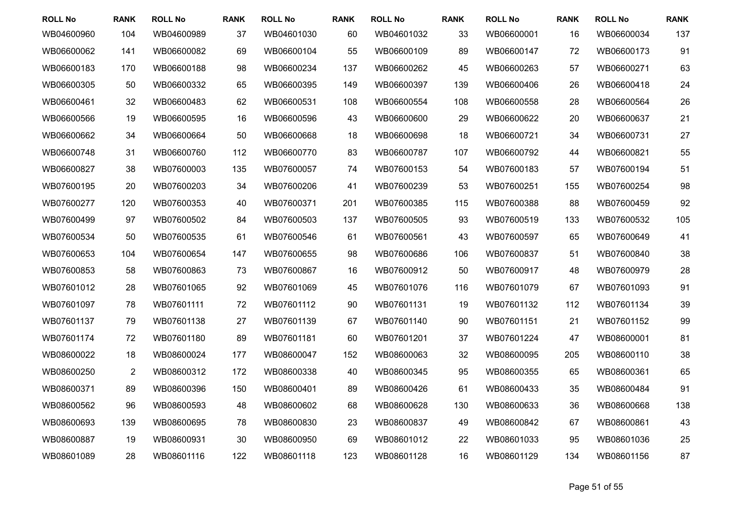| ROLL No | RANK | ROLL No | RANK | ROLL No | RANK | ROLL No | RANK | ROLL No | RANK | ROLL No | RANK |
|---|---|---|---|---|---|---|---|---|---|---|---|
| WB04600960 | 104 | WB04600989 | 37 | WB04601030 | 60 | WB04601032 | 33 | WB06600001 | 16 | WB06600034 | 137 |
| WB06600062 | 141 | WB06600082 | 69 | WB06600104 | 55 | WB06600109 | 89 | WB06600147 | 72 | WB06600173 | 91 |
| WB06600183 | 170 | WB06600188 | 98 | WB06600234 | 137 | WB06600262 | 45 | WB06600263 | 57 | WB06600271 | 63 |
| WB06600305 | 50 | WB06600332 | 65 | WB06600395 | 149 | WB06600397 | 139 | WB06600406 | 26 | WB06600418 | 24 |
| WB06600461 | 32 | WB06600483 | 62 | WB06600531 | 108 | WB06600554 | 108 | WB06600558 | 28 | WB06600564 | 26 |
| WB06600566 | 19 | WB06600595 | 16 | WB06600596 | 43 | WB06600600 | 29 | WB06600622 | 20 | WB06600637 | 21 |
| WB06600662 | 34 | WB06600664 | 50 | WB06600668 | 18 | WB06600698 | 18 | WB06600721 | 34 | WB06600731 | 27 |
| WB06600748 | 31 | WB06600760 | 112 | WB06600770 | 83 | WB06600787 | 107 | WB06600792 | 44 | WB06600821 | 55 |
| WB06600827 | 38 | WB07600003 | 135 | WB07600057 | 74 | WB07600153 | 54 | WB07600183 | 57 | WB07600194 | 51 |
| WB07600195 | 20 | WB07600203 | 34 | WB07600206 | 41 | WB07600239 | 53 | WB07600251 | 155 | WB07600254 | 98 |
| WB07600277 | 120 | WB07600353 | 40 | WB07600371 | 201 | WB07600385 | 115 | WB07600388 | 88 | WB07600459 | 92 |
| WB07600499 | 97 | WB07600502 | 84 | WB07600503 | 137 | WB07600505 | 93 | WB07600519 | 133 | WB07600532 | 105 |
| WB07600534 | 50 | WB07600535 | 61 | WB07600546 | 61 | WB07600561 | 43 | WB07600597 | 65 | WB07600649 | 41 |
| WB07600653 | 104 | WB07600654 | 147 | WB07600655 | 98 | WB07600686 | 106 | WB07600837 | 51 | WB07600840 | 38 |
| WB07600853 | 58 | WB07600863 | 73 | WB07600867 | 16 | WB07600912 | 50 | WB07600917 | 48 | WB07600979 | 28 |
| WB07601012 | 28 | WB07601065 | 92 | WB07601069 | 45 | WB07601076 | 116 | WB07601079 | 67 | WB07601093 | 91 |
| WB07601097 | 78 | WB07601111 | 72 | WB07601112 | 90 | WB07601131 | 19 | WB07601132 | 112 | WB07601134 | 39 |
| WB07601137 | 79 | WB07601138 | 27 | WB07601139 | 67 | WB07601140 | 90 | WB07601151 | 21 | WB07601152 | 99 |
| WB07601174 | 72 | WB07601180 | 89 | WB07601181 | 60 | WB07601201 | 37 | WB07601224 | 47 | WB08600001 | 81 |
| WB08600022 | 18 | WB08600024 | 177 | WB08600047 | 152 | WB08600063 | 32 | WB08600095 | 205 | WB08600110 | 38 |
| WB08600250 | 2 | WB08600312 | 172 | WB08600338 | 40 | WB08600345 | 95 | WB08600355 | 65 | WB08600361 | 65 |
| WB08600371 | 89 | WB08600396 | 150 | WB08600401 | 89 | WB08600426 | 61 | WB08600433 | 35 | WB08600484 | 91 |
| WB08600562 | 96 | WB08600593 | 48 | WB08600602 | 68 | WB08600628 | 130 | WB08600633 | 36 | WB08600668 | 138 |
| WB08600693 | 139 | WB08600695 | 78 | WB08600830 | 23 | WB08600837 | 49 | WB08600842 | 67 | WB08600861 | 43 |
| WB08600887 | 19 | WB08600931 | 30 | WB08600950 | 69 | WB08601012 | 22 | WB08601033 | 95 | WB08601036 | 25 |
| WB08601089 | 28 | WB08601116 | 122 | WB08601118 | 123 | WB08601128 | 16 | WB08601129 | 134 | WB08601156 | 87 |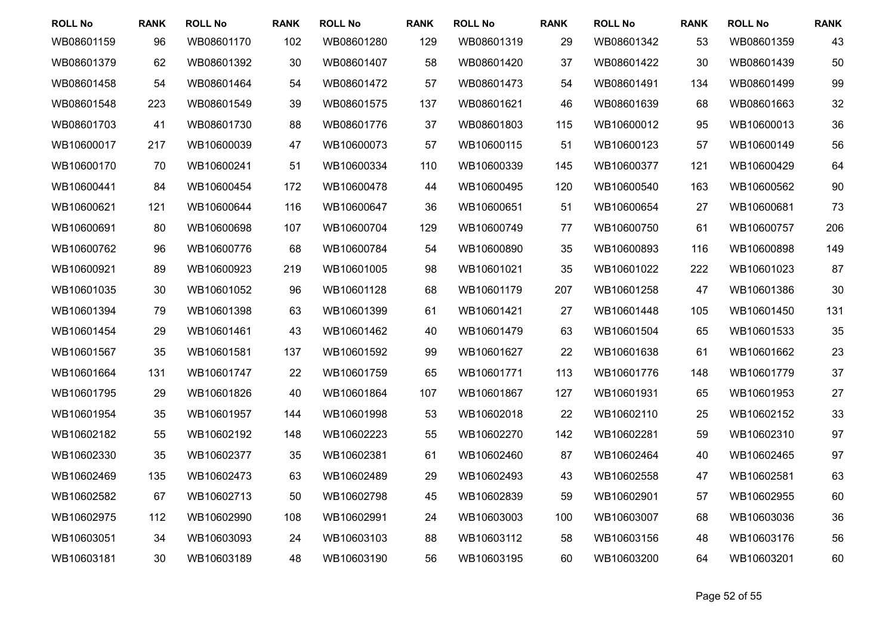| ROLL No | RANK | ROLL No | RANK | ROLL No | RANK | ROLL No | RANK | ROLL No | RANK | ROLL No | RANK |
|---|---|---|---|---|---|---|---|---|---|---|---|
| WB08601159 | 96 | WB08601170 | 102 | WB08601280 | 129 | WB08601319 | 29 | WB08601342 | 53 | WB08601359 | 43 |
| WB08601379 | 62 | WB08601392 | 30 | WB08601407 | 58 | WB08601420 | 37 | WB08601422 | 30 | WB08601439 | 50 |
| WB08601458 | 54 | WB08601464 | 54 | WB08601472 | 57 | WB08601473 | 54 | WB08601491 | 134 | WB08601499 | 99 |
| WB08601548 | 223 | WB08601549 | 39 | WB08601575 | 137 | WB08601621 | 46 | WB08601639 | 68 | WB08601663 | 32 |
| WB08601703 | 41 | WB08601730 | 88 | WB08601776 | 37 | WB08601803 | 115 | WB10600012 | 95 | WB10600013 | 36 |
| WB10600017 | 217 | WB10600039 | 47 | WB10600073 | 57 | WB10600115 | 51 | WB10600123 | 57 | WB10600149 | 56 |
| WB10600170 | 70 | WB10600241 | 51 | WB10600334 | 110 | WB10600339 | 145 | WB10600377 | 121 | WB10600429 | 64 |
| WB10600441 | 84 | WB10600454 | 172 | WB10600478 | 44 | WB10600495 | 120 | WB10600540 | 163 | WB10600562 | 90 |
| WB10600621 | 121 | WB10600644 | 116 | WB10600647 | 36 | WB10600651 | 51 | WB10600654 | 27 | WB10600681 | 73 |
| WB10600691 | 80 | WB10600698 | 107 | WB10600704 | 129 | WB10600749 | 77 | WB10600750 | 61 | WB10600757 | 206 |
| WB10600762 | 96 | WB10600776 | 68 | WB10600784 | 54 | WB10600890 | 35 | WB10600893 | 116 | WB10600898 | 149 |
| WB10600921 | 89 | WB10600923 | 219 | WB10601005 | 98 | WB10601021 | 35 | WB10601022 | 222 | WB10601023 | 87 |
| WB10601035 | 30 | WB10601052 | 96 | WB10601128 | 68 | WB10601179 | 207 | WB10601258 | 47 | WB10601386 | 30 |
| WB10601394 | 79 | WB10601398 | 63 | WB10601399 | 61 | WB10601421 | 27 | WB10601448 | 105 | WB10601450 | 131 |
| WB10601454 | 29 | WB10601461 | 43 | WB10601462 | 40 | WB10601479 | 63 | WB10601504 | 65 | WB10601533 | 35 |
| WB10601567 | 35 | WB10601581 | 137 | WB10601592 | 99 | WB10601627 | 22 | WB10601638 | 61 | WB10601662 | 23 |
| WB10601664 | 131 | WB10601747 | 22 | WB10601759 | 65 | WB10601771 | 113 | WB10601776 | 148 | WB10601779 | 37 |
| WB10601795 | 29 | WB10601826 | 40 | WB10601864 | 107 | WB10601867 | 127 | WB10601931 | 65 | WB10601953 | 27 |
| WB10601954 | 35 | WB10601957 | 144 | WB10601998 | 53 | WB10602018 | 22 | WB10602110 | 25 | WB10602152 | 33 |
| WB10602182 | 55 | WB10602192 | 148 | WB10602223 | 55 | WB10602270 | 142 | WB10602281 | 59 | WB10602310 | 97 |
| WB10602330 | 35 | WB10602377 | 35 | WB10602381 | 61 | WB10602460 | 87 | WB10602464 | 40 | WB10602465 | 97 |
| WB10602469 | 135 | WB10602473 | 63 | WB10602489 | 29 | WB10602493 | 43 | WB10602558 | 47 | WB10602581 | 63 |
| WB10602582 | 67 | WB10602713 | 50 | WB10602798 | 45 | WB10602839 | 59 | WB10602901 | 57 | WB10602955 | 60 |
| WB10602975 | 112 | WB10602990 | 108 | WB10602991 | 24 | WB10603003 | 100 | WB10603007 | 68 | WB10603036 | 36 |
| WB10603051 | 34 | WB10603093 | 24 | WB10603103 | 88 | WB10603112 | 58 | WB10603156 | 48 | WB10603176 | 56 |
| WB10603181 | 30 | WB10603189 | 48 | WB10603190 | 56 | WB10603195 | 60 | WB10603200 | 64 | WB10603201 | 60 |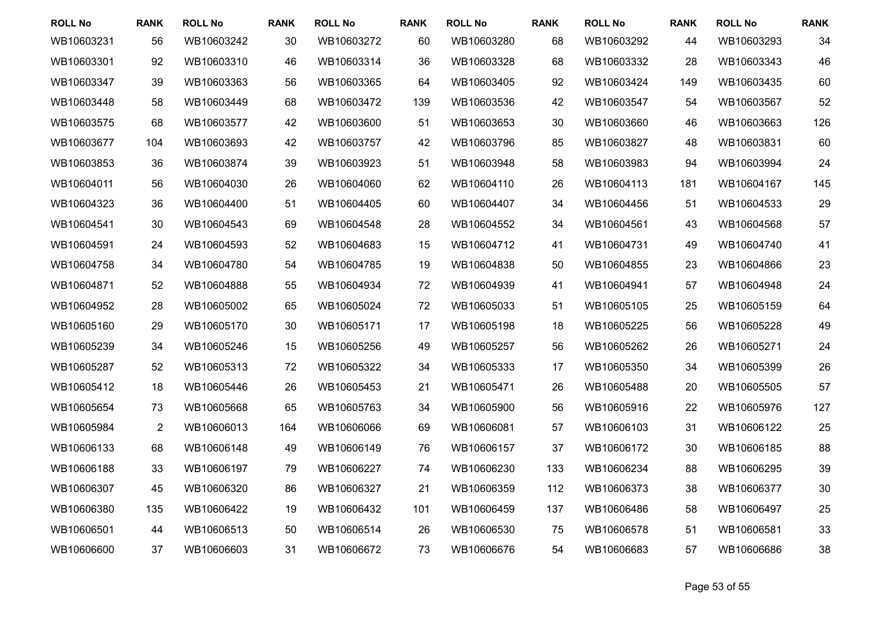| ROLL No | RANK | ROLL No | RANK | ROLL No | RANK | ROLL No | RANK | ROLL No | RANK | ROLL No | RANK |
|---|---|---|---|---|---|---|---|---|---|---|---|
| WB10603231 | 56 | WB10603242 | 30 | WB10603272 | 60 | WB10603280 | 68 | WB10603292 | 44 | WB10603293 | 34 |
| WB10603301 | 92 | WB10603310 | 46 | WB10603314 | 36 | WB10603328 | 68 | WB10603332 | 28 | WB10603343 | 46 |
| WB10603347 | 39 | WB10603363 | 56 | WB10603365 | 64 | WB10603405 | 92 | WB10603424 | 149 | WB10603435 | 60 |
| WB10603448 | 58 | WB10603449 | 68 | WB10603472 | 139 | WB10603536 | 42 | WB10603547 | 54 | WB10603567 | 52 |
| WB10603575 | 68 | WB10603577 | 42 | WB10603600 | 51 | WB10603653 | 30 | WB10603660 | 46 | WB10603663 | 126 |
| WB10603677 | 104 | WB10603693 | 42 | WB10603757 | 42 | WB10603796 | 85 | WB10603827 | 48 | WB10603831 | 60 |
| WB10603853 | 36 | WB10603874 | 39 | WB10603923 | 51 | WB10603948 | 58 | WB10603983 | 94 | WB10603994 | 24 |
| WB10604011 | 56 | WB10604030 | 26 | WB10604060 | 62 | WB10604110 | 26 | WB10604113 | 181 | WB10604167 | 145 |
| WB10604323 | 36 | WB10604400 | 51 | WB10604405 | 60 | WB10604407 | 34 | WB10604456 | 51 | WB10604533 | 29 |
| WB10604541 | 30 | WB10604543 | 69 | WB10604548 | 28 | WB10604552 | 34 | WB10604561 | 43 | WB10604568 | 57 |
| WB10604591 | 24 | WB10604593 | 52 | WB10604683 | 15 | WB10604712 | 41 | WB10604731 | 49 | WB10604740 | 41 |
| WB10604758 | 34 | WB10604780 | 54 | WB10604785 | 19 | WB10604838 | 50 | WB10604855 | 23 | WB10604866 | 23 |
| WB10604871 | 52 | WB10604888 | 55 | WB10604934 | 72 | WB10604939 | 41 | WB10604941 | 57 | WB10604948 | 24 |
| WB10604952 | 28 | WB10605002 | 65 | WB10605024 | 72 | WB10605033 | 51 | WB10605105 | 25 | WB10605159 | 64 |
| WB10605160 | 29 | WB10605170 | 30 | WB10605171 | 17 | WB10605198 | 18 | WB10605225 | 56 | WB10605228 | 49 |
| WB10605239 | 34 | WB10605246 | 15 | WB10605256 | 49 | WB10605257 | 56 | WB10605262 | 26 | WB10605271 | 24 |
| WB10605287 | 52 | WB10605313 | 72 | WB10605322 | 34 | WB10605333 | 17 | WB10605350 | 34 | WB10605399 | 26 |
| WB10605412 | 18 | WB10605446 | 26 | WB10605453 | 21 | WB10605471 | 26 | WB10605488 | 20 | WB10605505 | 57 |
| WB10605654 | 73 | WB10605668 | 65 | WB10605763 | 34 | WB10605900 | 56 | WB10605916 | 22 | WB10605976 | 127 |
| WB10605984 | 2 | WB10606013 | 164 | WB10606066 | 69 | WB10606081 | 57 | WB10606103 | 31 | WB10606122 | 25 |
| WB10606133 | 68 | WB10606148 | 49 | WB10606149 | 76 | WB10606157 | 37 | WB10606172 | 30 | WB10606185 | 88 |
| WB10606188 | 33 | WB10606197 | 79 | WB10606227 | 74 | WB10606230 | 133 | WB10606234 | 88 | WB10606295 | 39 |
| WB10606307 | 45 | WB10606320 | 86 | WB10606327 | 21 | WB10606359 | 112 | WB10606373 | 38 | WB10606377 | 30 |
| WB10606380 | 135 | WB10606422 | 19 | WB10606432 | 101 | WB10606459 | 137 | WB10606486 | 58 | WB10606497 | 25 |
| WB10606501 | 44 | WB10606513 | 50 | WB10606514 | 26 | WB10606530 | 75 | WB10606578 | 51 | WB10606581 | 33 |
| WB10606600 | 37 | WB10606603 | 31 | WB10606672 | 73 | WB10606676 | 54 | WB10606683 | 57 | WB10606686 | 38 |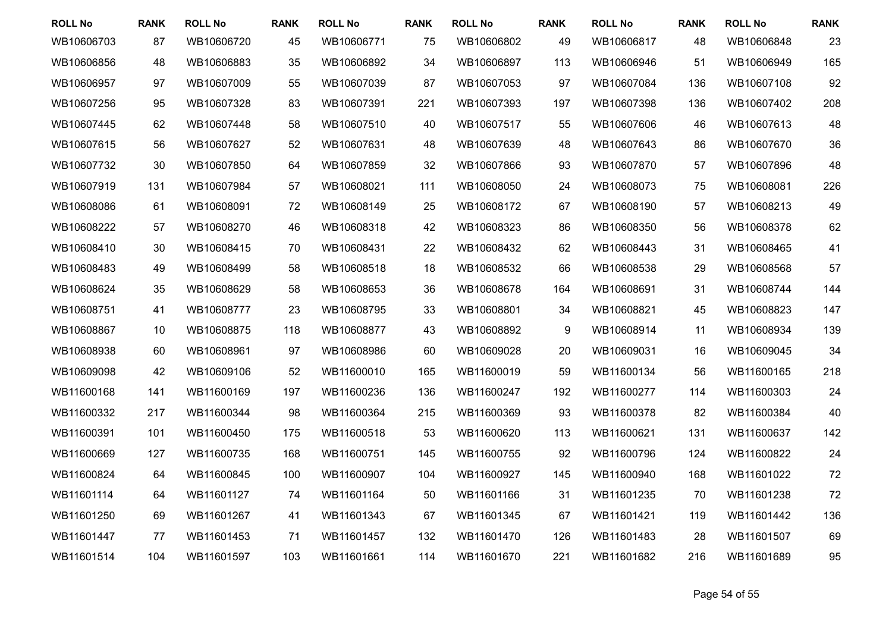| ROLL No | RANK | ROLL No | RANK | ROLL No | RANK | ROLL No | RANK | ROLL No | RANK | ROLL No | RANK |
|---|---|---|---|---|---|---|---|---|---|---|---|
| WB10606703 | 87 | WB10606720 | 45 | WB10606771 | 75 | WB10606802 | 49 | WB10606817 | 48 | WB10606848 | 23 |
| WB10606856 | 48 | WB10606883 | 35 | WB10606892 | 34 | WB10606897 | 113 | WB10606946 | 51 | WB10606949 | 165 |
| WB10606957 | 97 | WB10607009 | 55 | WB10607039 | 87 | WB10607053 | 97 | WB10607084 | 136 | WB10607108 | 92 |
| WB10607256 | 95 | WB10607328 | 83 | WB10607391 | 221 | WB10607393 | 197 | WB10607398 | 136 | WB10607402 | 208 |
| WB10607445 | 62 | WB10607448 | 58 | WB10607510 | 40 | WB10607517 | 55 | WB10607606 | 46 | WB10607613 | 48 |
| WB10607615 | 56 | WB10607627 | 52 | WB10607631 | 48 | WB10607639 | 48 | WB10607643 | 86 | WB10607670 | 36 |
| WB10607732 | 30 | WB10607850 | 64 | WB10607859 | 32 | WB10607866 | 93 | WB10607870 | 57 | WB10607896 | 48 |
| WB10607919 | 131 | WB10607984 | 57 | WB10608021 | 111 | WB10608050 | 24 | WB10608073 | 75 | WB10608081 | 226 |
| WB10608086 | 61 | WB10608091 | 72 | WB10608149 | 25 | WB10608172 | 67 | WB10608190 | 57 | WB10608213 | 49 |
| WB10608222 | 57 | WB10608270 | 46 | WB10608318 | 42 | WB10608323 | 86 | WB10608350 | 56 | WB10608378 | 62 |
| WB10608410 | 30 | WB10608415 | 70 | WB10608431 | 22 | WB10608432 | 62 | WB10608443 | 31 | WB10608465 | 41 |
| WB10608483 | 49 | WB10608499 | 58 | WB10608518 | 18 | WB10608532 | 66 | WB10608538 | 29 | WB10608568 | 57 |
| WB10608624 | 35 | WB10608629 | 58 | WB10608653 | 36 | WB10608678 | 164 | WB10608691 | 31 | WB10608744 | 144 |
| WB10608751 | 41 | WB10608777 | 23 | WB10608795 | 33 | WB10608801 | 34 | WB10608821 | 45 | WB10608823 | 147 |
| WB10608867 | 10 | WB10608875 | 118 | WB10608877 | 43 | WB10608892 | 9 | WB10608914 | 11 | WB10608934 | 139 |
| WB10608938 | 60 | WB10608961 | 97 | WB10608986 | 60 | WB10609028 | 20 | WB10609031 | 16 | WB10609045 | 34 |
| WB10609098 | 42 | WB10609106 | 52 | WB11600010 | 165 | WB11600019 | 59 | WB11600134 | 56 | WB11600165 | 218 |
| WB11600168 | 141 | WB11600169 | 197 | WB11600236 | 136 | WB11600247 | 192 | WB11600277 | 114 | WB11600303 | 24 |
| WB11600332 | 217 | WB11600344 | 98 | WB11600364 | 215 | WB11600369 | 93 | WB11600378 | 82 | WB11600384 | 40 |
| WB11600391 | 101 | WB11600450 | 175 | WB11600518 | 53 | WB11600620 | 113 | WB11600621 | 131 | WB11600637 | 142 |
| WB11600669 | 127 | WB11600735 | 168 | WB11600751 | 145 | WB11600755 | 92 | WB11600796 | 124 | WB11600822 | 24 |
| WB11600824 | 64 | WB11600845 | 100 | WB11600907 | 104 | WB11600927 | 145 | WB11600940 | 168 | WB11601022 | 72 |
| WB11601114 | 64 | WB11601127 | 74 | WB11601164 | 50 | WB11601166 | 31 | WB11601235 | 70 | WB11601238 | 72 |
| WB11601250 | 69 | WB11601267 | 41 | WB11601343 | 67 | WB11601345 | 67 | WB11601421 | 119 | WB11601442 | 136 |
| WB11601447 | 77 | WB11601453 | 71 | WB11601457 | 132 | WB11601470 | 126 | WB11601483 | 28 | WB11601507 | 69 |
| WB11601514 | 104 | WB11601597 | 103 | WB11601661 | 114 | WB11601670 | 221 | WB11601682 | 216 | WB11601689 | 95 |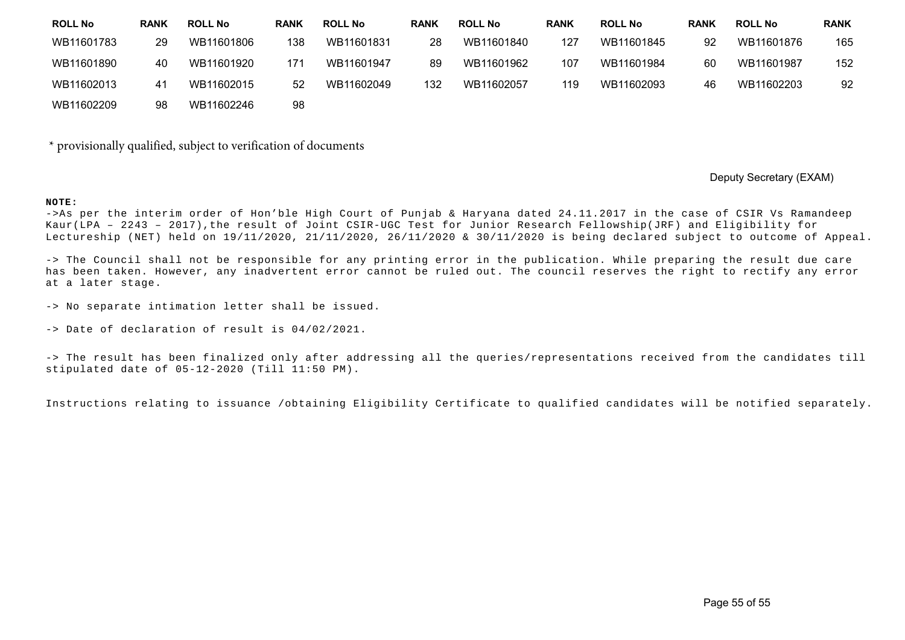| ROLL No | RANK | ROLL No | RANK | ROLL No | RANK | ROLL No | RANK | ROLL No | RANK | ROLL No | RANK |
|---|---|---|---|---|---|---|---|---|---|---|---|
| WB11601783 | 29 | WB11601806 | 138 | WB11601831 | 28 | WB11601840 | 127 | WB11601845 | 92 | WB11601876 | 165 |
| WB11601890 | 40 | WB11601920 | 171 | WB11601947 | 89 | WB11601962 | 107 | WB11601984 | 60 | WB11601987 | 152 |
| WB11602013 | 41 | WB11602015 | 52 | WB11602049 | 132 | WB11602057 | 119 | WB11602093 | 46 | WB11602203 | 92 |
| WB11602209 | 98 | WB11602246 | 98 | | | | | | | | |

* provisionally qualified, subject to verification of documents

Deputy Secretary (EXAM)

**NOTE:**

->As per the interim order of Hon'ble High Court of Punjab & Haryana dated 24.11.2017 in the case of CSIR Vs Ramandeep Kaur(LPA – 2243 – 2017),the result of Joint CSIR-UGC Test for Junior Research Fellowship(JRF) and Eligibility for Lectureship (NET) held on 19/11/2020, 21/11/2020, 26/11/2020 & 30/11/2020 is being declared subject to outcome of Appeal.

-> The Council shall not be responsible for any printing error in the publication. While preparing the result due care has been taken. However, any inadvertent error cannot be ruled out. The council reserves the right to rectify any error at a later stage.

-> No separate intimation letter shall be issued.

-> Date of declaration of result is 04/02/2021.

-> The result has been finalized only after addressing all the queries/representations received from the candidates till stipulated date of 05-12-2020 (Till 11:50 PM).

Instructions relating to issuance /obtaining Eligibility Certificate to qualified candidates will be notified separately.